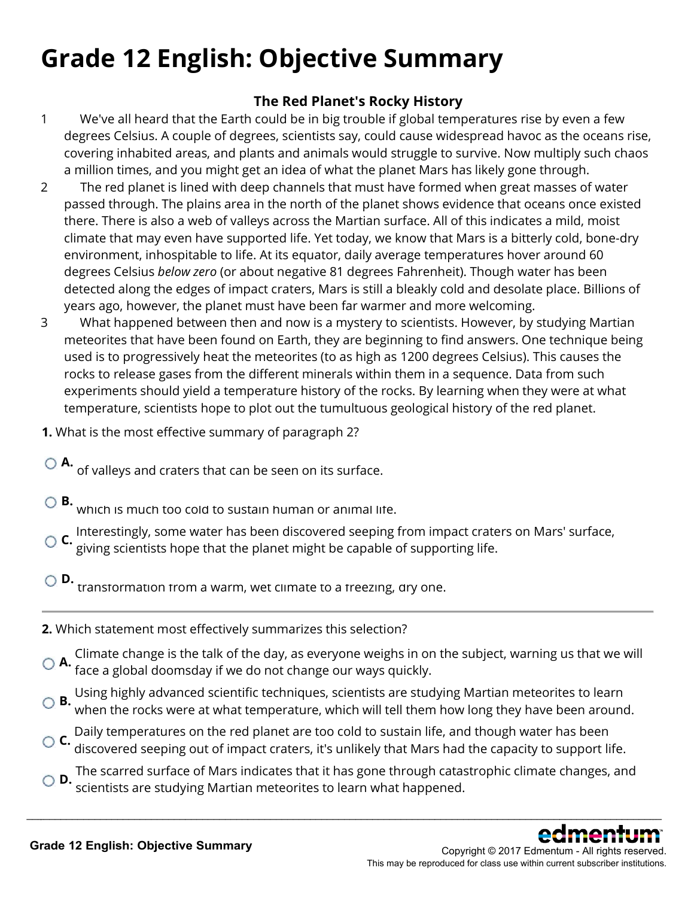# Grade 12 English: Objective Summary

**The Red Planet's Rocky History**

1 We've all heard that the Earth could be in big trouble if global temperatures rise by even a few degrees Celsius. A couple of degrees, scientists say, could cause widespread havoc as the oceans rise, covering inhabited areas, and plants and animals would struggle to survive. Now multiply such chaos a million times, and you might get an idea of what the planet Mars has likely gone through.

2 The red planet is lined with deep channels that must have formed when great masses of water passed through. The plains area in the north of the planet shows evidence that oceans once existed there. There is also a web of valleys across the Martian surface. All of this indicates a mild, moist climate that may even have supported life. Yet today, we know that Mars is a bitterly cold, bone-dry environment, inhospitable to life. At its equator, daily average temperatures hover around 60 degrees Celsius *below zero* (or about negative 81 degrees Fahrenheit). Though water has been detected along the edges of impact craters, Mars is still a bleakly cold and desolate place. Billions of years ago, however, the planet must have been far warmer and more welcoming.

3 What happened between then and now is a mystery to scientists. However, by studying Martian meteorites that have been found on Earth, they are beginning to find answers. One technique being used is to progressively heat the meteorites (to as high as 1200 degrees Celsius). This causes the rocks to release gases from the different minerals within them in a sequence. Data from such experiments should yield a temperature history of the rocks. By learning when they were at what temperature, scientists hope to plot out the tumultuous geological history of the red planet.

**1.** What is the most effective summary of paragraph 2?

- **A.** of valleys and craters that can be seen on its surface.
- **B.** which is much too cold to sustain human or animal life.
- **C.** Interestingly, some water has been discovered seeping from impact craters on Mars' surface, giving scientists hope that the planet might be capable of supporting life.
- **D.** transformation from a warm, wet climate to a freezing, dry one.

---

**2.** Which statement most effectively summarizes this selection?

- **A.** Climate change is the talk of the day, as everyone weighs in on the subject, warning us that we will face a global doomsday if we do not change our ways quickly.
- **B.** Using highly advanced scientific techniques, scientists are studying Martian meteorites to learn when the rocks were at what temperature, which will tell them how long they have been around.
- **C.** Daily temperatures on the red planet are too cold to sustain life, and though water has been discovered seeping out of impact craters, it's unlikely that Mars had the capacity to support life.
- **D.** The scarred surface of Mars indicates that it has gone through catastrophic climate changes, and scientists are studying Martian meteorites to learn what happened.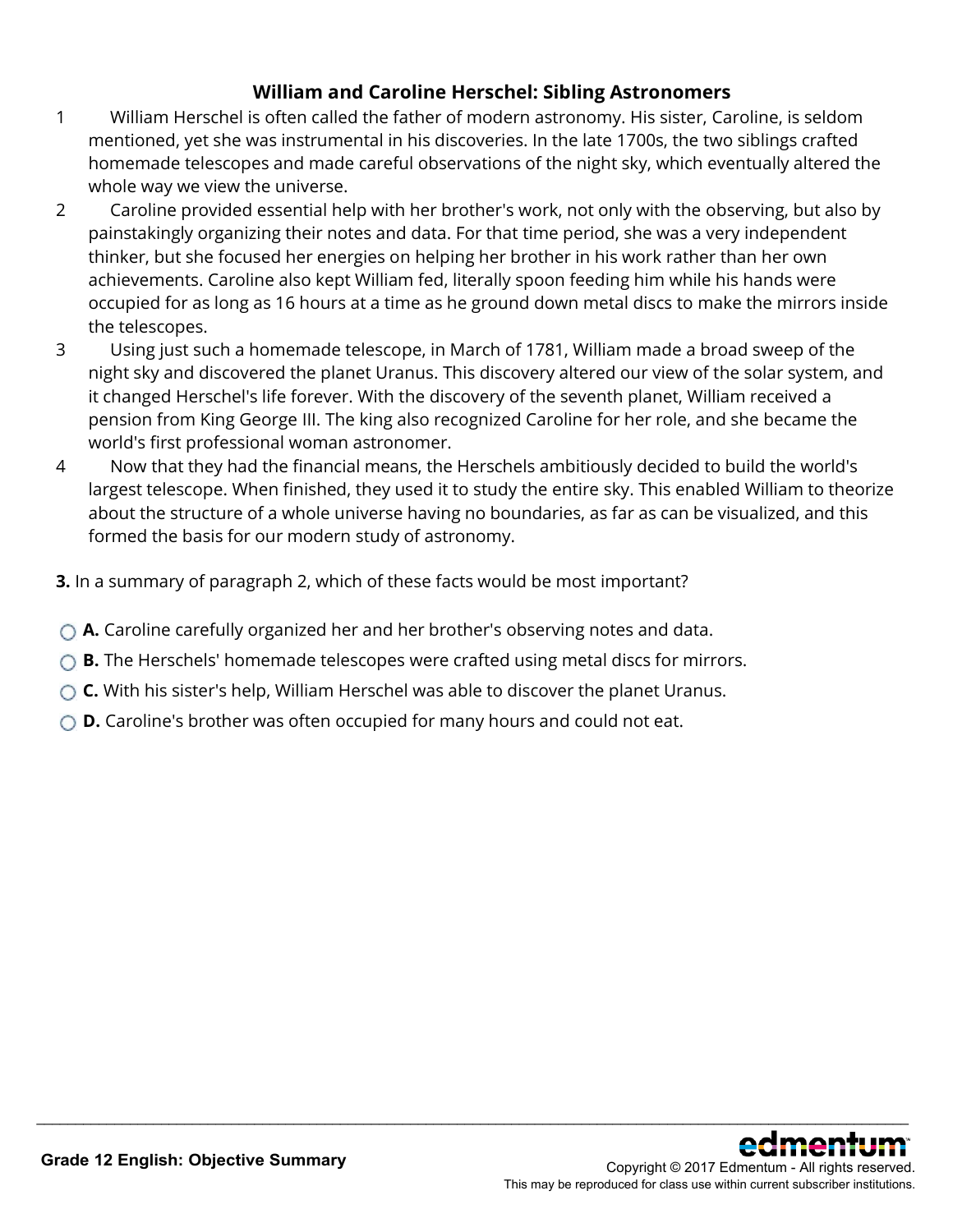## William and Caroline Herschel: Sibling Astronomers

1 William Herschel is often called the father of modern astronomy. His sister, Caroline, is seldom mentioned, yet she was instrumental in his discoveries. In the late 1700s, the two siblings crafted homemade telescopes and made careful observations of the night sky, which eventually altered the whole way we view the universe.

2 Caroline provided essential help with her brother's work, not only with the observing, but also by painstakingly organizing their notes and data. For that time period, she was a very independent thinker, but she focused her energies on helping her brother in his work rather than her own achievements. Caroline also kept William fed, literally spoon feeding him while his hands were occupied for as long as 16 hours at a time as he ground down metal discs to make the mirrors inside the telescopes.

3 Using just such a homemade telescope, in March of 1781, William made a broad sweep of the night sky and discovered the planet Uranus. This discovery altered our view of the solar system, and it changed Herschel's life forever. With the discovery of the seventh planet, William received a pension from King George III. The king also recognized Caroline for her role, and she became the world's first professional woman astronomer.

4 Now that they had the financial means, the Herschels ambitiously decided to build the world's largest telescope. When finished, they used it to study the entire sky. This enabled William to theorize about the structure of a whole universe having no boundaries, as far as can be visualized, and this formed the basis for our modern study of astronomy.

**3.** In a summary of paragraph 2, which of these facts would be most important?

- **A.** Caroline carefully organized her and her brother's observing notes and data.
- **B.** The Herschels' homemade telescopes were crafted using metal discs for mirrors.
- **C.** With his sister's help, William Herschel was able to discover the planet Uranus.
- **D.** Caroline's brother was often occupied for many hours and could not eat.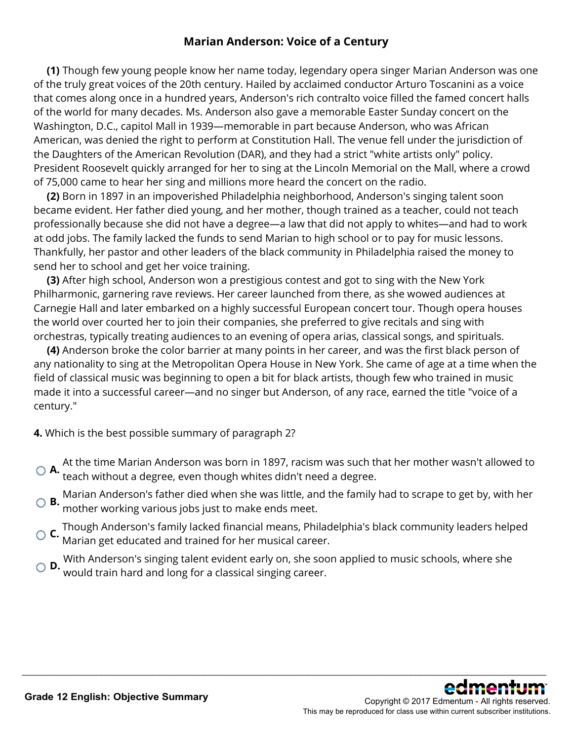# Marian Anderson: Voice of a Century

**(1)** Though few young people know her name today, legendary opera singer Marian Anderson was one of the truly great voices of the 20th century. Hailed by acclaimed conductor Arturo Toscanini as a voice that comes along once in a hundred years, Anderson's rich contralto voice filled the famed concert halls of the world for many decades. Ms. Anderson also gave a memorable Easter Sunday concert on the Washington, D.C., capitol Mall in 1939—memorable in part because Anderson, who was African American, was denied the right to perform at Constitution Hall. The venue fell under the jurisdiction of the Daughters of the American Revolution (DAR), and they had a strict "white artists only" policy. President Roosevelt quickly arranged for her to sing at the Lincoln Memorial on the Mall, where a crowd of 75,000 came to hear her sing and millions more heard the concert on the radio.

**(2)** Born in 1897 in an impoverished Philadelphia neighborhood, Anderson's singing talent soon became evident. Her father died young, and her mother, though trained as a teacher, could not teach professionally because she did not have a degree—a law that did not apply to whites—and had to work at odd jobs. The family lacked the funds to send Marian to high school or to pay for music lessons. Thankfully, her pastor and other leaders of the black community in Philadelphia raised the money to send her to school and get her voice training.

**(3)** After high school, Anderson won a prestigious contest and got to sing with the New York Philharmonic, garnering rave reviews. Her career launched from there, as she wowed audiences at Carnegie Hall and later embarked on a highly successful European concert tour. Though opera houses the world over courted her to join their companies, she preferred to give recitals and sing with orchestras, typically treating audiences to an evening of opera arias, classical songs, and spirituals.

**(4)** Anderson broke the color barrier at many points in her career, and was the first black person of any nationality to sing at the Metropolitan Opera House in New York. She came of age at a time when the field of classical music was beginning to open a bit for black artists, though few who trained in music made it into a successful career—and no singer but Anderson, of any race, earned the title "voice of a century."

**4.** Which is the best possible summary of paragraph 2?

- **A.** At the time Marian Anderson was born in 1897, racism was such that her mother wasn't allowed to teach without a degree, even though whites didn't need a degree.
- **B.** Marian Anderson's father died when she was little, and the family had to scrape to get by, with her mother working various jobs just to make ends meet.
- **C.** Though Anderson's family lacked financial means, Philadelphia's black community leaders helped Marian get educated and trained for her musical career.
- **D.** With Anderson's singing talent evident early on, she soon applied to music schools, where she would train hard and long for a classical singing career.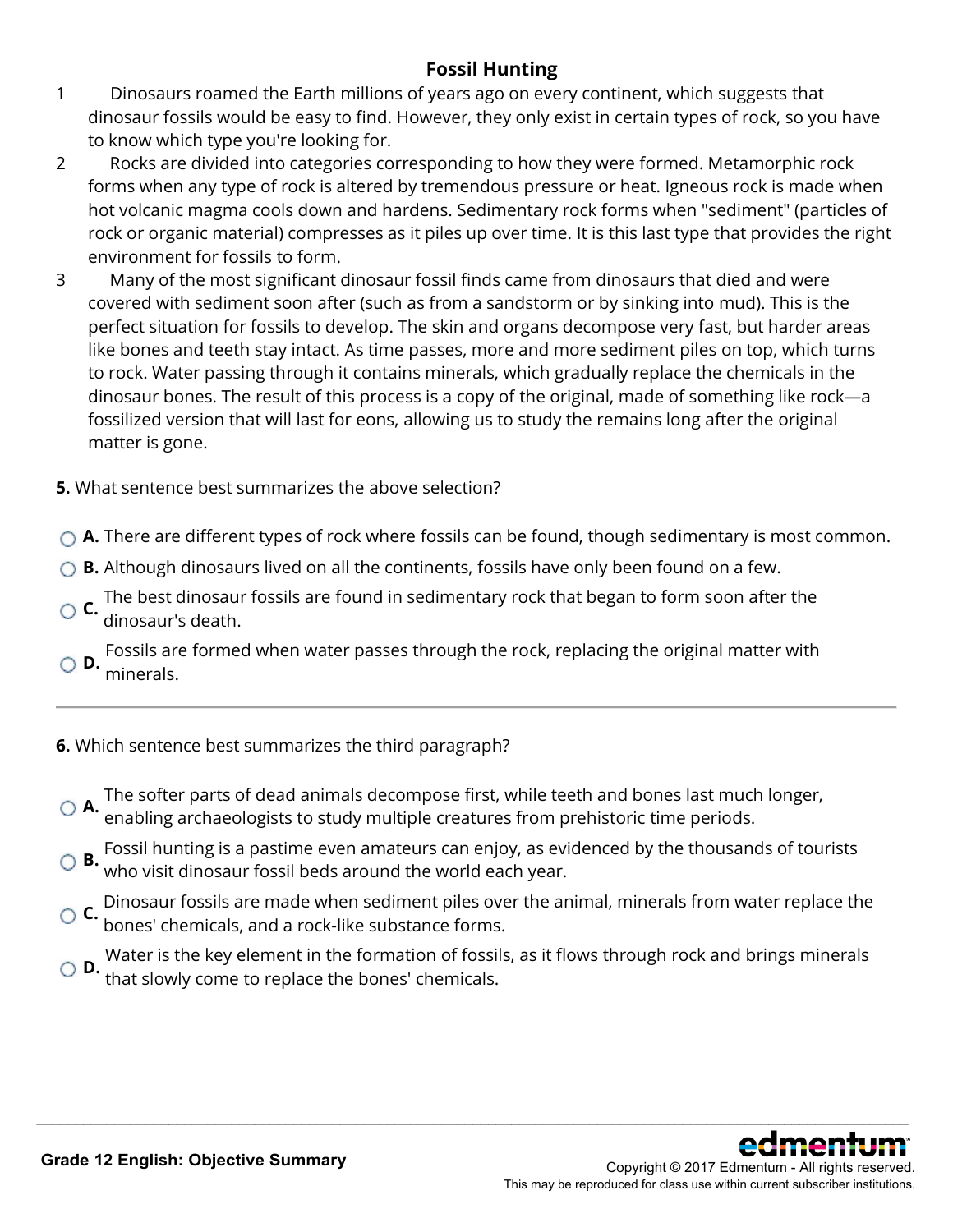## Fossil Hunting

1 Dinosaurs roamed the Earth millions of years ago on every continent, which suggests that dinosaur fossils would be easy to find. However, they only exist in certain types of rock, so you have to know which type you're looking for.

2 Rocks are divided into categories corresponding to how they were formed. Metamorphic rock forms when any type of rock is altered by tremendous pressure or heat. Igneous rock is made when hot volcanic magma cools down and hardens. Sedimentary rock forms when "sediment" (particles of rock or organic material) compresses as it piles up over time. It is this last type that provides the right environment for fossils to form.

3 Many of the most significant dinosaur fossil finds came from dinosaurs that died and were covered with sediment soon after (such as from a sandstorm or by sinking into mud). This is the perfect situation for fossils to develop. The skin and organs decompose very fast, but harder areas like bones and teeth stay intact. As time passes, more and more sediment piles on top, which turns to rock. Water passing through it contains minerals, which gradually replace the chemicals in the dinosaur bones. The result of this process is a copy of the original, made of something like rock—a fossilized version that will last for eons, allowing us to study the remains long after the original matter is gone.

**5.** What sentence best summarizes the above selection?

- **A.** There are different types of rock where fossils can be found, though sedimentary is most common.
- **B.** Although dinosaurs lived on all the continents, fossils have only been found on a few.
- **C.** The best dinosaur fossils are found in sedimentary rock that began to form soon after the dinosaur's death.
- **D.** Fossils are formed when water passes through the rock, replacing the original matter with minerals.

---

**6.** Which sentence best summarizes the third paragraph?

- **A.** The softer parts of dead animals decompose first, while teeth and bones last much longer, enabling archaeologists to study multiple creatures from prehistoric time periods.
- **B.** Fossil hunting is a pastime even amateurs can enjoy, as evidenced by the thousands of tourists who visit dinosaur fossil beds around the world each year.
- **C.** Dinosaur fossils are made when sediment piles over the animal, minerals from water replace the bones' chemicals, and a rock-like substance forms.
- **D.** Water is the key element in the formation of fossils, as it flows through rock and brings minerals that slowly come to replace the bones' chemicals.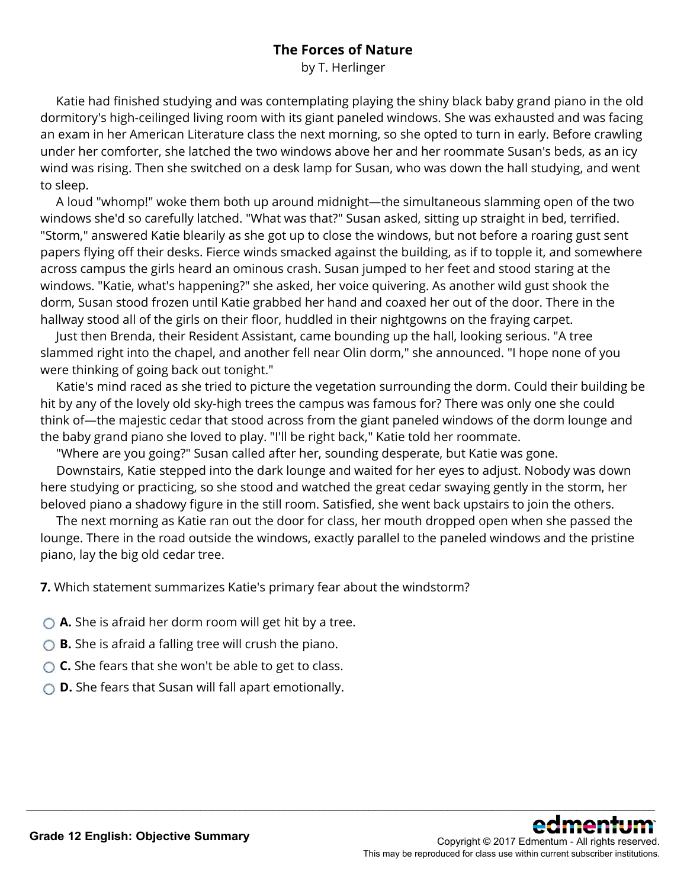# The Forces of Nature

by T. Herlinger

Katie had finished studying and was contemplating playing the shiny black baby grand piano in the old dormitory's high-ceilinged living room with its giant paneled windows. She was exhausted and was facing an exam in her American Literature class the next morning, so she opted to turn in early. Before crawling under her comforter, she latched the two windows above her and her roommate Susan's beds, as an icy wind was rising. Then she switched on a desk lamp for Susan, who was down the hall studying, and went to sleep.

A loud "whomp!" woke them both up around midnight—the simultaneous slamming open of the two windows she'd so carefully latched. "What was that?" Susan asked, sitting up straight in bed, terrified. "Storm," answered Katie blearily as she got up to close the windows, but not before a roaring gust sent papers flying off their desks. Fierce winds smacked against the building, as if to topple it, and somewhere across campus the girls heard an ominous crash. Susan jumped to her feet and stood staring at the windows. "Katie, what's happening?" she asked, her voice quivering. As another wild gust shook the dorm, Susan stood frozen until Katie grabbed her hand and coaxed her out of the door. There in the hallway stood all of the girls on their floor, huddled in their nightgowns on the fraying carpet.

Just then Brenda, their Resident Assistant, came bounding up the hall, looking serious. "A tree slammed right into the chapel, and another fell near Olin dorm," she announced. "I hope none of you were thinking of going back out tonight."

Katie's mind raced as she tried to picture the vegetation surrounding the dorm. Could their building be hit by any of the lovely old sky-high trees the campus was famous for? There was only one she could think of—the majestic cedar that stood across from the giant paneled windows of the dorm lounge and the baby grand piano she loved to play. "I'll be right back," Katie told her roommate.

"Where are you going?" Susan called after her, sounding desperate, but Katie was gone.

Downstairs, Katie stepped into the dark lounge and waited for her eyes to adjust. Nobody was down here studying or practicing, so she stood and watched the great cedar swaying gently in the storm, her beloved piano a shadowy figure in the still room. Satisfied, she went back upstairs to join the others.

The next morning as Katie ran out the door for class, her mouth dropped open when she passed the lounge. There in the road outside the windows, exactly parallel to the paneled windows and the pristine piano, lay the big old cedar tree.

**7.** Which statement summarizes Katie's primary fear about the windstorm?

- **A.** She is afraid her dorm room will get hit by a tree.
- **B.** She is afraid a falling tree will crush the piano.
- **C.** She fears that she won't be able to get to class.
- **D.** She fears that Susan will fall apart emotionally.

**Grade 12 English: Objective Summary**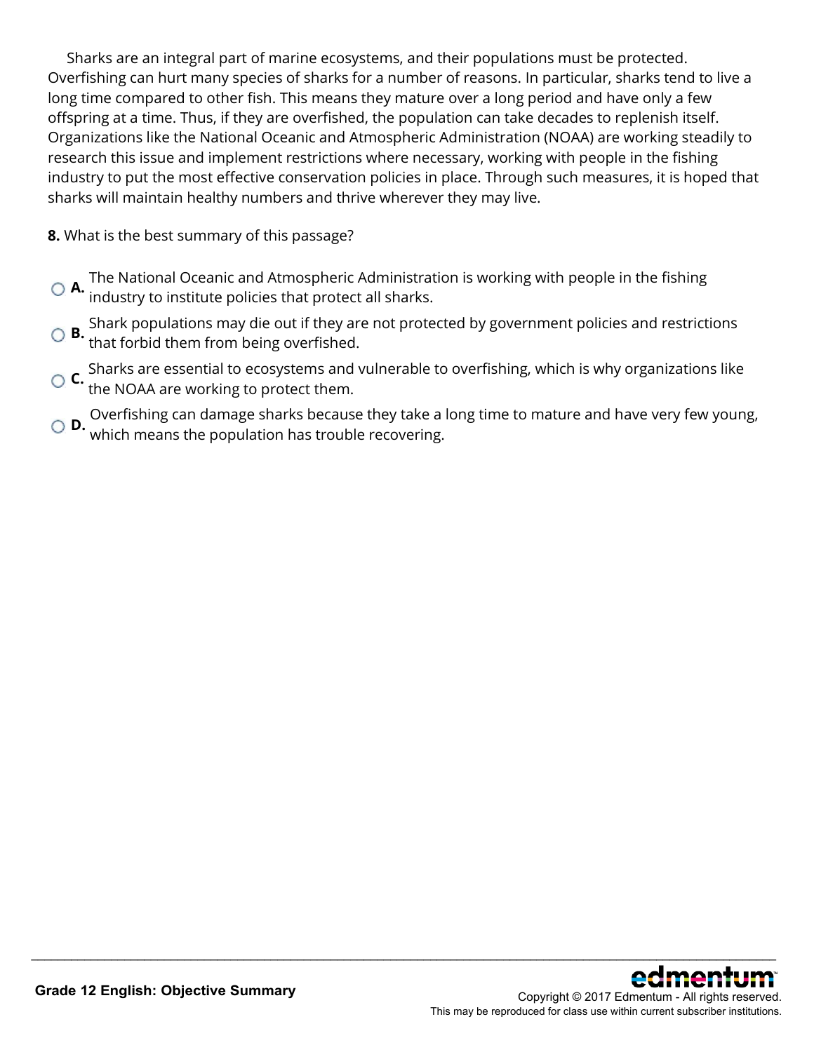Sharks are an integral part of marine ecosystems, and their populations must be protected. Overfishing can hurt many species of sharks for a number of reasons. In particular, sharks tend to live a long time compared to other fish. This means they mature over a long period and have only a few offspring at a time. Thus, if they are overfished, the population can take decades to replenish itself. Organizations like the National Oceanic and Atmospheric Administration (NOAA) are working steadily to research this issue and implement restrictions where necessary, working with people in the fishing industry to put the most effective conservation policies in place. Through such measures, it is hoped that sharks will maintain healthy numbers and thrive wherever they may live.

**8.** What is the best summary of this passage?

- **A.** The National Oceanic and Atmospheric Administration is working with people in the fishing industry to institute policies that protect all sharks.
- **B.** Shark populations may die out if they are not protected by government policies and restrictions that forbid them from being overfished.
- **C.** Sharks are essential to ecosystems and vulnerable to overfishing, which is why organizations like the NOAA are working to protect them.
- **D.** Overfishing can damage sharks because they take a long time to mature and have very few young, which means the population has trouble recovering.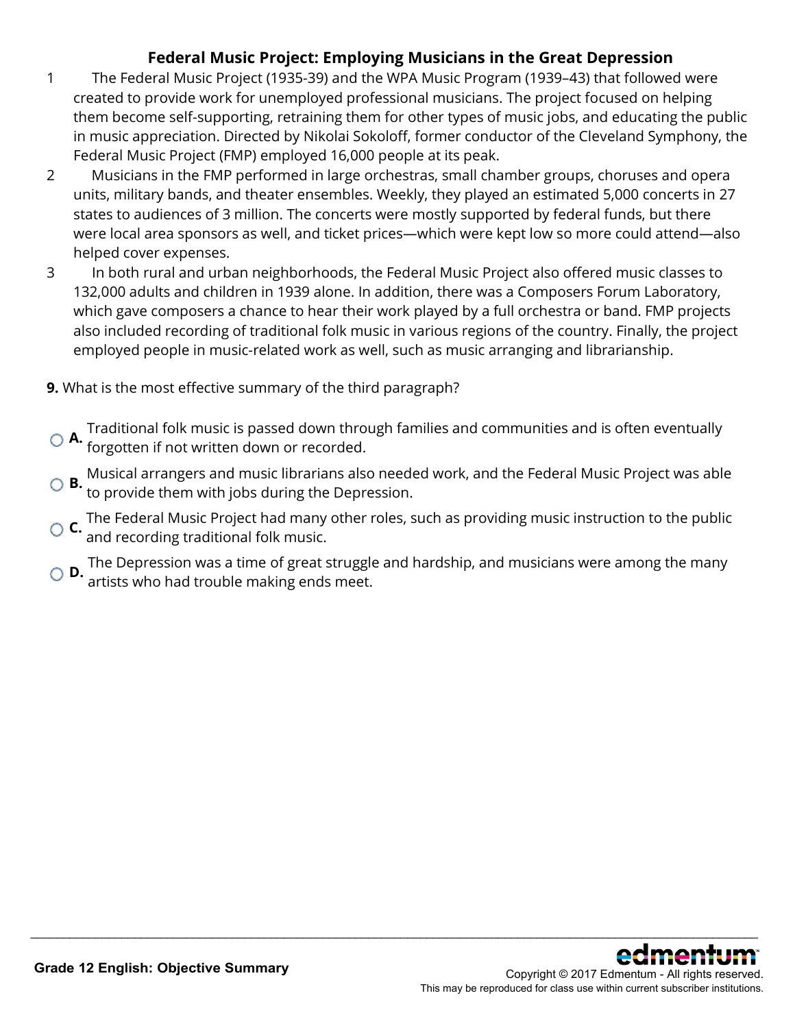## Federal Music Project: Employing Musicians in the Great Depression

1 The Federal Music Project (1935-39) and the WPA Music Program (1939–43) that followed were created to provide work for unemployed professional musicians. The project focused on helping them become self-supporting, retraining them for other types of music jobs, and educating the public in music appreciation. Directed by Nikolai Sokoloff, former conductor of the Cleveland Symphony, the Federal Music Project (FMP) employed 16,000 people at its peak.

2 Musicians in the FMP performed in large orchestras, small chamber groups, choruses and opera units, military bands, and theater ensembles. Weekly, they played an estimated 5,000 concerts in 27 states to audiences of 3 million. The concerts were mostly supported by federal funds, but there were local area sponsors as well, and ticket prices—which were kept low so more could attend—also helped cover expenses.

3 In both rural and urban neighborhoods, the Federal Music Project also offered music classes to 132,000 adults and children in 1939 alone. In addition, there was a Composers Forum Laboratory, which gave composers a chance to hear their work played by a full orchestra or band. FMP projects also included recording of traditional folk music in various regions of the country. Finally, the project employed people in music-related work as well, such as music arranging and librarianship.

**9.** What is the most effective summary of the third paragraph?

- **A.** Traditional folk music is passed down through families and communities and is often eventually forgotten if not written down or recorded.
- **B.** Musical arrangers and music librarians also needed work, and the Federal Music Project was able to provide them with jobs during the Depression.
- **C.** The Federal Music Project had many other roles, such as providing music instruction to the public and recording traditional folk music.
- **D.** The Depression was a time of great struggle and hardship, and musicians were among the many artists who had trouble making ends meet.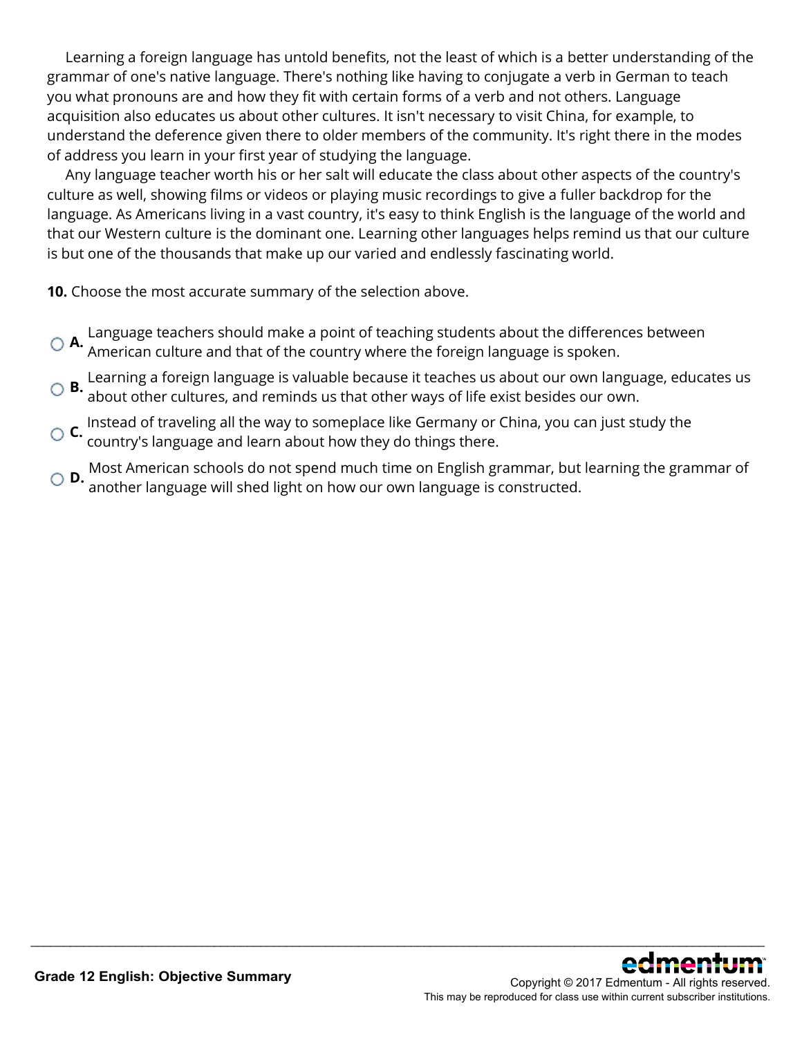Learning a foreign language has untold benefits, not the least of which is a better understanding of the grammar of one's native language. There's nothing like having to conjugate a verb in German to teach you what pronouns are and how they fit with certain forms of a verb and not others. Language acquisition also educates us about other cultures. It isn't necessary to visit China, for example, to understand the deference given there to older members of the community. It's right there in the modes of address you learn in your first year of studying the language.

Any language teacher worth his or her salt will educate the class about other aspects of the country's culture as well, showing films or videos or playing music recordings to give a fuller backdrop for the language. As Americans living in a vast country, it's easy to think English is the language of the world and that our Western culture is the dominant one. Learning other languages helps remind us that our culture is but one of the thousands that make up our varied and endlessly fascinating world.

**10.** Choose the most accurate summary of the selection above.

- **A.** Language teachers should make a point of teaching students about the differences between American culture and that of the country where the foreign language is spoken.
- **B.** Learning a foreign language is valuable because it teaches us about our own language, educates us about other cultures, and reminds us that other ways of life exist besides our own.
- **C.** Instead of traveling all the way to someplace like Germany or China, you can just study the country's language and learn about how they do things there.
- **D.** Most American schools do not spend much time on English grammar, but learning the grammar of another language will shed light on how our own language is constructed.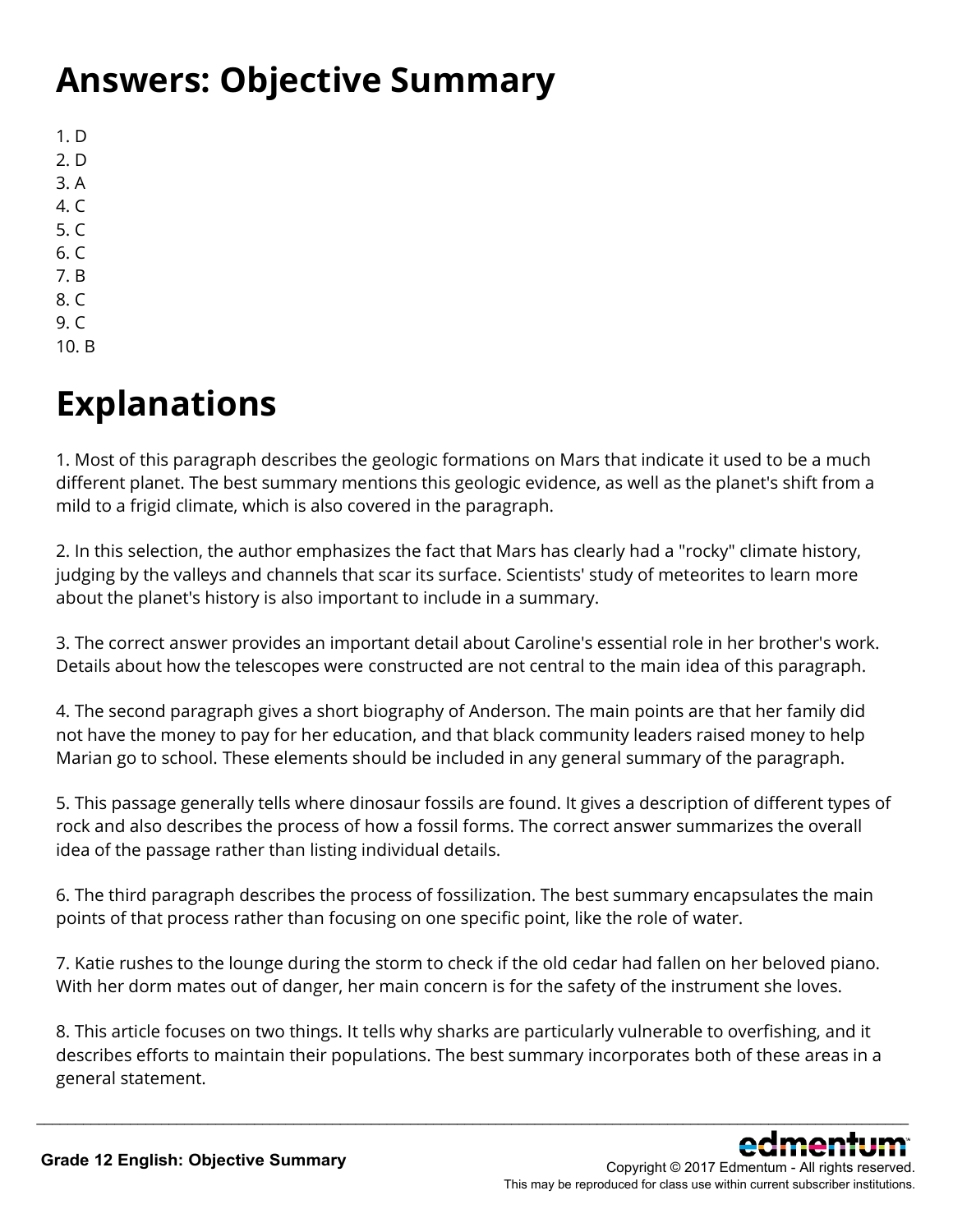# Answers: Objective Summary

1. D
2. D
3. A
4. C
5. C
6. C
7. B
8. C
9. C
10. B

# Explanations

1. Most of this paragraph describes the geologic formations on Mars that indicate it used to be a much different planet. The best summary mentions this geologic evidence, as well as the planet's shift from a mild to a frigid climate, which is also covered in the paragraph.

2. In this selection, the author emphasizes the fact that Mars has clearly had a "rocky" climate history, judging by the valleys and channels that scar its surface. Scientists' study of meteorites to learn more about the planet's history is also important to include in a summary.

3. The correct answer provides an important detail about Caroline's essential role in her brother's work. Details about how the telescopes were constructed are not central to the main idea of this paragraph.

4. The second paragraph gives a short biography of Anderson. The main points are that her family did not have the money to pay for her education, and that black community leaders raised money to help Marian go to school. These elements should be included in any general summary of the paragraph.

5. This passage generally tells where dinosaur fossils are found. It gives a description of different types of rock and also describes the process of how a fossil forms. The correct answer summarizes the overall idea of the passage rather than listing individual details.

6. The third paragraph describes the process of fossilization. The best summary encapsulates the main points of that process rather than focusing on one specific point, like the role of water.

7. Katie rushes to the lounge during the storm to check if the old cedar had fallen on her beloved piano. With her dorm mates out of danger, her main concern is for the safety of the instrument she loves.

8. This article focuses on two things. It tells why sharks are particularly vulnerable to overfishing, and it describes efforts to maintain their populations. The best summary incorporates both of these areas in a general statement.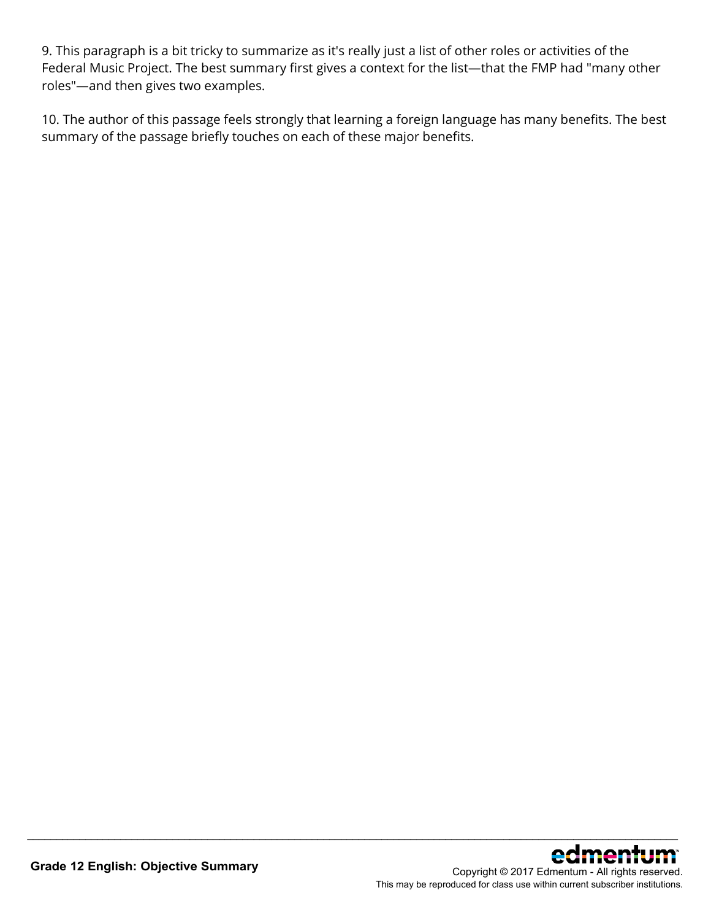9. This paragraph is a bit tricky to summarize as it's really just a list of other roles or activities of the Federal Music Project. The best summary first gives a context for the list—that the FMP had "many other roles"—and then gives two examples.

10. The author of this passage feels strongly that learning a foreign language has many benefits. The best summary of the passage briefly touches on each of these major benefits.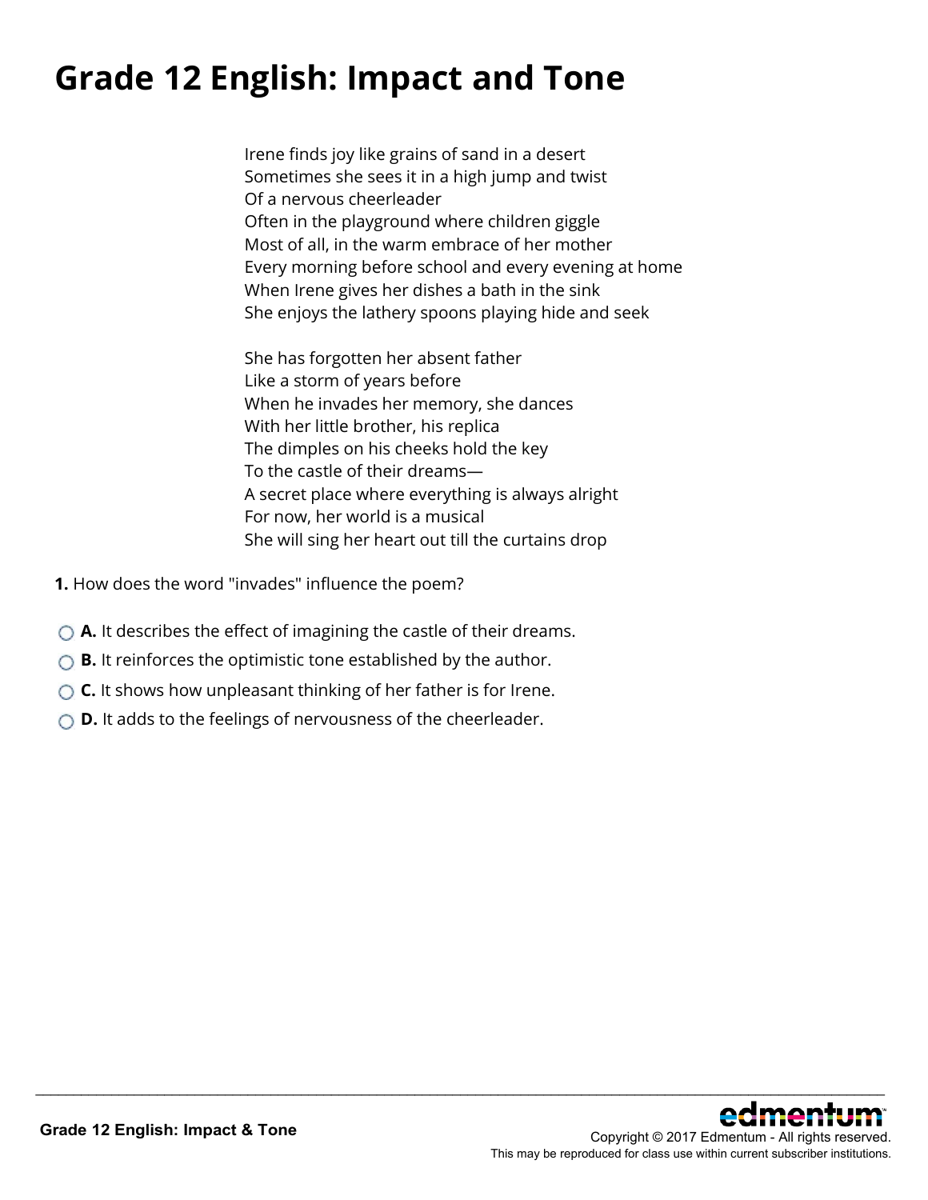# Grade 12 English: Impact and Tone

Irene finds joy like grains of sand in a desert
Sometimes she sees it in a high jump and twist
Of a nervous cheerleader
Often in the playground where children giggle
Most of all, in the warm embrace of her mother
Every morning before school and every evening at home
When Irene gives her dishes a bath in the sink
She enjoys the lathery spoons playing hide and seek

She has forgotten her absent father
Like a storm of years before
When he invades her memory, she dances
With her little brother, his replica
The dimples on his cheeks hold the key
To the castle of their dreams—
A secret place where everything is always alright
For now, her world is a musical
She will sing her heart out till the curtains drop

**1.** How does the word "invades" influence the poem?

- **A.** It describes the effect of imagining the castle of their dreams.
- **B.** It reinforces the optimistic tone established by the author.
- **C.** It shows how unpleasant thinking of her father is for Irene.
- **D.** It adds to the feelings of nervousness of the cheerleader.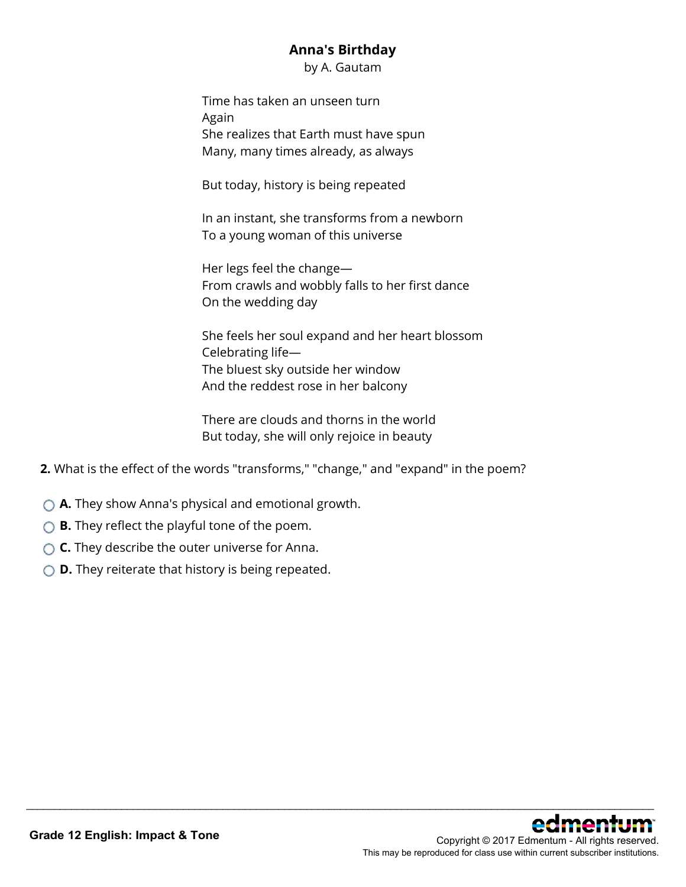## Anna's Birthday

by A. Gautam

Time has taken an unseen turn
Again
She realizes that Earth must have spun
Many, many times already, as always

But today, history is being repeated

In an instant, she transforms from a newborn
To a young woman of this universe

Her legs feel the change—
From crawls and wobbly falls to her first dance
On the wedding day

She feels her soul expand and her heart blossom
Celebrating life—
The bluest sky outside her window
And the reddest rose in her balcony

There are clouds and thorns in the world
But today, she will only rejoice in beauty

**2.** What is the effect of the words "transforms," "change," and "expand" in the poem?

- **A.** They show Anna's physical and emotional growth.
- **B.** They reflect the playful tone of the poem.
- **C.** They describe the outer universe for Anna.
- **D.** They reiterate that history is being repeated.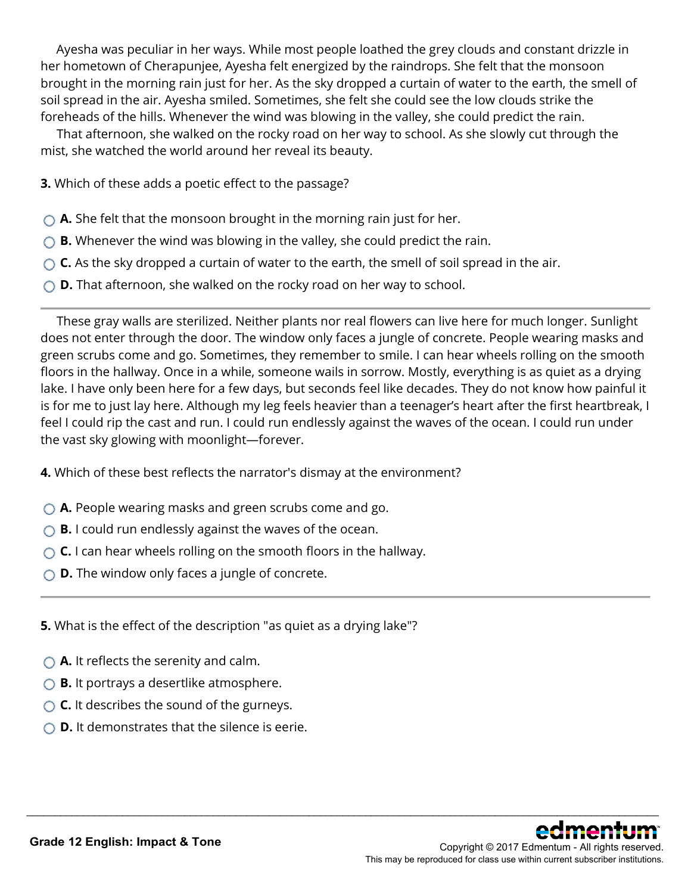Ayesha was peculiar in her ways. While most people loathed the grey clouds and constant drizzle in her hometown of Cherapunjee, Ayesha felt energized by the raindrops. She felt that the monsoon brought in the morning rain just for her. As the sky dropped a curtain of water to the earth, the smell of soil spread in the air. Ayesha smiled. Sometimes, she felt she could see the low clouds strike the foreheads of the hills. Whenever the wind was blowing in the valley, she could predict the rain.

That afternoon, she walked on the rocky road on her way to school. As she slowly cut through the mist, she watched the world around her reveal its beauty.

**3.** Which of these adds a poetic effect to the passage?

- **A.** She felt that the monsoon brought in the morning rain just for her.
- **B.** Whenever the wind was blowing in the valley, she could predict the rain.
- **C.** As the sky dropped a curtain of water to the earth, the smell of soil spread in the air.
- **D.** That afternoon, she walked on the rocky road on her way to school.

---

These gray walls are sterilized. Neither plants nor real flowers can live here for much longer. Sunlight does not enter through the door. The window only faces a jungle of concrete. People wearing masks and green scrubs come and go. Sometimes, they remember to smile. I can hear wheels rolling on the smooth floors in the hallway. Once in a while, someone wails in sorrow. Mostly, everything is as quiet as a drying lake. I have only been here for a few days, but seconds feel like decades. They do not know how painful it is for me to just lay here. Although my leg feels heavier than a teenager's heart after the first heartbreak, I feel I could rip the cast and run. I could run endlessly against the waves of the ocean. I could run under the vast sky glowing with moonlight—forever.

**4.** Which of these best reflects the narrator's dismay at the environment?

- **A.** People wearing masks and green scrubs come and go.
- **B.** I could run endlessly against the waves of the ocean.
- **C.** I can hear wheels rolling on the smooth floors in the hallway.
- **D.** The window only faces a jungle of concrete.

---

**5.** What is the effect of the description "as quiet as a drying lake"?

- **A.** It reflects the serenity and calm.
- **B.** It portrays a desertlike atmosphere.
- **C.** It describes the sound of the gurneys.
- **D.** It demonstrates that the silence is eerie.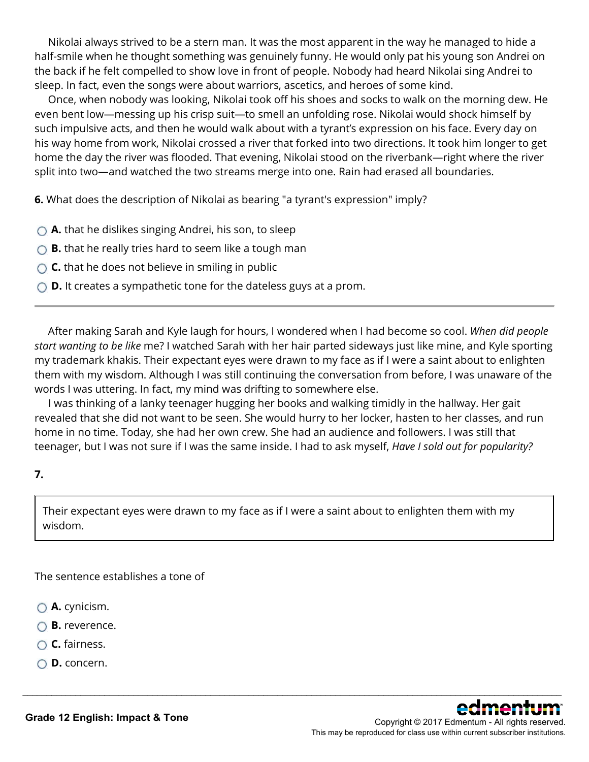Nikolai always strived to be a stern man. It was the most apparent in the way he managed to hide a half-smile when he thought something was genuinely funny. He would only pat his young son Andrei on the back if he felt compelled to show love in front of people. Nobody had heard Nikolai sing Andrei to sleep. In fact, even the songs were about warriors, ascetics, and heroes of some kind.

Once, when nobody was looking, Nikolai took off his shoes and socks to walk on the morning dew. He even bent low—messing up his crisp suit—to smell an unfolding rose. Nikolai would shock himself by such impulsive acts, and then he would walk about with a tyrant's expression on his face. Every day on his way home from work, Nikolai crossed a river that forked into two directions. It took him longer to get home the day the river was flooded. That evening, Nikolai stood on the riverbank—right where the river split into two—and watched the two streams merge into one. Rain had erased all boundaries.

**6.** What does the description of Nikolai as bearing "a tyrant's expression" imply?

- **A.** that he dislikes singing Andrei, his son, to sleep
- **B.** that he really tries hard to seem like a tough man
- **C.** that he does not believe in smiling in public
- **D.** It creates a sympathetic tone for the dateless guys at a prom.

---

After making Sarah and Kyle laugh for hours, I wondered when I had become so cool. *When did people start wanting to be like* me? I watched Sarah with her hair parted sideways just like mine, and Kyle sporting my trademark khakis. Their expectant eyes were drawn to my face as if I were a saint about to enlighten them with my wisdom. Although I was still continuing the conversation from before, I was unaware of the words I was uttering. In fact, my mind was drifting to somewhere else.

I was thinking of a lanky teenager hugging her books and walking timidly in the hallway. Her gait revealed that she did not want to be seen. She would hurry to her locker, hasten to her classes, and run home in no time. Today, she had her own crew. She had an audience and followers. I was still that teenager, but I was not sure if I was the same inside. I had to ask myself, *Have I sold out for popularity?*

**7.**

> Their expectant eyes were drawn to my face as if I were a saint about to enlighten them with my wisdom.

The sentence establishes a tone of

- **A.** cynicism.
- **B.** reverence.
- **C.** fairness.
- **D.** concern.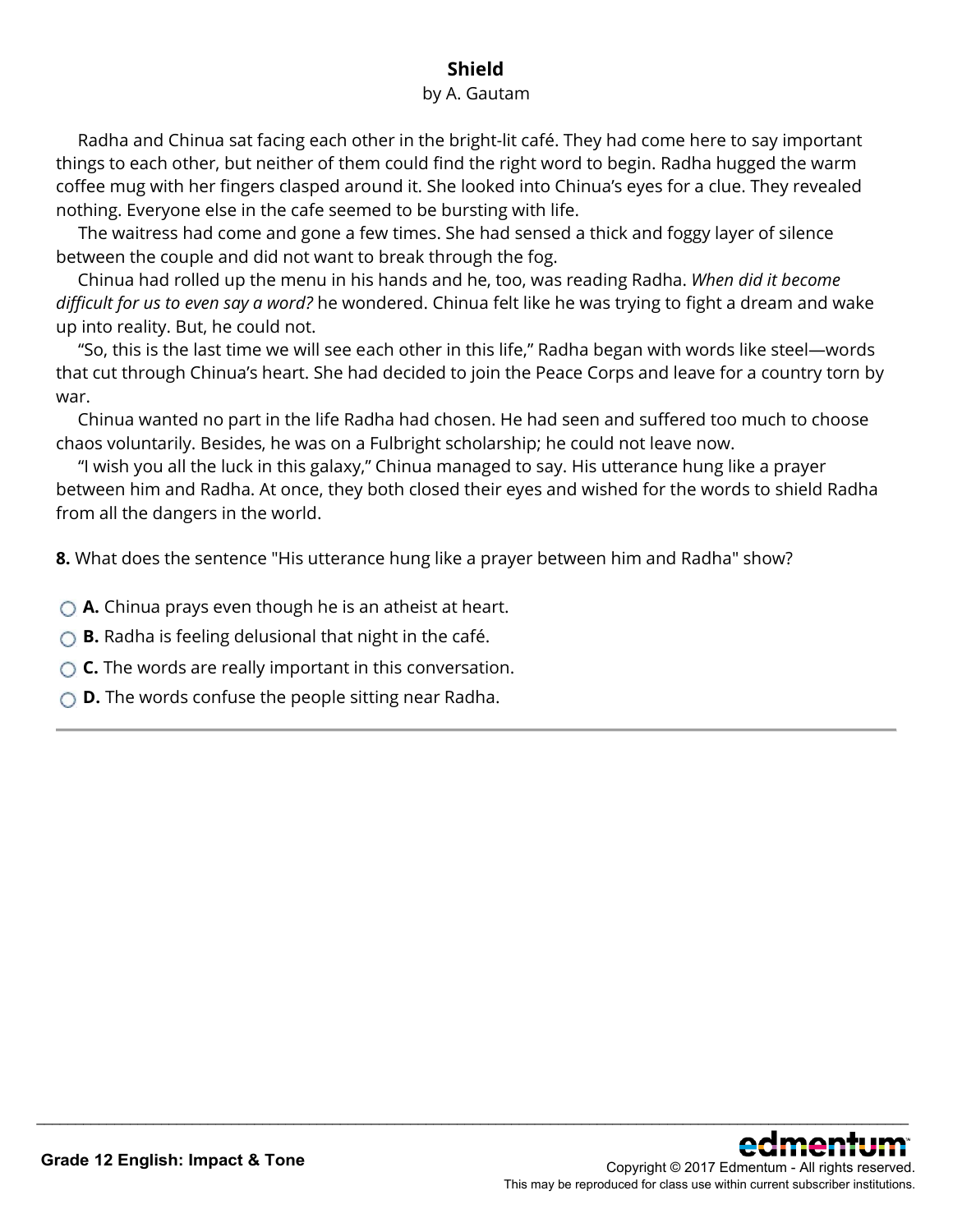## Shield

by A. Gautam

Radha and Chinua sat facing each other in the bright-lit café. They had come here to say important things to each other, but neither of them could find the right word to begin. Radha hugged the warm coffee mug with her fingers clasped around it. She looked into Chinua's eyes for a clue. They revealed nothing. Everyone else in the cafe seemed to be bursting with life.

The waitress had come and gone a few times. She had sensed a thick and foggy layer of silence between the couple and did not want to break through the fog.

Chinua had rolled up the menu in his hands and he, too, was reading Radha. *When did it become difficult for us to even say a word?* he wondered. Chinua felt like he was trying to fight a dream and wake up into reality. But, he could not.

"So, this is the last time we will see each other in this life," Radha began with words like steel—words that cut through Chinua's heart. She had decided to join the Peace Corps and leave for a country torn by war.

Chinua wanted no part in the life Radha had chosen. He had seen and suffered too much to choose chaos voluntarily. Besides, he was on a Fulbright scholarship; he could not leave now.

"I wish you all the luck in this galaxy," Chinua managed to say. His utterance hung like a prayer between him and Radha. At once, they both closed their eyes and wished for the words to shield Radha from all the dangers in the world.

**8.** What does the sentence "His utterance hung like a prayer between him and Radha" show?

- **A.** Chinua prays even though he is an atheist at heart.
- **B.** Radha is feeling delusional that night in the café.
- **C.** The words are really important in this conversation.
- **D.** The words confuse the people sitting near Radha.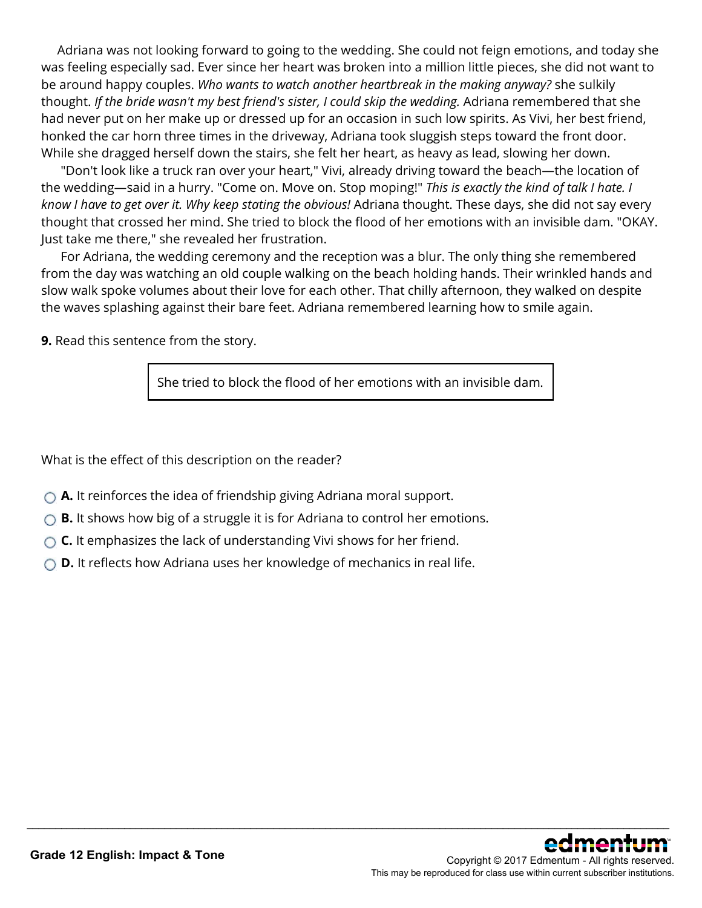Adriana was not looking forward to going to the wedding. She could not feign emotions, and today she was feeling especially sad. Ever since her heart was broken into a million little pieces, she did not want to be around happy couples. *Who wants to watch another heartbreak in the making anyway?* she sulkily thought. *If the bride wasn't my best friend's sister, I could skip the wedding.* Adriana remembered that she had never put on her make up or dressed up for an occasion in such low spirits. As Vivi, her best friend, honked the car horn three times in the driveway, Adriana took sluggish steps toward the front door. While she dragged herself down the stairs, she felt her heart, as heavy as lead, slowing her down.

"Don't look like a truck ran over your heart," Vivi, already driving toward the beach—the location of the wedding—said in a hurry. "Come on. Move on. Stop moping!" *This is exactly the kind of talk I hate. I know I have to get over it. Why keep stating the obvious!* Adriana thought. These days, she did not say every thought that crossed her mind. She tried to block the flood of her emotions with an invisible dam. "OKAY. Just take me there," she revealed her frustration.

For Adriana, the wedding ceremony and the reception was a blur. The only thing she remembered from the day was watching an old couple walking on the beach holding hands. Their wrinkled hands and slow walk spoke volumes about their love for each other. That chilly afternoon, they walked on despite the waves splashing against their bare feet. Adriana remembered learning how to smile again.

**9.** Read this sentence from the story.

> She tried to block the flood of her emotions with an invisible dam.

What is the effect of this description on the reader?

- **A.** It reinforces the idea of friendship giving Adriana moral support.
- **B.** It shows how big of a struggle it is for Adriana to control her emotions.
- **C.** It emphasizes the lack of understanding Vivi shows for her friend.
- **D.** It reflects how Adriana uses her knowledge of mechanics in real life.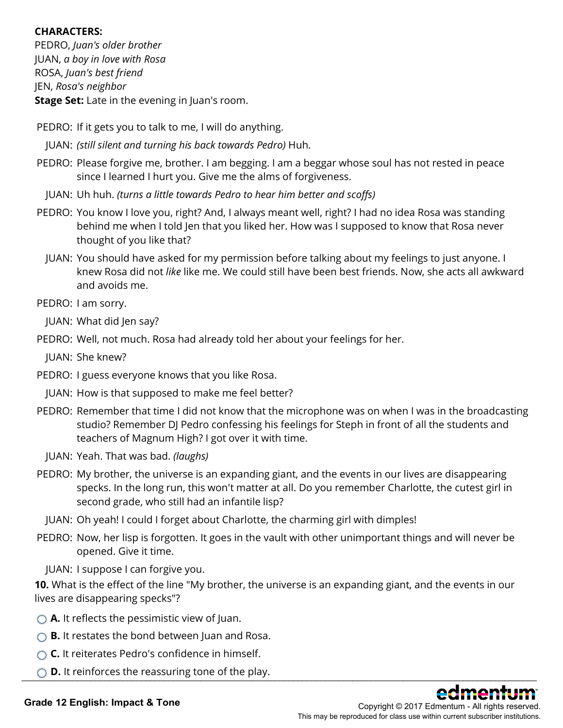**CHARACTERS:**

PEDRO, *Juan's older brother*
JUAN, *a boy in love with Rosa*
ROSA, *Juan's best friend*
JEN, *Rosa's neighbor*

**Stage Set:** Late in the evening in Juan's room.

PEDRO: If it gets you to talk to me, I will do anything.

JUAN: *(still silent and turning his back towards Pedro)* Huh.

PEDRO: Please forgive me, brother. I am begging. I am a beggar whose soul has not rested in peace since I learned I hurt you. Give me the alms of forgiveness.

JUAN: Uh huh. *(turns a little towards Pedro to hear him better and scoffs)*

PEDRO: You know I love you, right? And, I always meant well, right? I had no idea Rosa was standing behind me when I told Jen that you liked her. How was I supposed to know that Rosa never thought of you like that?

JUAN: You should have asked for my permission before talking about my feelings to just anyone. I knew Rosa did not *like* like me. We could still have been best friends. Now, she acts all awkward and avoids me.

PEDRO: I am sorry.

JUAN: What did Jen say?

PEDRO: Well, not much. Rosa had already told her about your feelings for her.

JUAN: She knew?

PEDRO: I guess everyone knows that you like Rosa.

JUAN: How is that supposed to make me feel better?

PEDRO: Remember that time I did not know that the microphone was on when I was in the broadcasting studio? Remember DJ Pedro confessing his feelings for Steph in front of all the students and teachers of Magnum High? I got over it with time.

JUAN: Yeah. That was bad. *(laughs)*

PEDRO: My brother, the universe is an expanding giant, and the events in our lives are disappearing specks. In the long run, this won't matter at all. Do you remember Charlotte, the cutest girl in second grade, who still had an infantile lisp?

JUAN: Oh yeah! I could I forget about Charlotte, the charming girl with dimples!

PEDRO: Now, her lisp is forgotten. It goes in the vault with other unimportant things and will never be opened. Give it time.

JUAN: I suppose I can forgive you.

**10.** What is the effect of the line "My brother, the universe is an expanding giant, and the events in our lives are disappearing specks"?

- **A.** It reflects the pessimistic view of Juan.
- **B.** It restates the bond between Juan and Rosa.
- **C.** It reiterates Pedro's confidence in himself.
- **D.** It reinforces the reassuring tone of the play.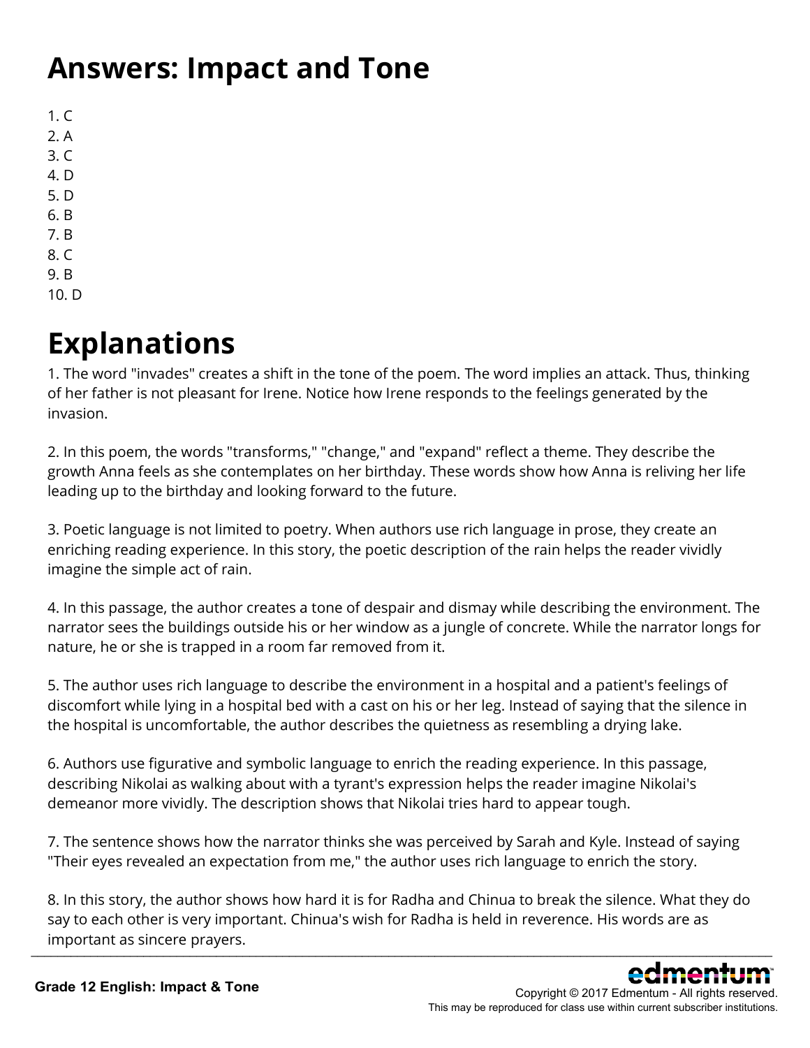# Answers: Impact and Tone

1. C
2. A
3. C
4. D
5. D
6. B
7. B
8. C
9. B
10. D

# Explanations

1. The word "invades" creates a shift in the tone of the poem. The word implies an attack. Thus, thinking of her father is not pleasant for Irene. Notice how Irene responds to the feelings generated by the invasion.

2. In this poem, the words "transforms," "change," and "expand" reflect a theme. They describe the growth Anna feels as she contemplates on her birthday. These words show how Anna is reliving her life leading up to the birthday and looking forward to the future.

3. Poetic language is not limited to poetry. When authors use rich language in prose, they create an enriching reading experience. In this story, the poetic description of the rain helps the reader vividly imagine the simple act of rain.

4. In this passage, the author creates a tone of despair and dismay while describing the environment. The narrator sees the buildings outside his or her window as a jungle of concrete. While the narrator longs for nature, he or she is trapped in a room far removed from it.

5. The author uses rich language to describe the environment in a hospital and a patient's feelings of discomfort while lying in a hospital bed with a cast on his or her leg. Instead of saying that the silence in the hospital is uncomfortable, the author describes the quietness as resembling a drying lake.

6. Authors use figurative and symbolic language to enrich the reading experience. In this passage, describing Nikolai as walking about with a tyrant's expression helps the reader imagine Nikolai's demeanor more vividly. The description shows that Nikolai tries hard to appear tough.

7. The sentence shows how the narrator thinks she was perceived by Sarah and Kyle. Instead of saying "Their eyes revealed an expectation from me," the author uses rich language to enrich the story.

8. In this story, the author shows how hard it is for Radha and Chinua to break the silence. What they do say to each other is very important. Chinua's wish for Radha is held in reverence. His words are as important as sincere prayers.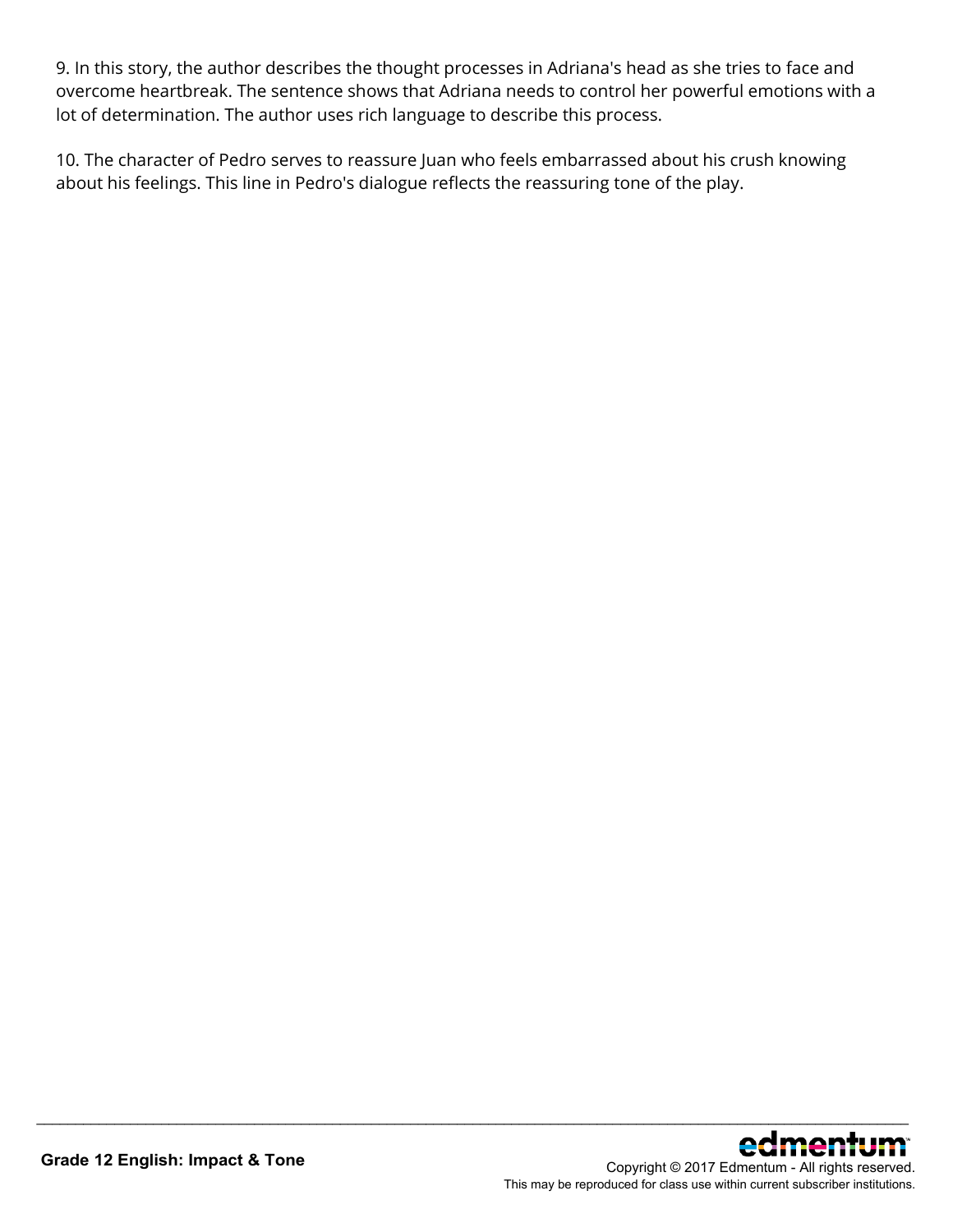9. In this story, the author describes the thought processes in Adriana's head as she tries to face and overcome heartbreak. The sentence shows that Adriana needs to control her powerful emotions with a lot of determination. The author uses rich language to describe this process.

10. The character of Pedro serves to reassure Juan who feels embarrassed about his crush knowing about his feelings. This line in Pedro's dialogue reflects the reassuring tone of the play.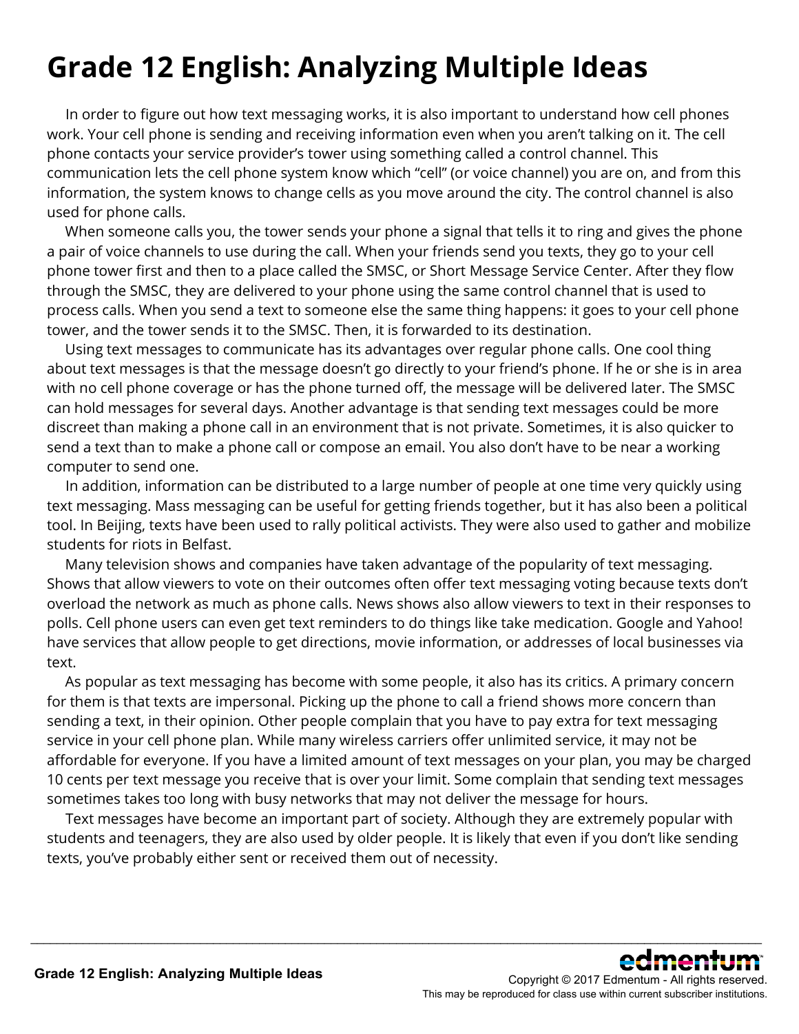# Grade 12 English: Analyzing Multiple Ideas

In order to figure out how text messaging works, it is also important to understand how cell phones work. Your cell phone is sending and receiving information even when you aren't talking on it. The cell phone contacts your service provider's tower using something called a control channel. This communication lets the cell phone system know which "cell" (or voice channel) you are on, and from this information, the system knows to change cells as you move around the city. The control channel is also used for phone calls.

When someone calls you, the tower sends your phone a signal that tells it to ring and gives the phone a pair of voice channels to use during the call. When your friends send you texts, they go to your cell phone tower first and then to a place called the SMSC, or Short Message Service Center. After they flow through the SMSC, they are delivered to your phone using the same control channel that is used to process calls. When you send a text to someone else the same thing happens: it goes to your cell phone tower, and the tower sends it to the SMSC. Then, it is forwarded to its destination.

Using text messages to communicate has its advantages over regular phone calls. One cool thing about text messages is that the message doesn't go directly to your friend's phone. If he or she is in area with no cell phone coverage or has the phone turned off, the message will be delivered later. The SMSC can hold messages for several days. Another advantage is that sending text messages could be more discreet than making a phone call in an environment that is not private. Sometimes, it is also quicker to send a text than to make a phone call or compose an email. You also don't have to be near a working computer to send one.

In addition, information can be distributed to a large number of people at one time very quickly using text messaging. Mass messaging can be useful for getting friends together, but it has also been a political tool. In Beijing, texts have been used to rally political activists. They were also used to gather and mobilize students for riots in Belfast.

Many television shows and companies have taken advantage of the popularity of text messaging. Shows that allow viewers to vote on their outcomes often offer text messaging voting because texts don't overload the network as much as phone calls. News shows also allow viewers to text in their responses to polls. Cell phone users can even get text reminders to do things like take medication. Google and Yahoo! have services that allow people to get directions, movie information, or addresses of local businesses via text.

As popular as text messaging has become with some people, it also has its critics. A primary concern for them is that texts are impersonal. Picking up the phone to call a friend shows more concern than sending a text, in their opinion. Other people complain that you have to pay extra for text messaging service in your cell phone plan. While many wireless carriers offer unlimited service, it may not be affordable for everyone. If you have a limited amount of text messages on your plan, you may be charged 10 cents per text message you receive that is over your limit. Some complain that sending text messages sometimes takes too long with busy networks that may not deliver the message for hours.

Text messages have become an important part of society. Although they are extremely popular with students and teenagers, they are also used by older people. It is likely that even if you don't like sending texts, you've probably either sent or received them out of necessity.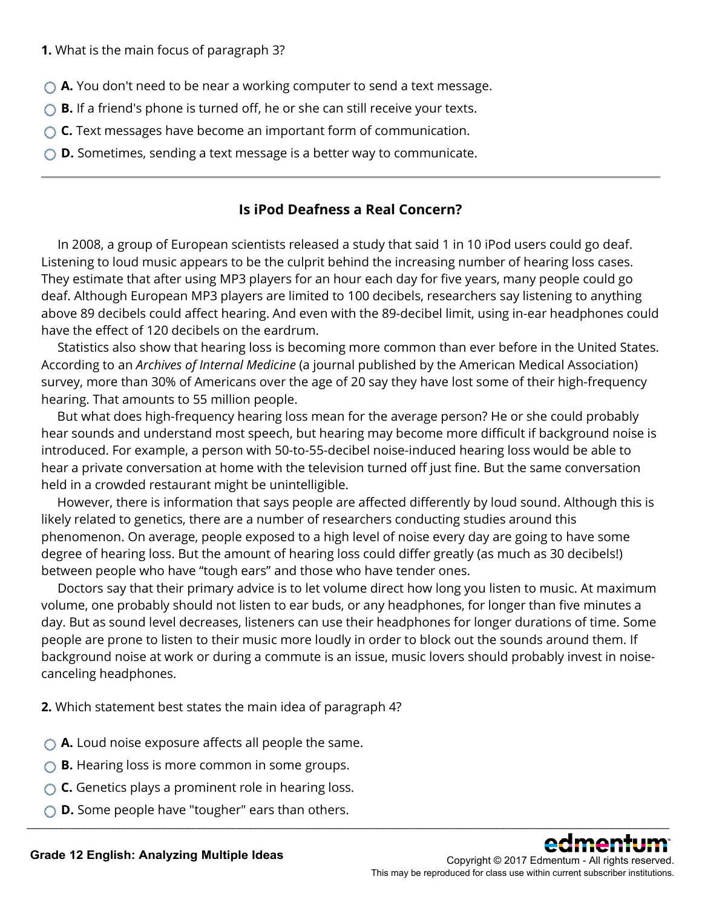**1.** What is the main focus of paragraph 3?

- **A.** You don't need to be near a working computer to send a text message.
- **B.** If a friend's phone is turned off, he or she can still receive your texts.
- **C.** Text messages have become an important form of communication.
- **D.** Sometimes, sending a text message is a better way to communicate.

---

## Is iPod Deafness a Real Concern?

In 2008, a group of European scientists released a study that said 1 in 10 iPod users could go deaf. Listening to loud music appears to be the culprit behind the increasing number of hearing loss cases. They estimate that after using MP3 players for an hour each day for five years, many people could go deaf. Although European MP3 players are limited to 100 decibels, researchers say listening to anything above 89 decibels could affect hearing. And even with the 89-decibel limit, using in-ear headphones could have the effect of 120 decibels on the eardrum.

Statistics also show that hearing loss is becoming more common than ever before in the United States. According to an *Archives of Internal Medicine* (a journal published by the American Medical Association) survey, more than 30% of Americans over the age of 20 say they have lost some of their high-frequency hearing. That amounts to 55 million people.

But what does high-frequency hearing loss mean for the average person? He or she could probably hear sounds and understand most speech, but hearing may become more difficult if background noise is introduced. For example, a person with 50-to-55-decibel noise-induced hearing loss would be able to hear a private conversation at home with the television turned off just fine. But the same conversation held in a crowded restaurant might be unintelligible.

However, there is information that says people are affected differently by loud sound. Although this is likely related to genetics, there are a number of researchers conducting studies around this phenomenon. On average, people exposed to a high level of noise every day are going to have some degree of hearing loss. But the amount of hearing loss could differ greatly (as much as 30 decibels!) between people who have "tough ears" and those who have tender ones.

Doctors say that their primary advice is to let volume direct how long you listen to music. At maximum volume, one probably should not listen to ear buds, or any headphones, for longer than five minutes a day. But as sound level decreases, listeners can use their headphones for longer durations of time. Some people are prone to listen to their music more loudly in order to block out the sounds around them. If background noise at work or during a commute is an issue, music lovers should probably invest in noise-canceling headphones.

**2.** Which statement best states the main idea of paragraph 4?

- **A.** Loud noise exposure affects all people the same.
- **B.** Hearing loss is more common in some groups.
- **C.** Genetics plays a prominent role in hearing loss.
- **D.** Some people have "tougher" ears than others.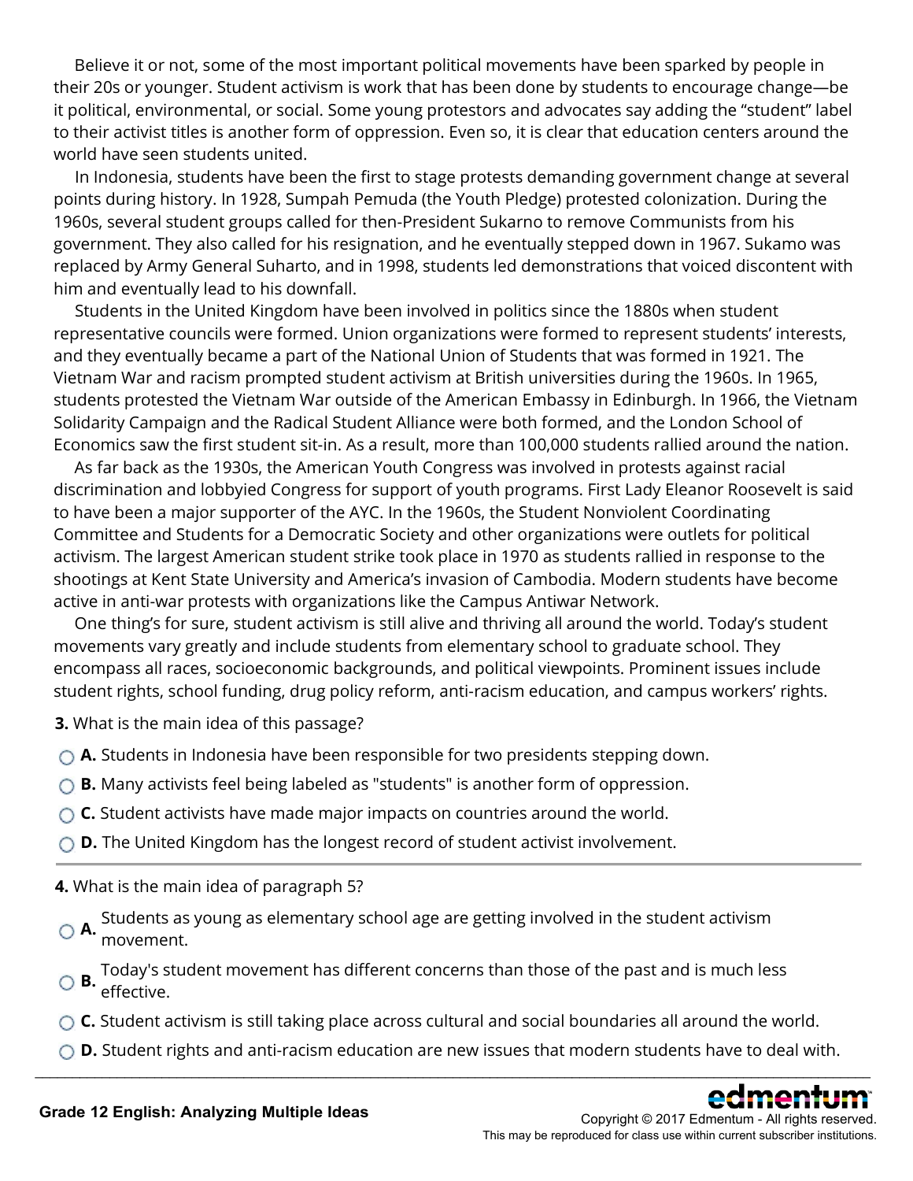Believe it or not, some of the most important political movements have been sparked by people in their 20s or younger. Student activism is work that has been done by students to encourage change—be it political, environmental, or social. Some young protestors and advocates say adding the "student" label to their activist titles is another form of oppression. Even so, it is clear that education centers around the world have seen students united.

In Indonesia, students have been the first to stage protests demanding government change at several points during history. In 1928, Sumpah Pemuda (the Youth Pledge) protested colonization. During the 1960s, several student groups called for then-President Sukarno to remove Communists from his government. They also called for his resignation, and he eventually stepped down in 1967. Sukamo was replaced by Army General Suharto, and in 1998, students led demonstrations that voiced discontent with him and eventually lead to his downfall.

Students in the United Kingdom have been involved in politics since the 1880s when student representative councils were formed. Union organizations were formed to represent students' interests, and they eventually became a part of the National Union of Students that was formed in 1921. The Vietnam War and racism prompted student activism at British universities during the 1960s. In 1965, students protested the Vietnam War outside of the American Embassy in Edinburgh. In 1966, the Vietnam Solidarity Campaign and the Radical Student Alliance were both formed, and the London School of Economics saw the first student sit-in. As a result, more than 100,000 students rallied around the nation.

As far back as the 1930s, the American Youth Congress was involved in protests against racial discrimination and lobbyied Congress for support of youth programs. First Lady Eleanor Roosevelt is said to have been a major supporter of the AYC. In the 1960s, the Student Nonviolent Coordinating Committee and Students for a Democratic Society and other organizations were outlets for political activism. The largest American student strike took place in 1970 as students rallied in response to the shootings at Kent State University and America's invasion of Cambodia. Modern students have become active in anti-war protests with organizations like the Campus Antiwar Network.

One thing's for sure, student activism is still alive and thriving all around the world. Today's student movements vary greatly and include students from elementary school to graduate school. They encompass all races, socioeconomic backgrounds, and political viewpoints. Prominent issues include student rights, school funding, drug policy reform, anti-racism education, and campus workers' rights.

**3.** What is the main idea of this passage?

- **A.** Students in Indonesia have been responsible for two presidents stepping down.
- **B.** Many activists feel being labeled as "students" is another form of oppression.
- **C.** Student activists have made major impacts on countries around the world.
- **D.** The United Kingdom has the longest record of student activist involvement.

---

**4.** What is the main idea of paragraph 5?

- **A.** Students as young as elementary school age are getting involved in the student activism movement.
- **B.** Today's student movement has different concerns than those of the past and is much less effective.
- **C.** Student activism is still taking place across cultural and social boundaries all around the world.
- **D.** Student rights and anti-racism education are new issues that modern students have to deal with.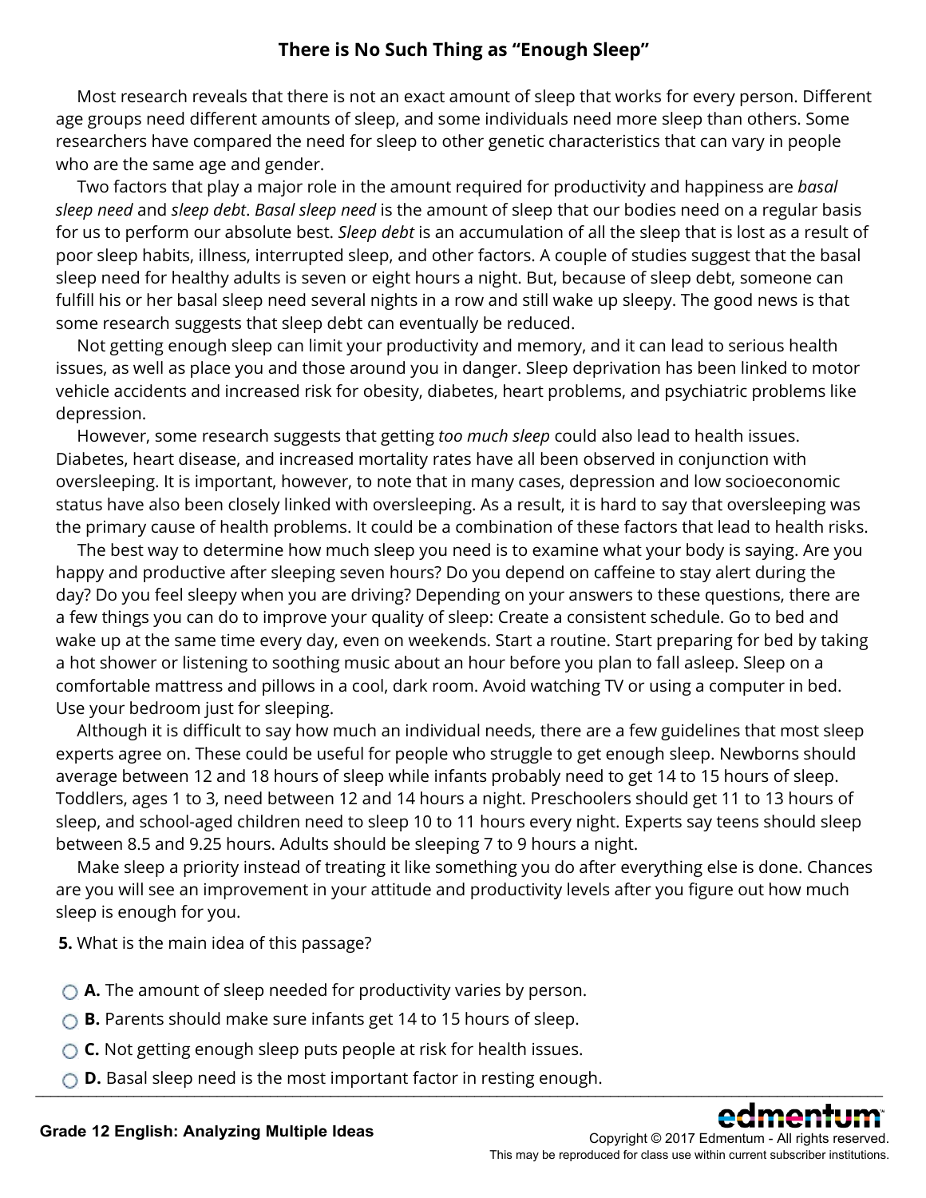## There is No Such Thing as "Enough Sleep"

Most research reveals that there is not an exact amount of sleep that works for every person. Different age groups need different amounts of sleep, and some individuals need more sleep than others. Some researchers have compared the need for sleep to other genetic characteristics that can vary in people who are the same age and gender.

Two factors that play a major role in the amount required for productivity and happiness are *basal sleep need* and *sleep debt*. *Basal sleep need* is the amount of sleep that our bodies need on a regular basis for us to perform our absolute best. *Sleep debt* is an accumulation of all the sleep that is lost as a result of poor sleep habits, illness, interrupted sleep, and other factors. A couple of studies suggest that the basal sleep need for healthy adults is seven or eight hours a night. But, because of sleep debt, someone can fulfill his or her basal sleep need several nights in a row and still wake up sleepy. The good news is that some research suggests that sleep debt can eventually be reduced.

Not getting enough sleep can limit your productivity and memory, and it can lead to serious health issues, as well as place you and those around you in danger. Sleep deprivation has been linked to motor vehicle accidents and increased risk for obesity, diabetes, heart problems, and psychiatric problems like depression.

However, some research suggests that getting *too much sleep* could also lead to health issues. Diabetes, heart disease, and increased mortality rates have all been observed in conjunction with oversleeping. It is important, however, to note that in many cases, depression and low socioeconomic status have also been closely linked with oversleeping. As a result, it is hard to say that oversleeping was the primary cause of health problems. It could be a combination of these factors that lead to health risks.

The best way to determine how much sleep you need is to examine what your body is saying. Are you happy and productive after sleeping seven hours? Do you depend on caffeine to stay alert during the day? Do you feel sleepy when you are driving? Depending on your answers to these questions, there are a few things you can do to improve your quality of sleep: Create a consistent schedule. Go to bed and wake up at the same time every day, even on weekends. Start a routine. Start preparing for bed by taking a hot shower or listening to soothing music about an hour before you plan to fall asleep. Sleep on a comfortable mattress and pillows in a cool, dark room. Avoid watching TV or using a computer in bed. Use your bedroom just for sleeping.

Although it is difficult to say how much an individual needs, there are a few guidelines that most sleep experts agree on. These could be useful for people who struggle to get enough sleep. Newborns should average between 12 and 18 hours of sleep while infants probably need to get 14 to 15 hours of sleep. Toddlers, ages 1 to 3, need between 12 and 14 hours a night. Preschoolers should get 11 to 13 hours of sleep, and school-aged children need to sleep 10 to 11 hours every night. Experts say teens should sleep between 8.5 and 9.25 hours. Adults should be sleeping 7 to 9 hours a night.

Make sleep a priority instead of treating it like something you do after everything else is done. Chances are you will see an improvement in your attitude and productivity levels after you figure out how much sleep is enough for you.

**5.** What is the main idea of this passage?

- **A.** The amount of sleep needed for productivity varies by person.
- **B.** Parents should make sure infants get 14 to 15 hours of sleep.
- **C.** Not getting enough sleep puts people at risk for health issues.
- **D.** Basal sleep need is the most important factor in resting enough.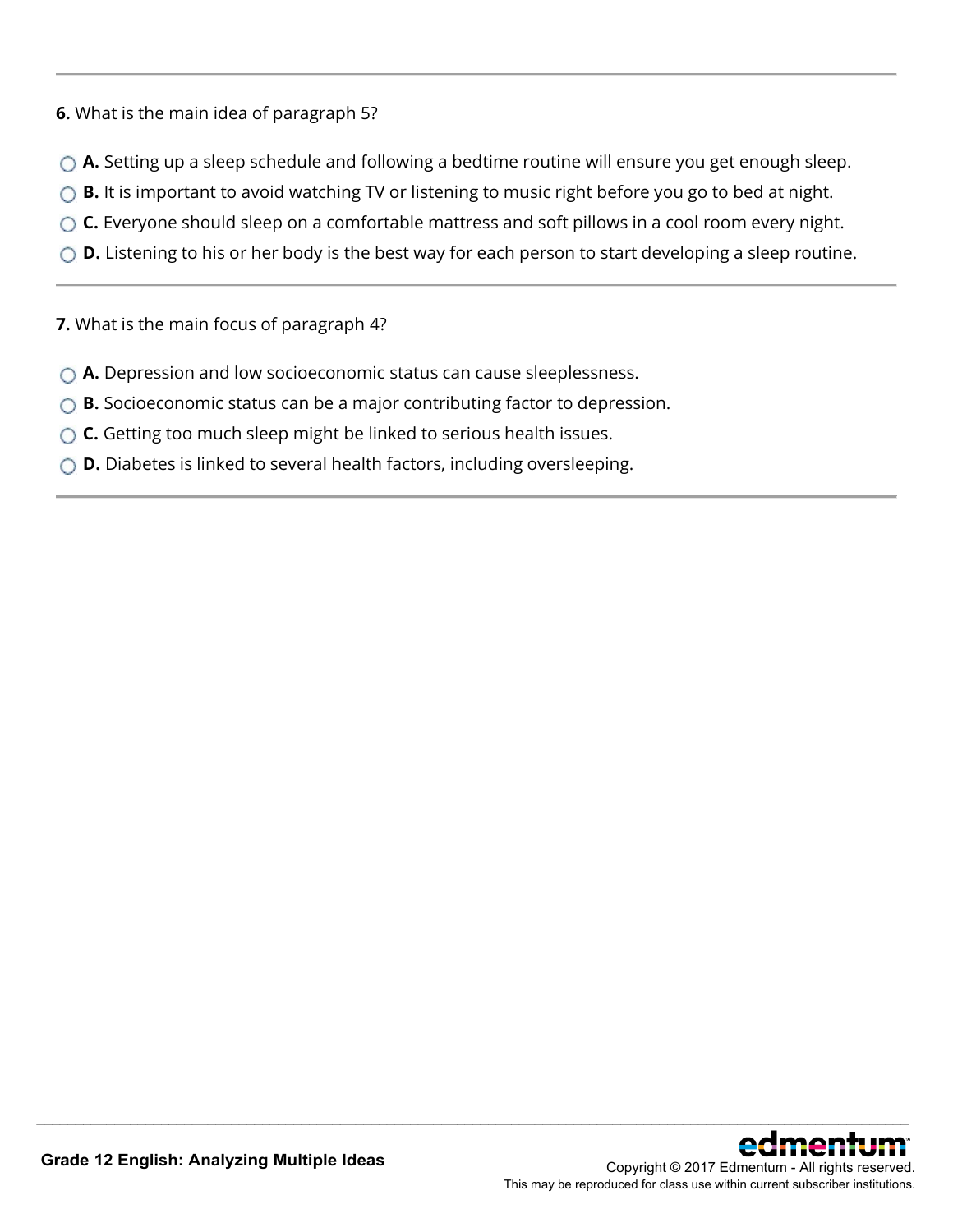**6.** What is the main idea of paragraph 5?

- **A.** Setting up a sleep schedule and following a bedtime routine will ensure you get enough sleep.
- **B.** It is important to avoid watching TV or listening to music right before you go to bed at night.
- **C.** Everyone should sleep on a comfortable mattress and soft pillows in a cool room every night.
- **D.** Listening to his or her body is the best way for each person to start developing a sleep routine.

---

**7.** What is the main focus of paragraph 4?

- **A.** Depression and low socioeconomic status can cause sleeplessness.
- **B.** Socioeconomic status can be a major contributing factor to depression.
- **C.** Getting too much sleep might be linked to serious health issues.
- **D.** Diabetes is linked to several health factors, including oversleeping.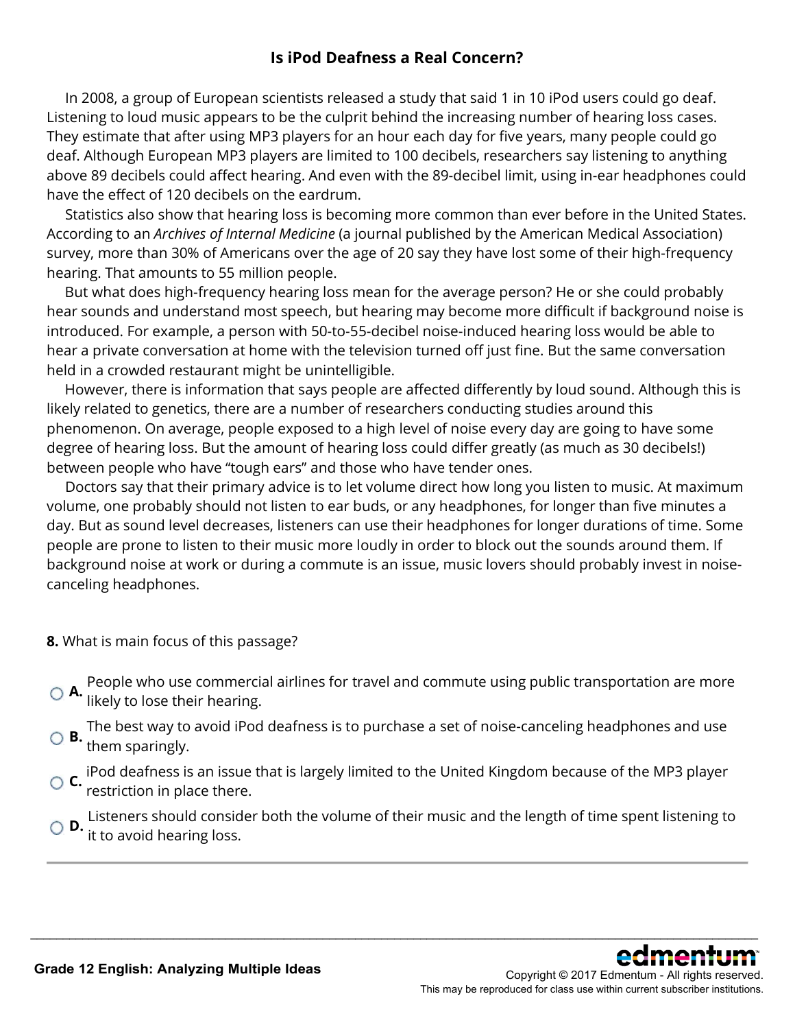# Is iPod Deafness a Real Concern?

In 2008, a group of European scientists released a study that said 1 in 10 iPod users could go deaf. Listening to loud music appears to be the culprit behind the increasing number of hearing loss cases. They estimate that after using MP3 players for an hour each day for five years, many people could go deaf. Although European MP3 players are limited to 100 decibels, researchers say listening to anything above 89 decibels could affect hearing. And even with the 89-decibel limit, using in-ear headphones could have the effect of 120 decibels on the eardrum.

Statistics also show that hearing loss is becoming more common than ever before in the United States. According to an *Archives of Internal Medicine* (a journal published by the American Medical Association) survey, more than 30% of Americans over the age of 20 say they have lost some of their high-frequency hearing. That amounts to 55 million people.

But what does high-frequency hearing loss mean for the average person? He or she could probably hear sounds and understand most speech, but hearing may become more difficult if background noise is introduced. For example, a person with 50-to-55-decibel noise-induced hearing loss would be able to hear a private conversation at home with the television turned off just fine. But the same conversation held in a crowded restaurant might be unintelligible.

However, there is information that says people are affected differently by loud sound. Although this is likely related to genetics, there are a number of researchers conducting studies around this phenomenon. On average, people exposed to a high level of noise every day are going to have some degree of hearing loss. But the amount of hearing loss could differ greatly (as much as 30 decibels!) between people who have "tough ears" and those who have tender ones.

Doctors say that their primary advice is to let volume direct how long you listen to music. At maximum volume, one probably should not listen to ear buds, or any headphones, for longer than five minutes a day. But as sound level decreases, listeners can use their headphones for longer durations of time. Some people are prone to listen to their music more loudly in order to block out the sounds around them. If background noise at work or during a commute is an issue, music lovers should probably invest in noise-canceling headphones.

**8.** What is main focus of this passage?

- **A.** People who use commercial airlines for travel and commute using public transportation are more likely to lose their hearing.
- **B.** The best way to avoid iPod deafness is to purchase a set of noise-canceling headphones and use them sparingly.
- **C.** iPod deafness is an issue that is largely limited to the United Kingdom because of the MP3 player restriction in place there.
- **D.** Listeners should consider both the volume of their music and the length of time spent listening to it to avoid hearing loss.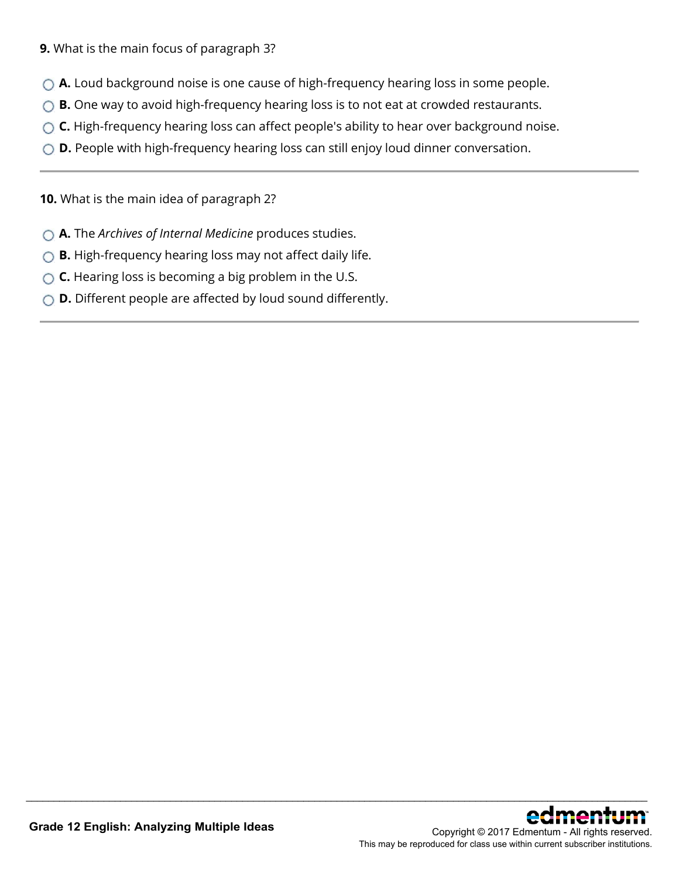**9.** What is the main focus of paragraph 3?

- **A.** Loud background noise is one cause of high-frequency hearing loss in some people.
- **B.** One way to avoid high-frequency hearing loss is to not eat at crowded restaurants.
- **C.** High-frequency hearing loss can affect people's ability to hear over background noise.
- **D.** People with high-frequency hearing loss can still enjoy loud dinner conversation.

---

**10.** What is the main idea of paragraph 2?

- **A.** The *Archives of Internal Medicine* produces studies.
- **B.** High-frequency hearing loss may not affect daily life.
- **C.** Hearing loss is becoming a big problem in the U.S.
- **D.** Different people are affected by loud sound differently.

---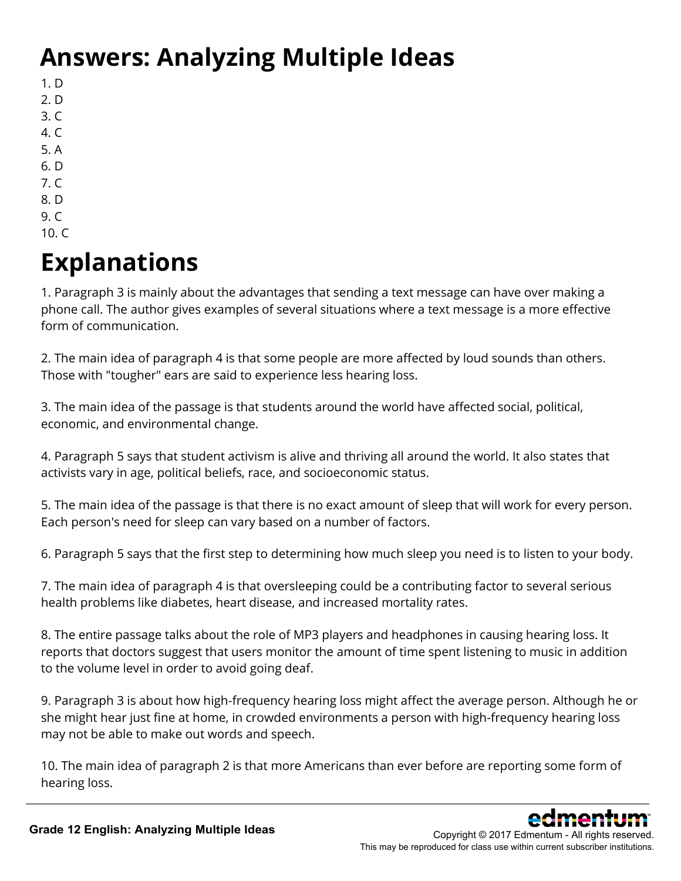# Answers: Analyzing Multiple Ideas

1. D
2. D
3. C
4. C
5. A
6. D
7. C
8. D
9. C
10. C

# Explanations

1. Paragraph 3 is mainly about the advantages that sending a text message can have over making a phone call. The author gives examples of several situations where a text message is a more effective form of communication.

2. The main idea of paragraph 4 is that some people are more affected by loud sounds than others. Those with "tougher" ears are said to experience less hearing loss.

3. The main idea of the passage is that students around the world have affected social, political, economic, and environmental change.

4. Paragraph 5 says that student activism is alive and thriving all around the world. It also states that activists vary in age, political beliefs, race, and socioeconomic status.

5. The main idea of the passage is that there is no exact amount of sleep that will work for every person. Each person's need for sleep can vary based on a number of factors.

6. Paragraph 5 says that the first step to determining how much sleep you need is to listen to your body.

7. The main idea of paragraph 4 is that oversleeping could be a contributing factor to several serious health problems like diabetes, heart disease, and increased mortality rates.

8. The entire passage talks about the role of MP3 players and headphones in causing hearing loss. It reports that doctors suggest that users monitor the amount of time spent listening to music in addition to the volume level in order to avoid going deaf.

9. Paragraph 3 is about how high-frequency hearing loss might affect the average person. Although he or she might hear just fine at home, in crowded environments a person with high-frequency hearing loss may not be able to make out words and speech.

10. The main idea of paragraph 2 is that more Americans than ever before are reporting some form of hearing loss.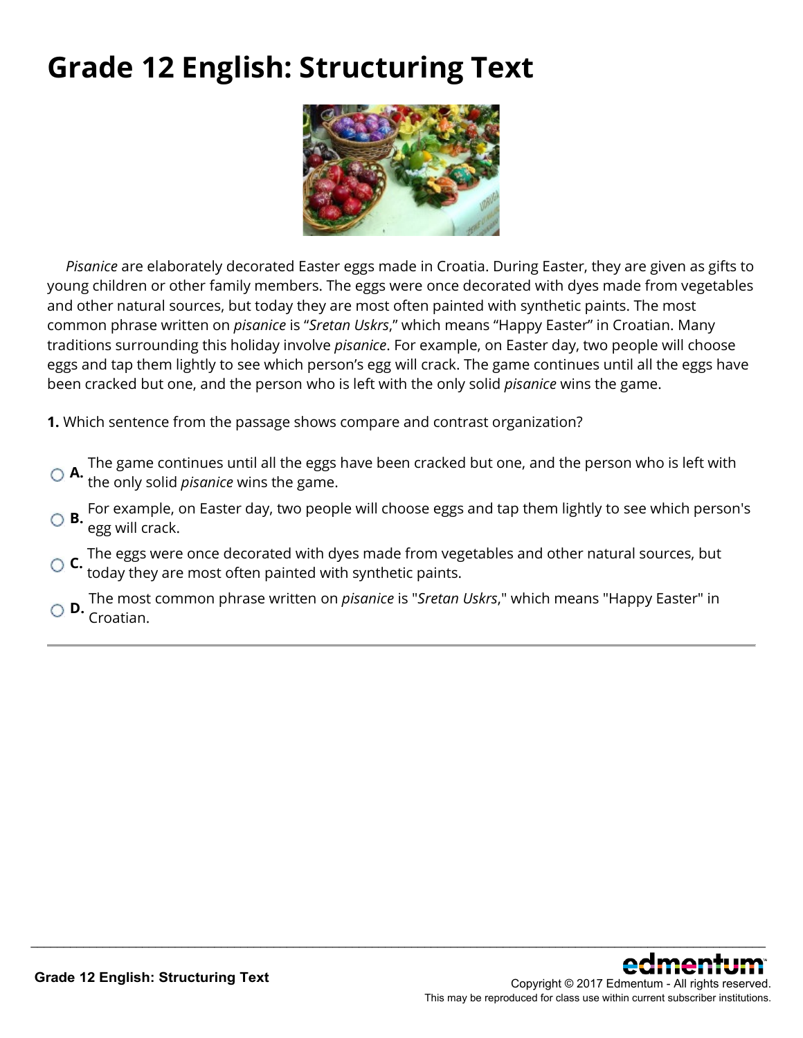# Grade 12 English: Structuring Text

*Pisanice* are elaborately decorated Easter eggs made in Croatia. During Easter, they are given as gifts to young children or other family members. The eggs were once decorated with dyes made from vegetables and other natural sources, but today they are most often painted with synthetic paints. The most common phrase written on *pisanice* is "*Sretan Uskrs*," which means "Happy Easter" in Croatian. Many traditions surrounding this holiday involve *pisanice*. For example, on Easter day, two people will choose eggs and tap them lightly to see which person's egg will crack. The game continues until all the eggs have been cracked but one, and the person who is left with the only solid *pisanice* wins the game.

**1.** Which sentence from the passage shows compare and contrast organization?

- **A.** The game continues until all the eggs have been cracked but one, and the person who is left with the only solid *pisanice* wins the game.
- **B.** For example, on Easter day, two people will choose eggs and tap them lightly to see which person's egg will crack.
- **C.** The eggs were once decorated with dyes made from vegetables and other natural sources, but today they are most often painted with synthetic paints.
- **D.** The most common phrase written on *pisanice* is "*Sretan Uskrs*," which means "Happy Easter" in Croatian.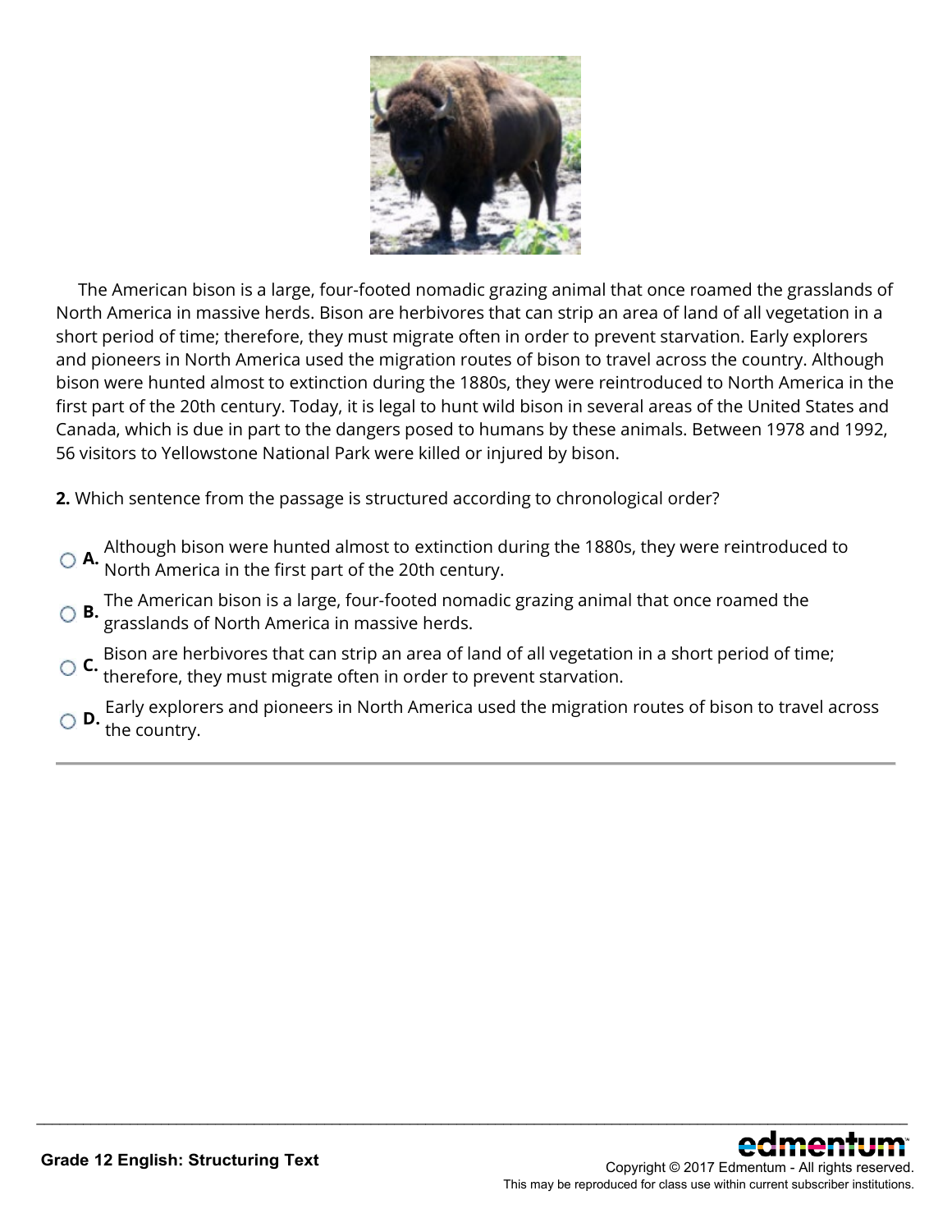The American bison is a large, four-footed nomadic grazing animal that once roamed the grasslands of North America in massive herds. Bison are herbivores that can strip an area of land of all vegetation in a short period of time; therefore, they must migrate often in order to prevent starvation. Early explorers and pioneers in North America used the migration routes of bison to travel across the country. Although bison were hunted almost to extinction during the 1880s, they were reintroduced to North America in the first part of the 20th century. Today, it is legal to hunt wild bison in several areas of the United States and Canada, which is due in part to the dangers posed to humans by these animals. Between 1978 and 1992, 56 visitors to Yellowstone National Park were killed or injured by bison.

**2.** Which sentence from the passage is structured according to chronological order?

- **A.** Although bison were hunted almost to extinction during the 1880s, they were reintroduced to North America in the first part of the 20th century.
- **B.** The American bison is a large, four-footed nomadic grazing animal that once roamed the grasslands of North America in massive herds.
- **C.** Bison are herbivores that can strip an area of land of all vegetation in a short period of time; therefore, they must migrate often in order to prevent starvation.
- **D.** Early explorers and pioneers in North America used the migration routes of bison to travel across the country.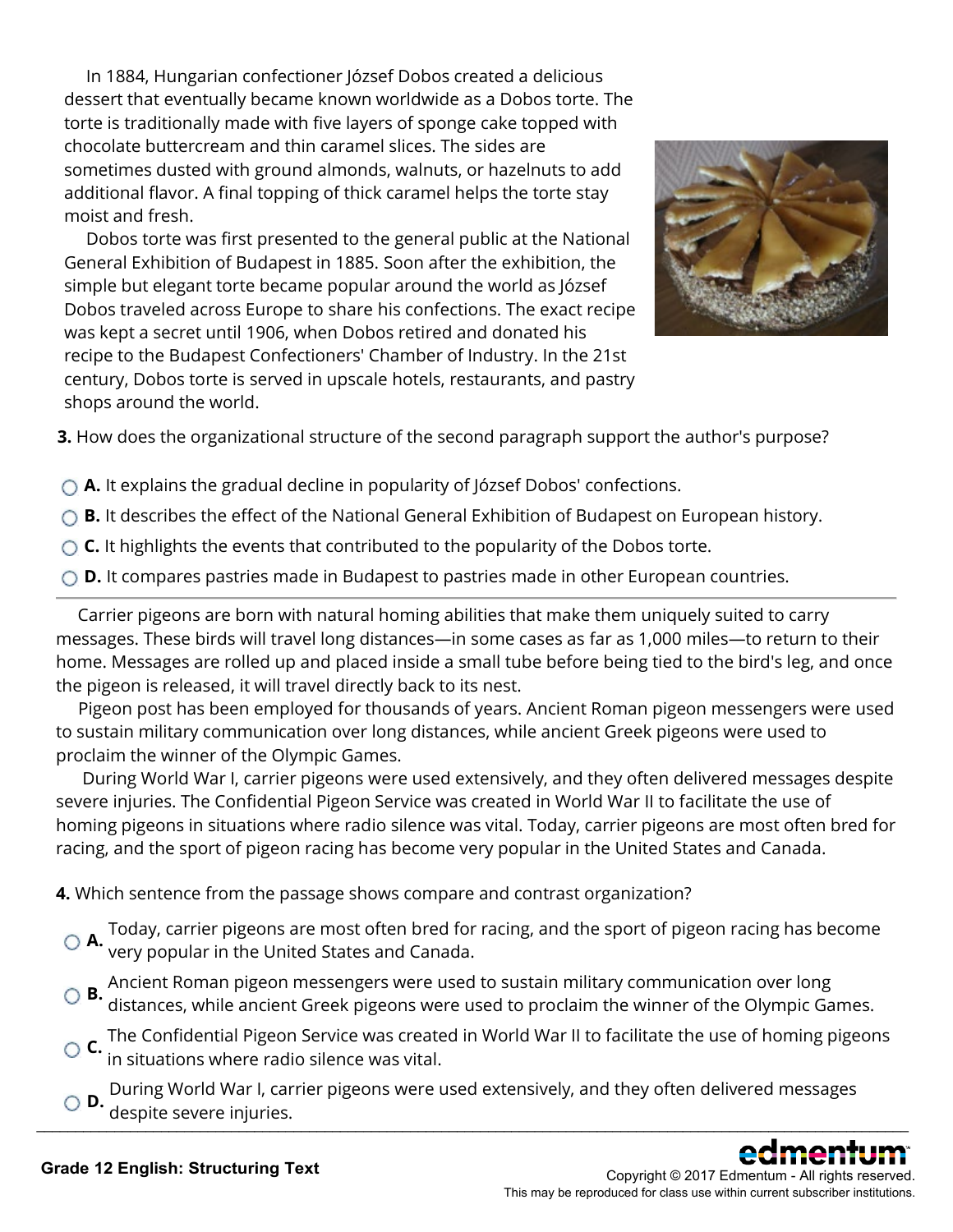In 1884, Hungarian confectioner József Dobos created a delicious dessert that eventually became known worldwide as a Dobos torte. The torte is traditionally made with five layers of sponge cake topped with chocolate buttercream and thin caramel slices. The sides are sometimes dusted with ground almonds, walnuts, or hazelnuts to add additional flavor. A final topping of thick caramel helps the torte stay moist and fresh.

Dobos torte was first presented to the general public at the National General Exhibition of Budapest in 1885. Soon after the exhibition, the simple but elegant torte became popular around the world as József Dobos traveled across Europe to share his confections. The exact recipe was kept a secret until 1906, when Dobos retired and donated his recipe to the Budapest Confectioners' Chamber of Industry. In the 21st century, Dobos torte is served in upscale hotels, restaurants, and pastry shops around the world.

**3.** How does the organizational structure of the second paragraph support the author's purpose?

- **A.** It explains the gradual decline in popularity of József Dobos' confections.
- **B.** It describes the effect of the National General Exhibition of Budapest on European history.
- **C.** It highlights the events that contributed to the popularity of the Dobos torte.
- **D.** It compares pastries made in Budapest to pastries made in other European countries.

---

Carrier pigeons are born with natural homing abilities that make them uniquely suited to carry messages. These birds will travel long distances—in some cases as far as 1,000 miles—to return to their home. Messages are rolled up and placed inside a small tube before being tied to the bird's leg, and once the pigeon is released, it will travel directly back to its nest.

Pigeon post has been employed for thousands of years. Ancient Roman pigeon messengers were used to sustain military communication over long distances, while ancient Greek pigeons were used to proclaim the winner of the Olympic Games.

During World War I, carrier pigeons were used extensively, and they often delivered messages despite severe injuries. The Confidential Pigeon Service was created in World War II to facilitate the use of homing pigeons in situations where radio silence was vital. Today, carrier pigeons are most often bred for racing, and the sport of pigeon racing has become very popular in the United States and Canada.

**4.** Which sentence from the passage shows compare and contrast organization?

- **A.** Today, carrier pigeons are most often bred for racing, and the sport of pigeon racing has become very popular in the United States and Canada.
- **B.** Ancient Roman pigeon messengers were used to sustain military communication over long distances, while ancient Greek pigeons were used to proclaim the winner of the Olympic Games.
- **C.** The Confidential Pigeon Service was created in World War II to facilitate the use of homing pigeons in situations where radio silence was vital.
- **D.** During World War I, carrier pigeons were used extensively, and they often delivered messages despite severe injuries.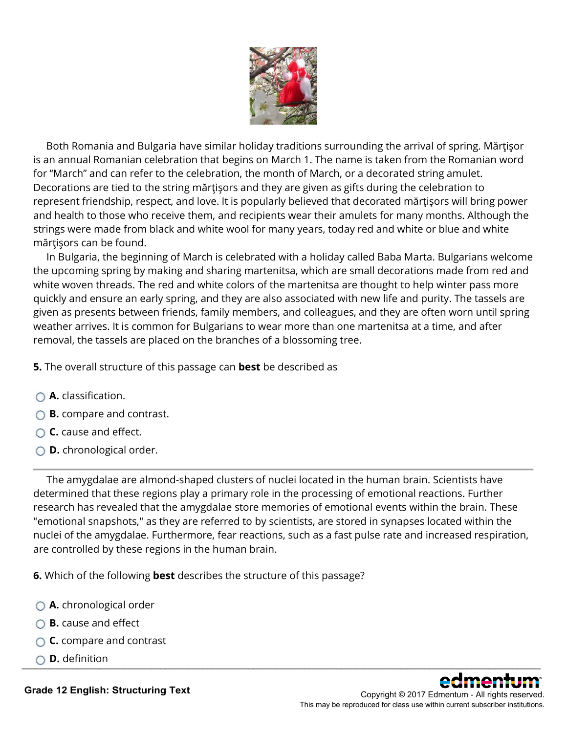Both Romania and Bulgaria have similar holiday traditions surrounding the arrival of spring. Mărţişor is an annual Romanian celebration that begins on March 1. The name is taken from the Romanian word for “March” and can refer to the celebration, the month of March, or a decorated string amulet. Decorations are tied to the string mărţişors and they are given as gifts during the celebration to represent friendship, respect, and love. It is popularly believed that decorated mărţişors will bring power and health to those who receive them, and recipients wear their amulets for many months. Although the strings were made from black and white wool for many years, today red and white or blue and white mărţişors can be found.

In Bulgaria, the beginning of March is celebrated with a holiday called Baba Marta. Bulgarians welcome the upcoming spring by making and sharing martenitsa, which are small decorations made from red and white woven threads. The red and white colors of the martenitsa are thought to help winter pass more quickly and ensure an early spring, and they are also associated with new life and purity. The tassels are given as presents between friends, family members, and colleagues, and they are often worn until spring weather arrives. It is common for Bulgarians to wear more than one martenitsa at a time, and after removal, the tassels are placed on the branches of a blossoming tree.

**5.** The overall structure of this passage can **best** be described as

- **A.** classification.
- **B.** compare and contrast.
- **C.** cause and effect.
- **D.** chronological order.

---

The amygdalae are almond-shaped clusters of nuclei located in the human brain. Scientists have determined that these regions play a primary role in the processing of emotional reactions. Further research has revealed that the amygdalae store memories of emotional events within the brain. These "emotional snapshots," as they are referred to by scientists, are stored in synapses located within the nuclei of the amygdalae. Furthermore, fear reactions, such as a fast pulse rate and increased respiration, are controlled by these regions in the human brain.

**6.** Which of the following **best** describes the structure of this passage?

- **A.** chronological order
- **B.** cause and effect
- **C.** compare and contrast
- **D.** definition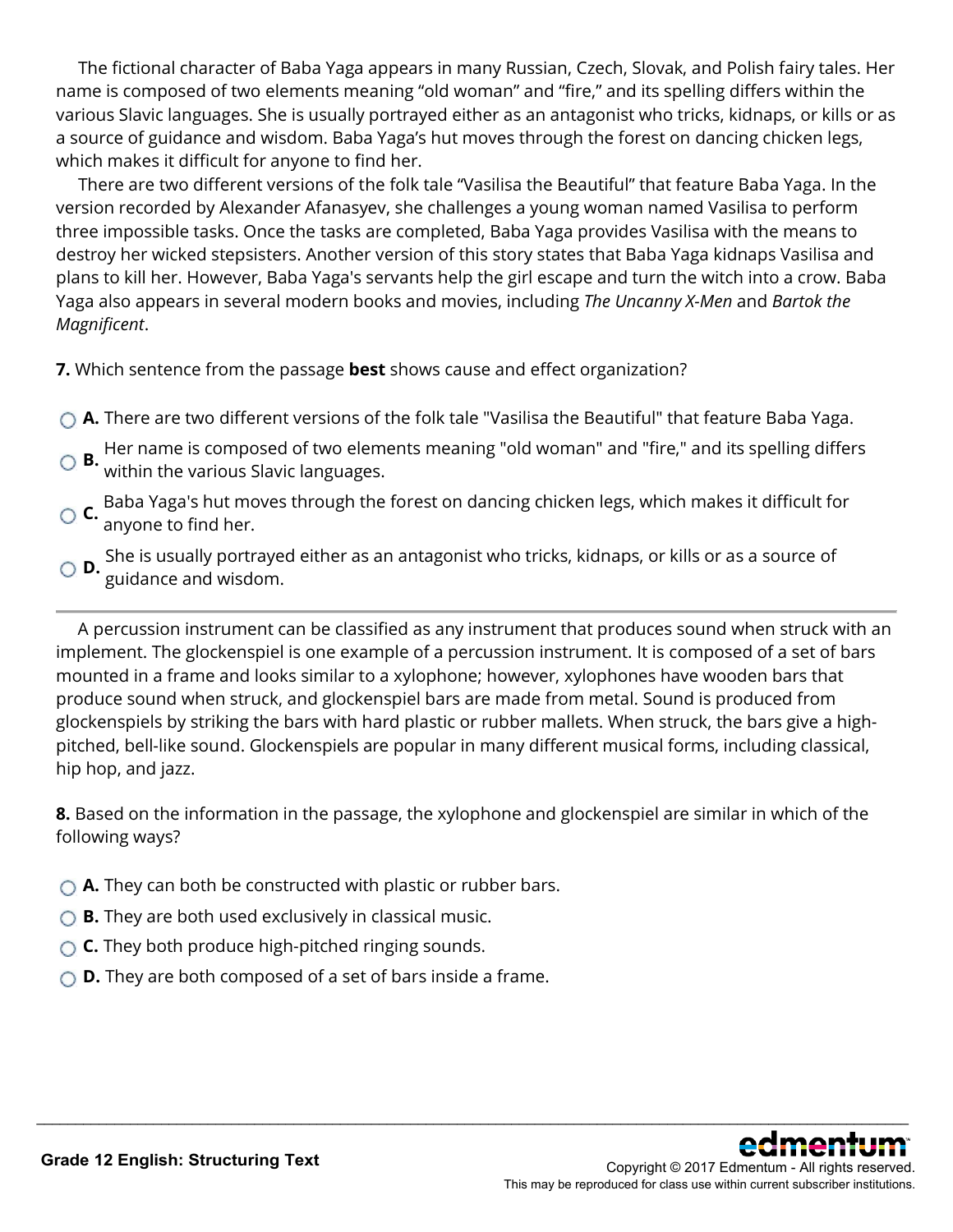The fictional character of Baba Yaga appears in many Russian, Czech, Slovak, and Polish fairy tales. Her name is composed of two elements meaning “old woman” and “fire,” and its spelling differs within the various Slavic languages. She is usually portrayed either as an antagonist who tricks, kidnaps, or kills or as a source of guidance and wisdom. Baba Yaga’s hut moves through the forest on dancing chicken legs, which makes it difficult for anyone to find her.

There are two different versions of the folk tale “Vasilisa the Beautiful” that feature Baba Yaga. In the version recorded by Alexander Afanasyev, she challenges a young woman named Vasilisa to perform three impossible tasks. Once the tasks are completed, Baba Yaga provides Vasilisa with the means to destroy her wicked stepsisters. Another version of this story states that Baba Yaga kidnaps Vasilisa and plans to kill her. However, Baba Yaga's servants help the girl escape and turn the witch into a crow. Baba Yaga also appears in several modern books and movies, including *The Uncanny X-Men* and *Bartok the Magnificent*.

**7.** Which sentence from the passage **best** shows cause and effect organization?

- **A.** There are two different versions of the folk tale "Vasilisa the Beautiful" that feature Baba Yaga.
- **B.** Her name is composed of two elements meaning "old woman" and "fire," and its spelling differs within the various Slavic languages.
- **C.** Baba Yaga's hut moves through the forest on dancing chicken legs, which makes it difficult for anyone to find her.
- **D.** She is usually portrayed either as an antagonist who tricks, kidnaps, or kills or as a source of guidance and wisdom.

---

A percussion instrument can be classified as any instrument that produces sound when struck with an implement. The glockenspiel is one example of a percussion instrument. It is composed of a set of bars mounted in a frame and looks similar to a xylophone; however, xylophones have wooden bars that produce sound when struck, and glockenspiel bars are made from metal. Sound is produced from glockenspiels by striking the bars with hard plastic or rubber mallets. When struck, the bars give a high-pitched, bell-like sound. Glockenspiels are popular in many different musical forms, including classical, hip hop, and jazz.

**8.** Based on the information in the passage, the xylophone and glockenspiel are similar in which of the following ways?

- **A.** They can both be constructed with plastic or rubber bars.
- **B.** They are both used exclusively in classical music.
- **C.** They both produce high-pitched ringing sounds.
- **D.** They are both composed of a set of bars inside a frame.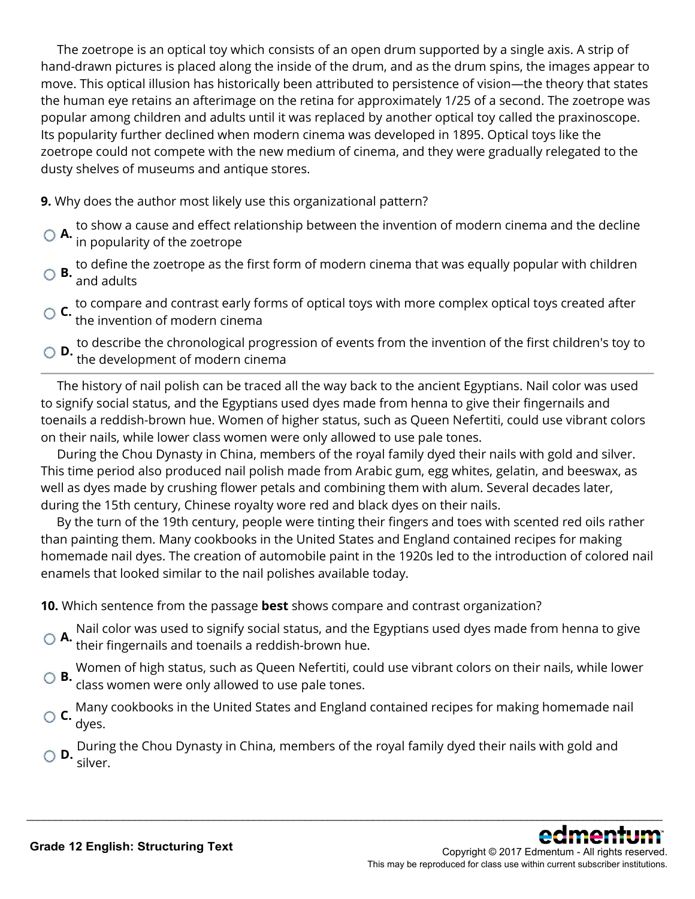The zoetrope is an optical toy which consists of an open drum supported by a single axis. A strip of hand-drawn pictures is placed along the inside of the drum, and as the drum spins, the images appear to move. This optical illusion has historically been attributed to persistence of vision—the theory that states the human eye retains an afterimage on the retina for approximately 1/25 of a second. The zoetrope was popular among children and adults until it was replaced by another optical toy called the praxinoscope. Its popularity further declined when modern cinema was developed in 1895. Optical toys like the zoetrope could not compete with the new medium of cinema, and they were gradually relegated to the dusty shelves of museums and antique stores.

**9.** Why does the author most likely use this organizational pattern?

- **A.** to show a cause and effect relationship between the invention of modern cinema and the decline in popularity of the zoetrope
- **B.** to define the zoetrope as the first form of modern cinema that was equally popular with children and adults
- **C.** to compare and contrast early forms of optical toys with more complex optical toys created after the invention of modern cinema
- **D.** to describe the chronological progression of events from the invention of the first children's toy to the development of modern cinema

---

The history of nail polish can be traced all the way back to the ancient Egyptians. Nail color was used to signify social status, and the Egyptians used dyes made from henna to give their fingernails and toenails a reddish-brown hue. Women of higher status, such as Queen Nefertiti, could use vibrant colors on their nails, while lower class women were only allowed to use pale tones.

During the Chou Dynasty in China, members of the royal family dyed their nails with gold and silver. This time period also produced nail polish made from Arabic gum, egg whites, gelatin, and beeswax, as well as dyes made by crushing flower petals and combining them with alum. Several decades later, during the 15th century, Chinese royalty wore red and black dyes on their nails.

By the turn of the 19th century, people were tinting their fingers and toes with scented red oils rather than painting them. Many cookbooks in the United States and England contained recipes for making homemade nail dyes. The creation of automobile paint in the 1920s led to the introduction of colored nail enamels that looked similar to the nail polishes available today.

**10.** Which sentence from the passage **best** shows compare and contrast organization?

- **A.** Nail color was used to signify social status, and the Egyptians used dyes made from henna to give their fingernails and toenails a reddish-brown hue.
- **B.** Women of high status, such as Queen Nefertiti, could use vibrant colors on their nails, while lower class women were only allowed to use pale tones.
- **C.** Many cookbooks in the United States and England contained recipes for making homemade nail dyes.
- **D.** During the Chou Dynasty in China, members of the royal family dyed their nails with gold and silver.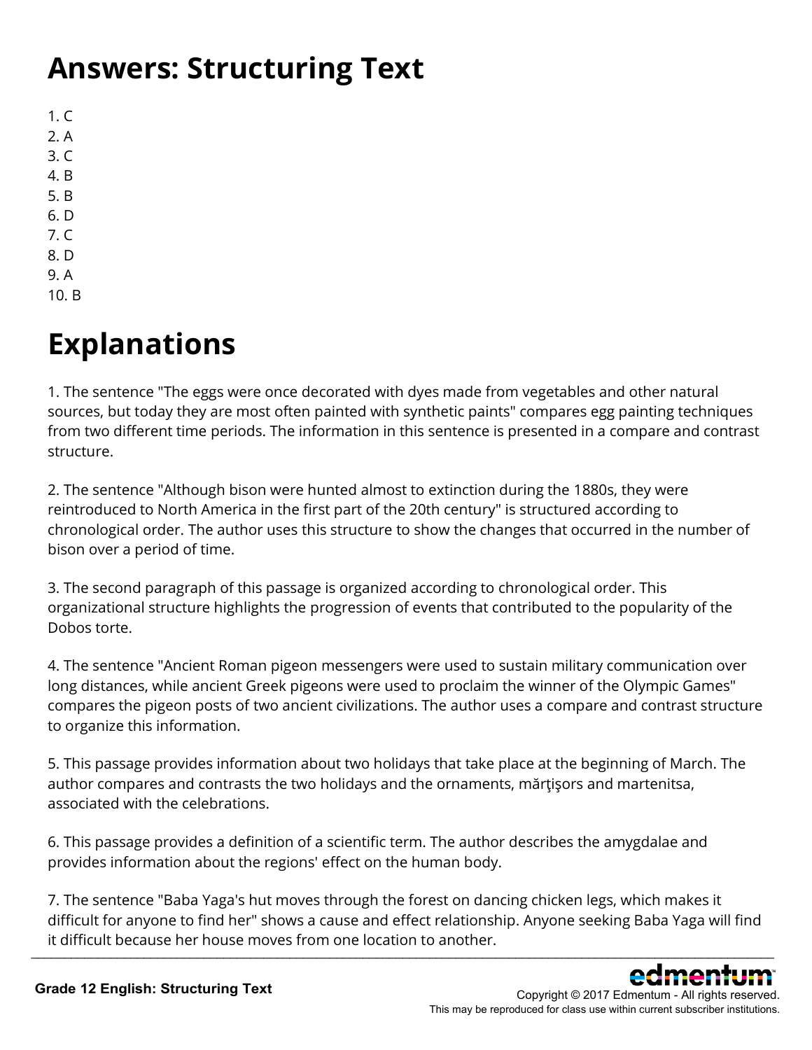# Answers: Structuring Text

1. C
2. A
3. C
4. B
5. B
6. D
7. C
8. D
9. A
10. B

# Explanations

1. The sentence "The eggs were once decorated with dyes made from vegetables and other natural sources, but today they are most often painted with synthetic paints" compares egg painting techniques from two different time periods. The information in this sentence is presented in a compare and contrast structure.

2. The sentence "Although bison were hunted almost to extinction during the 1880s, they were reintroduced to North America in the first part of the 20th century" is structured according to chronological order. The author uses this structure to show the changes that occurred in the number of bison over a period of time.

3. The second paragraph of this passage is organized according to chronological order. This organizational structure highlights the progression of events that contributed to the popularity of the Dobos torte.

4. The sentence "Ancient Roman pigeon messengers were used to sustain military communication over long distances, while ancient Greek pigeons were used to proclaim the winner of the Olympic Games" compares the pigeon posts of two ancient civilizations. The author uses a compare and contrast structure to organize this information.

5. This passage provides information about two holidays that take place at the beginning of March. The author compares and contrasts the two holidays and the ornaments, mărţişors and martenitsa, associated with the celebrations.

6. This passage provides a definition of a scientific term. The author describes the amygdalae and provides information about the regions' effect on the human body.

7. The sentence "Baba Yaga's hut moves through the forest on dancing chicken legs, which makes it difficult for anyone to find her" shows a cause and effect relationship. Anyone seeking Baba Yaga will find it difficult because her house moves from one location to another.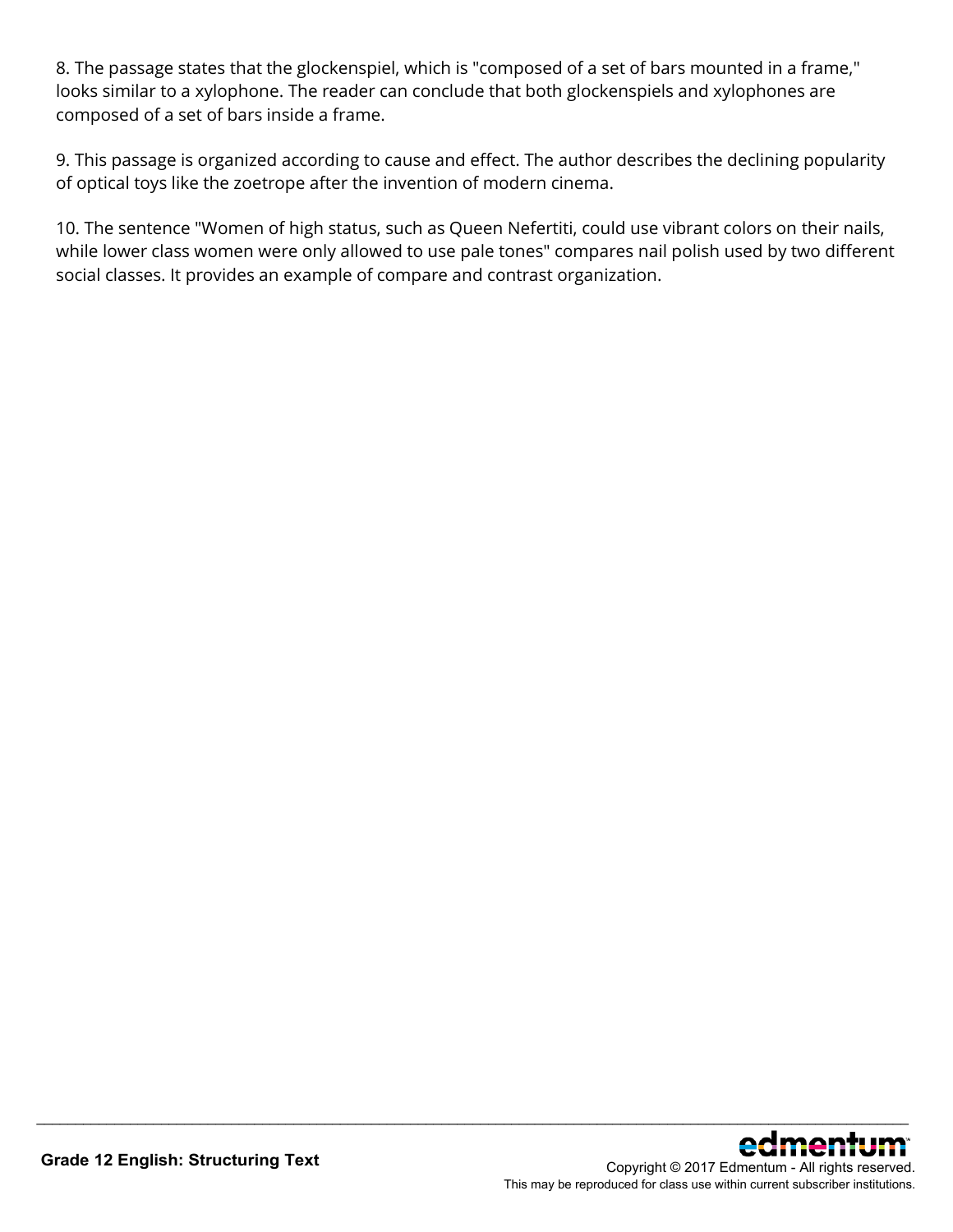8. The passage states that the glockenspiel, which is "composed of a set of bars mounted in a frame," looks similar to a xylophone. The reader can conclude that both glockenspiels and xylophones are composed of a set of bars inside a frame.

9. This passage is organized according to cause and effect. The author describes the declining popularity of optical toys like the zoetrope after the invention of modern cinema.

10. The sentence "Women of high status, such as Queen Nefertiti, could use vibrant colors on their nails, while lower class women were only allowed to use pale tones" compares nail polish used by two different social classes. It provides an example of compare and contrast organization.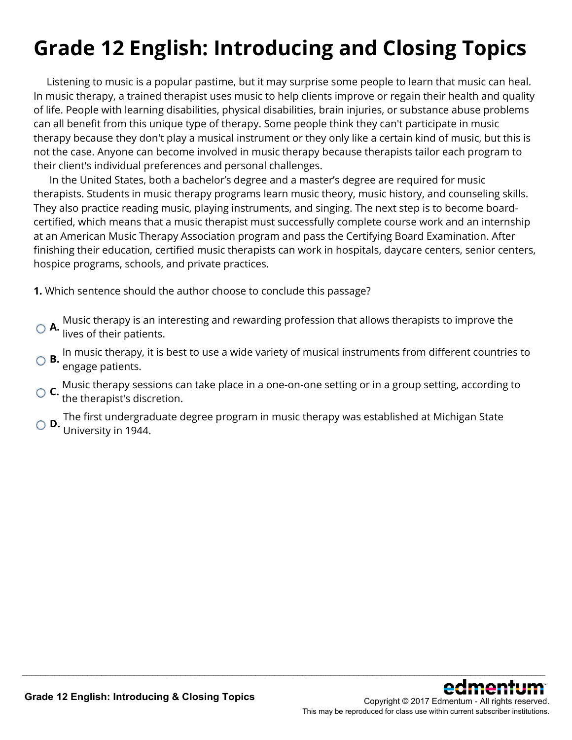# Grade 12 English: Introducing and Closing Topics

Listening to music is a popular pastime, but it may surprise some people to learn that music can heal. In music therapy, a trained therapist uses music to help clients improve or regain their health and quality of life. People with learning disabilities, physical disabilities, brain injuries, or substance abuse problems can all benefit from this unique type of therapy. Some people think they can't participate in music therapy because they don't play a musical instrument or they only like a certain kind of music, but this is not the case. Anyone can become involved in music therapy because therapists tailor each program to their client's individual preferences and personal challenges.

In the United States, both a bachelor's degree and a master's degree are required for music therapists. Students in music therapy programs learn music theory, music history, and counseling skills. They also practice reading music, playing instruments, and singing. The next step is to become board-certified, which means that a music therapist must successfully complete course work and an internship at an American Music Therapy Association program and pass the Certifying Board Examination. After finishing their education, certified music therapists can work in hospitals, daycare centers, senior centers, hospice programs, schools, and private practices.

**1.** Which sentence should the author choose to conclude this passage?

- **A.** Music therapy is an interesting and rewarding profession that allows therapists to improve the lives of their patients.
- **B.** In music therapy, it is best to use a wide variety of musical instruments from different countries to engage patients.
- **C.** Music therapy sessions can take place in a one-on-one setting or in a group setting, according to the therapist's discretion.
- **D.** The first undergraduate degree program in music therapy was established at Michigan State University in 1944.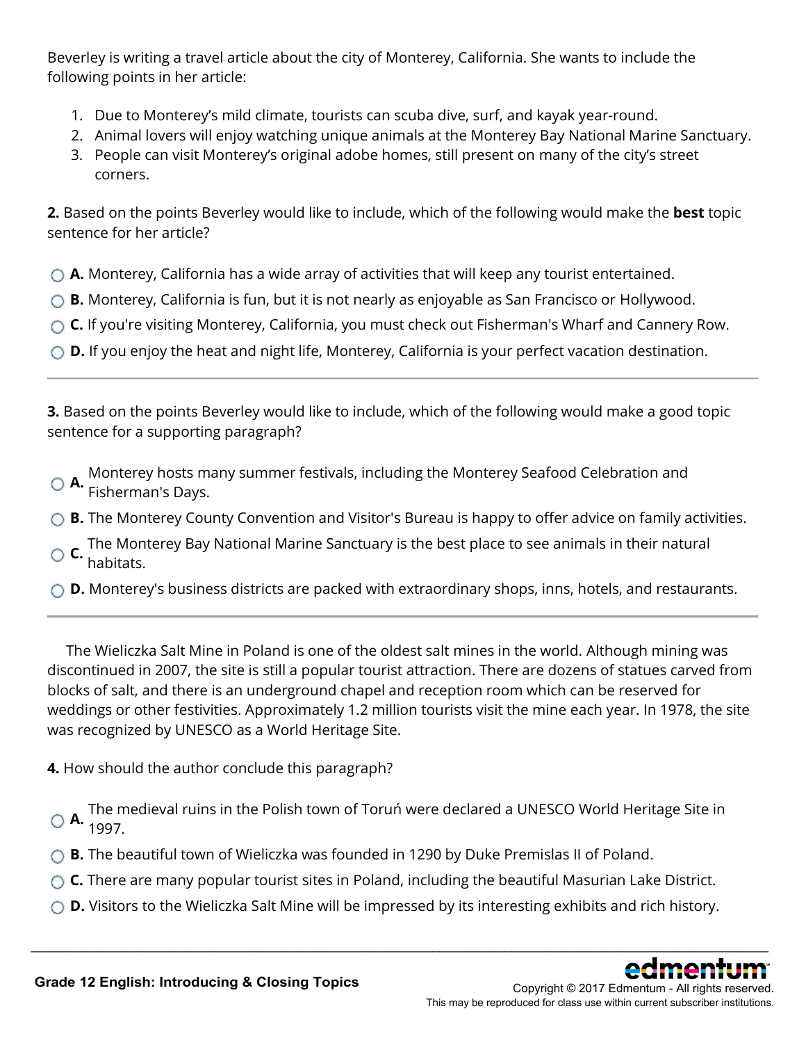Beverley is writing a travel article about the city of Monterey, California. She wants to include the following points in her article:

1. Due to Monterey's mild climate, tourists can scuba dive, surf, and kayak year-round.
2. Animal lovers will enjoy watching unique animals at the Monterey Bay National Marine Sanctuary.
3. People can visit Monterey's original adobe homes, still present on many of the city's street corners.

**2.** Based on the points Beverley would like to include, which of the following would make the **best** topic sentence for her article?

- **A.** Monterey, California has a wide array of activities that will keep any tourist entertained.
- **B.** Monterey, California is fun, but it is not nearly as enjoyable as San Francisco or Hollywood.
- **C.** If you're visiting Monterey, California, you must check out Fisherman's Wharf and Cannery Row.
- **D.** If you enjoy the heat and night life, Monterey, California is your perfect vacation destination.

---

**3.** Based on the points Beverley would like to include, which of the following would make a good topic sentence for a supporting paragraph?

- **A.** Monterey hosts many summer festivals, including the Monterey Seafood Celebration and Fisherman's Days.
- **B.** The Monterey County Convention and Visitor's Bureau is happy to offer advice on family activities.
- **C.** The Monterey Bay National Marine Sanctuary is the best place to see animals in their natural habitats.
- **D.** Monterey's business districts are packed with extraordinary shops, inns, hotels, and restaurants.

---

The Wieliczka Salt Mine in Poland is one of the oldest salt mines in the world. Although mining was discontinued in 2007, the site is still a popular tourist attraction. There are dozens of statues carved from blocks of salt, and there is an underground chapel and reception room which can be reserved for weddings or other festivities. Approximately 1.2 million tourists visit the mine each year. In 1978, the site was recognized by UNESCO as a World Heritage Site.

**4.** How should the author conclude this paragraph?

- **A.** The medieval ruins in the Polish town of Toruń were declared a UNESCO World Heritage Site in 1997.
- **B.** The beautiful town of Wieliczka was founded in 1290 by Duke Premislas II of Poland.
- **C.** There are many popular tourist sites in Poland, including the beautiful Masurian Lake District.
- **D.** Visitors to the Wieliczka Salt Mine will be impressed by its interesting exhibits and rich history.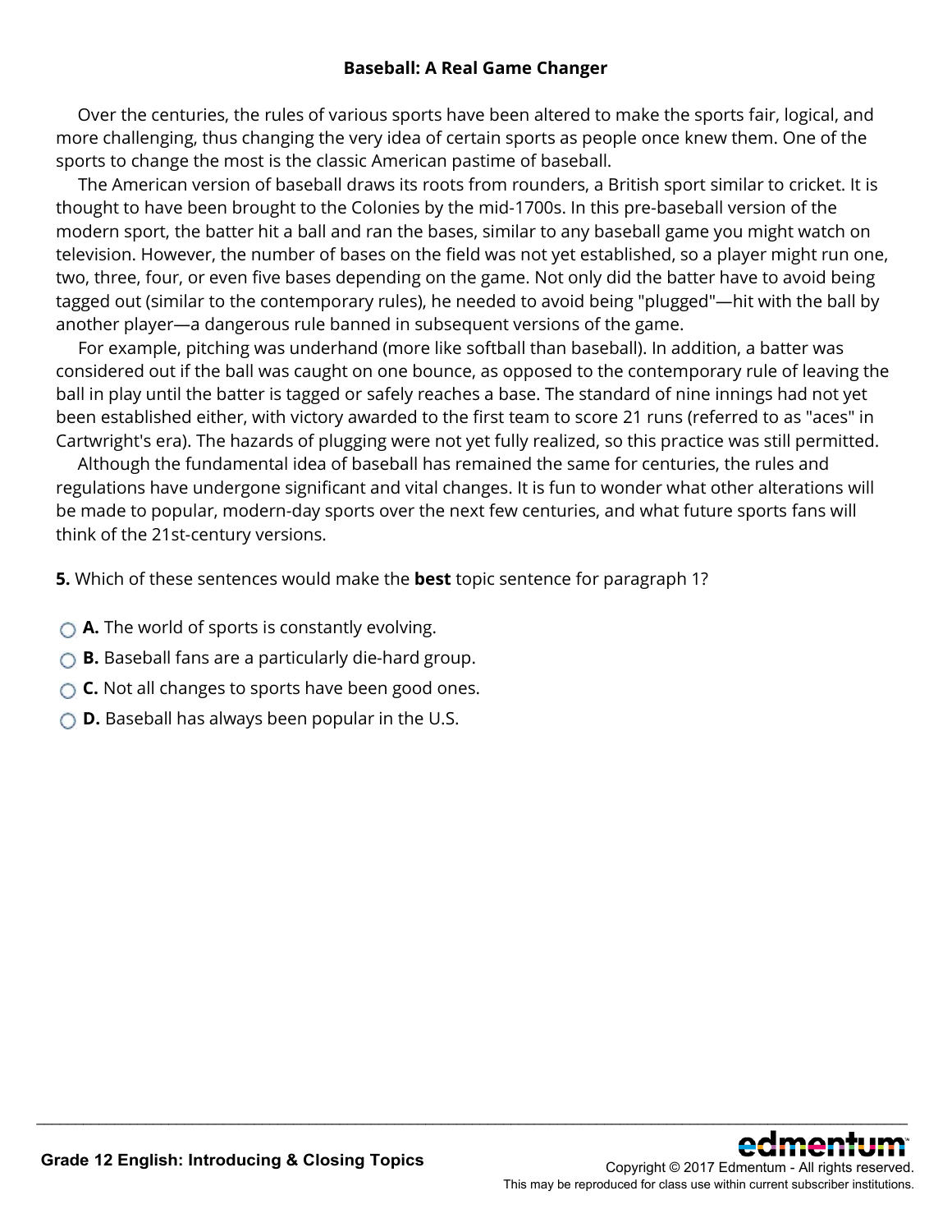### Baseball: A Real Game Changer

Over the centuries, the rules of various sports have been altered to make the sports fair, logical, and more challenging, thus changing the very idea of certain sports as people once knew them. One of the sports to change the most is the classic American pastime of baseball.

The American version of baseball draws its roots from rounders, a British sport similar to cricket. It is thought to have been brought to the Colonies by the mid-1700s. In this pre-baseball version of the modern sport, the batter hit a ball and ran the bases, similar to any baseball game you might watch on television. However, the number of bases on the field was not yet established, so a player might run one, two, three, four, or even five bases depending on the game. Not only did the batter have to avoid being tagged out (similar to the contemporary rules), he needed to avoid being "plugged"—hit with the ball by another player—a dangerous rule banned in subsequent versions of the game.

For example, pitching was underhand (more like softball than baseball). In addition, a batter was considered out if the ball was caught on one bounce, as opposed to the contemporary rule of leaving the ball in play until the batter is tagged or safely reaches a base. The standard of nine innings had not yet been established either, with victory awarded to the first team to score 21 runs (referred to as "aces" in Cartwright's era). The hazards of plugging were not yet fully realized, so this practice was still permitted.

Although the fundamental idea of baseball has remained the same for centuries, the rules and regulations have undergone significant and vital changes. It is fun to wonder what other alterations will be made to popular, modern-day sports over the next few centuries, and what future sports fans will think of the 21st-century versions.

**5.** Which of these sentences would make the **best** topic sentence for paragraph 1?

- **A.** The world of sports is constantly evolving.
- **B.** Baseball fans are a particularly die-hard group.
- **C.** Not all changes to sports have been good ones.
- **D.** Baseball has always been popular in the U.S.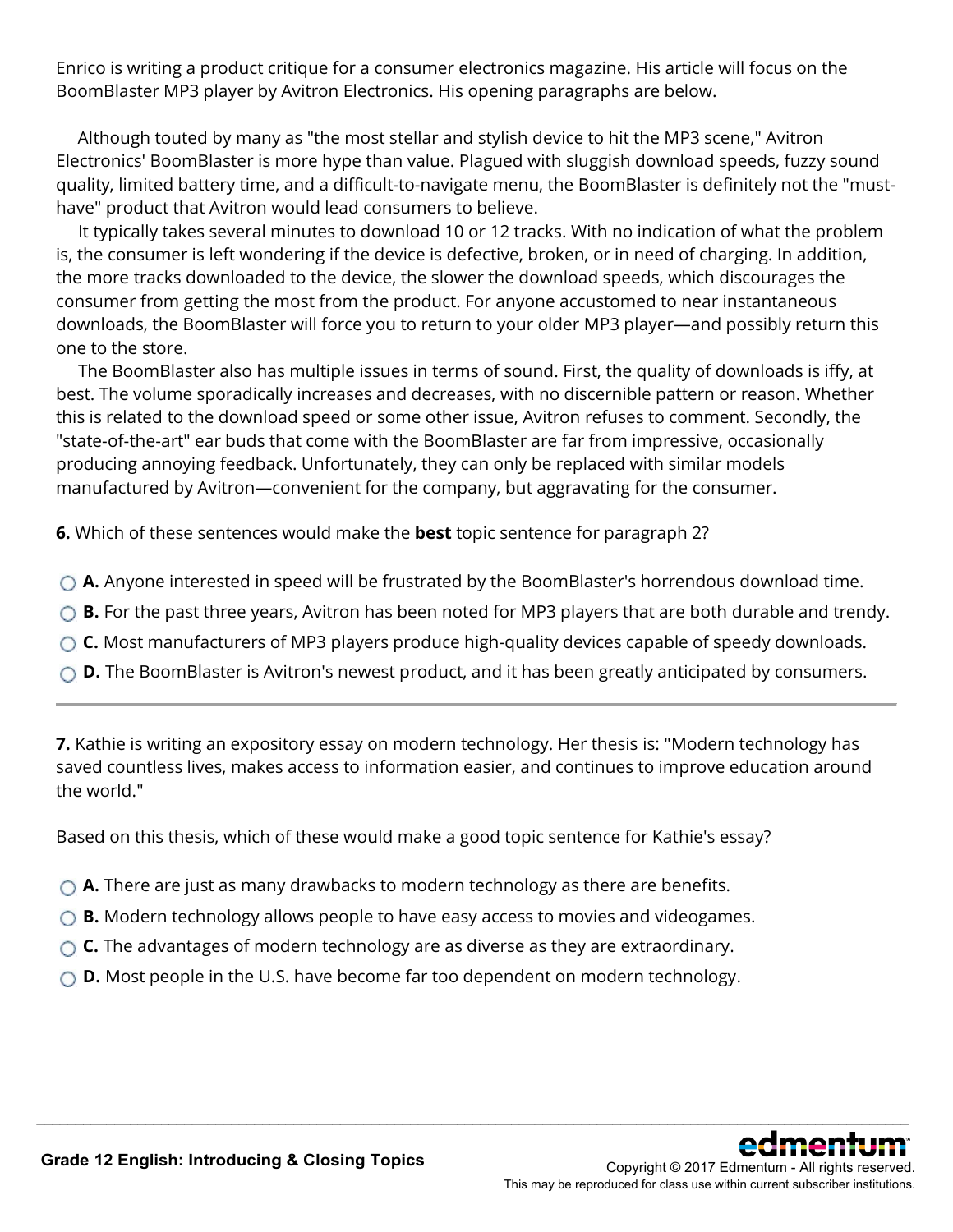Enrico is writing a product critique for a consumer electronics magazine. His article will focus on the BoomBlaster MP3 player by Avitron Electronics. His opening paragraphs are below.

Although touted by many as "the most stellar and stylish device to hit the MP3 scene," Avitron Electronics' BoomBlaster is more hype than value. Plagued with sluggish download speeds, fuzzy sound quality, limited battery time, and a difficult-to-navigate menu, the BoomBlaster is definitely not the "must-have" product that Avitron would lead consumers to believe.

It typically takes several minutes to download 10 or 12 tracks. With no indication of what the problem is, the consumer is left wondering if the device is defective, broken, or in need of charging. In addition, the more tracks downloaded to the device, the slower the download speeds, which discourages the consumer from getting the most from the product. For anyone accustomed to near instantaneous downloads, the BoomBlaster will force you to return to your older MP3 player—and possibly return this one to the store.

The BoomBlaster also has multiple issues in terms of sound. First, the quality of downloads is iffy, at best. The volume sporadically increases and decreases, with no discernible pattern or reason. Whether this is related to the download speed or some other issue, Avitron refuses to comment. Secondly, the "state-of-the-art" ear buds that come with the BoomBlaster are far from impressive, occasionally producing annoying feedback. Unfortunately, they can only be replaced with similar models manufactured by Avitron—convenient for the company, but aggravating for the consumer.

**6.** Which of these sentences would make the **best** topic sentence for paragraph 2?

- **A.** Anyone interested in speed will be frustrated by the BoomBlaster's horrendous download time.
- **B.** For the past three years, Avitron has been noted for MP3 players that are both durable and trendy.
- **C.** Most manufacturers of MP3 players produce high-quality devices capable of speedy downloads.
- **D.** The BoomBlaster is Avitron's newest product, and it has been greatly anticipated by consumers.

---

**7.** Kathie is writing an expository essay on modern technology. Her thesis is: "Modern technology has saved countless lives, makes access to information easier, and continues to improve education around the world."

Based on this thesis, which of these would make a good topic sentence for Kathie's essay?

- **A.** There are just as many drawbacks to modern technology as there are benefits.
- **B.** Modern technology allows people to have easy access to movies and videogames.
- **C.** The advantages of modern technology are as diverse as they are extraordinary.
- **D.** Most people in the U.S. have become far too dependent on modern technology.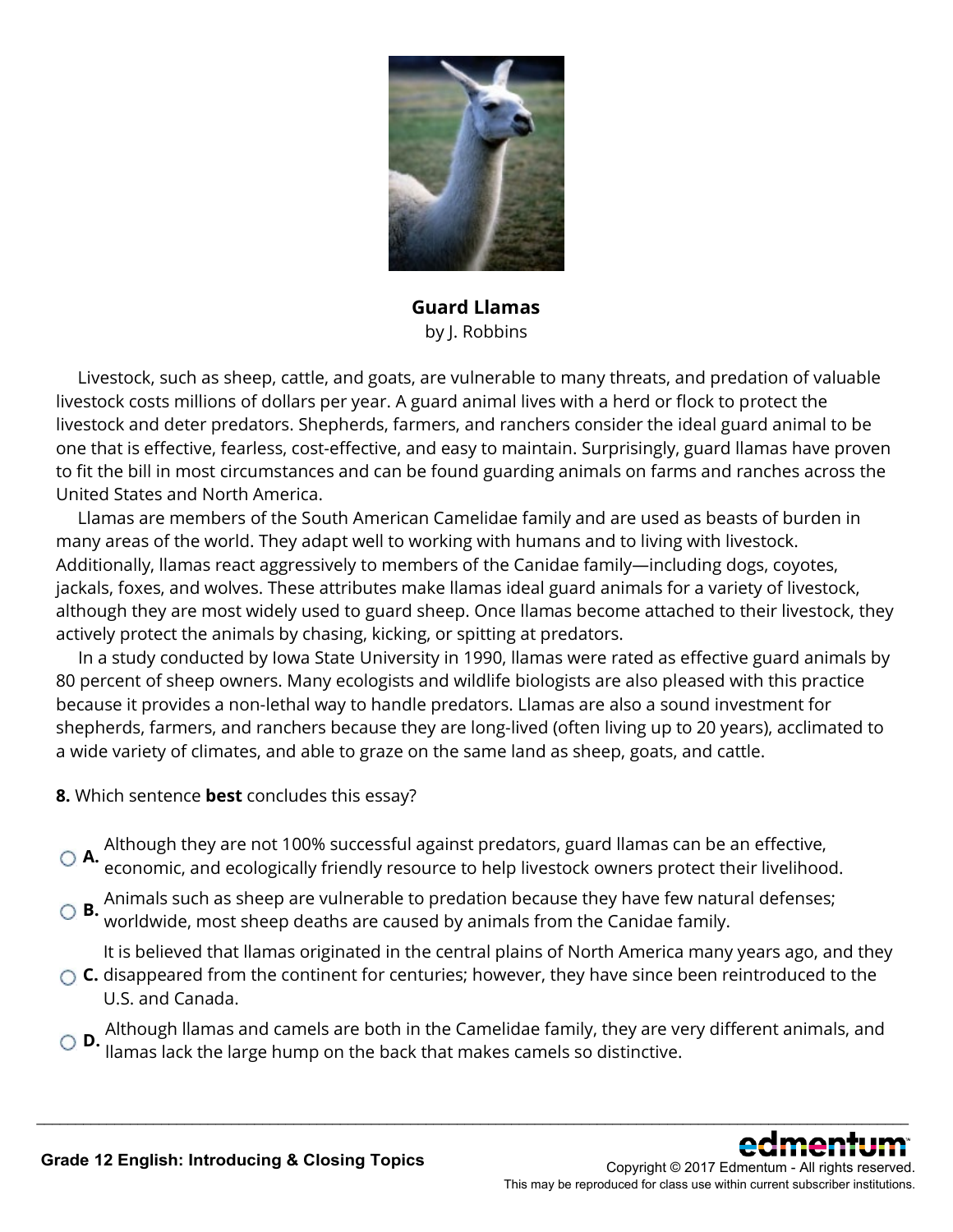**Guard Llamas**

by J. Robbins

Livestock, such as sheep, cattle, and goats, are vulnerable to many threats, and predation of valuable livestock costs millions of dollars per year. A guard animal lives with a herd or flock to protect the livestock and deter predators. Shepherds, farmers, and ranchers consider the ideal guard animal to be one that is effective, fearless, cost-effective, and easy to maintain. Surprisingly, guard llamas have proven to fit the bill in most circumstances and can be found guarding animals on farms and ranches across the United States and North America.

Llamas are members of the South American Camelidae family and are used as beasts of burden in many areas of the world. They adapt well to working with humans and to living with livestock. Additionally, llamas react aggressively to members of the Canidae family—including dogs, coyotes, jackals, foxes, and wolves. These attributes make llamas ideal guard animals for a variety of livestock, although they are most widely used to guard sheep. Once llamas become attached to their livestock, they actively protect the animals by chasing, kicking, or spitting at predators.

In a study conducted by Iowa State University in 1990, llamas were rated as effective guard animals by 80 percent of sheep owners. Many ecologists and wildlife biologists are also pleased with this practice because it provides a non-lethal way to handle predators. Llamas are also a sound investment for shepherds, farmers, and ranchers because they are long-lived (often living up to 20 years), acclimated to a wide variety of climates, and able to graze on the same land as sheep, goats, and cattle.

**8.** Which sentence **best** concludes this essay?

- **A.** Although they are not 100% successful against predators, guard llamas can be an effective, economic, and ecologically friendly resource to help livestock owners protect their livelihood.
- **B.** Animals such as sheep are vulnerable to predation because they have few natural defenses; worldwide, most sheep deaths are caused by animals from the Canidae family.
- **C.** It is believed that llamas originated in the central plains of North America many years ago, and they disappeared from the continent for centuries; however, they have since been reintroduced to the U.S. and Canada.
- **D.** Although llamas and camels are both in the Camelidae family, they are very different animals, and llamas lack the large hump on the back that makes camels so distinctive.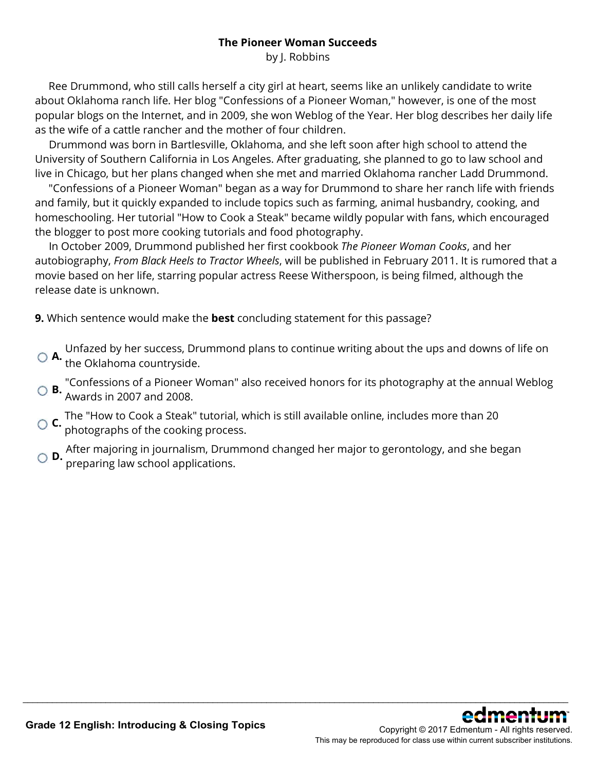**The Pioneer Woman Succeeds**

by J. Robbins

Ree Drummond, who still calls herself a city girl at heart, seems like an unlikely candidate to write about Oklahoma ranch life. Her blog "Confessions of a Pioneer Woman," however, is one of the most popular blogs on the Internet, and in 2009, she won Weblog of the Year. Her blog describes her daily life as the wife of a cattle rancher and the mother of four children.

Drummond was born in Bartlesville, Oklahoma, and she left soon after high school to attend the University of Southern California in Los Angeles. After graduating, she planned to go to law school and live in Chicago, but her plans changed when she met and married Oklahoma rancher Ladd Drummond.

"Confessions of a Pioneer Woman" began as a way for Drummond to share her ranch life with friends and family, but it quickly expanded to include topics such as farming, animal husbandry, cooking, and homeschooling. Her tutorial "How to Cook a Steak" became wildly popular with fans, which encouraged the blogger to post more cooking tutorials and food photography.

In October 2009, Drummond published her first cookbook *The Pioneer Woman Cooks*, and her autobiography, *From Black Heels to Tractor Wheels*, will be published in February 2011. It is rumored that a movie based on her life, starring popular actress Reese Witherspoon, is being filmed, although the release date is unknown.

**9.** Which sentence would make the **best** concluding statement for this passage?

- **A.** Unfazed by her success, Drummond plans to continue writing about the ups and downs of life on the Oklahoma countryside.
- **B.** "Confessions of a Pioneer Woman" also received honors for its photography at the annual Weblog Awards in 2007 and 2008.
- **C.** The "How to Cook a Steak" tutorial, which is still available online, includes more than 20 photographs of the cooking process.
- **D.** After majoring in journalism, Drummond changed her major to gerontology, and she began preparing law school applications.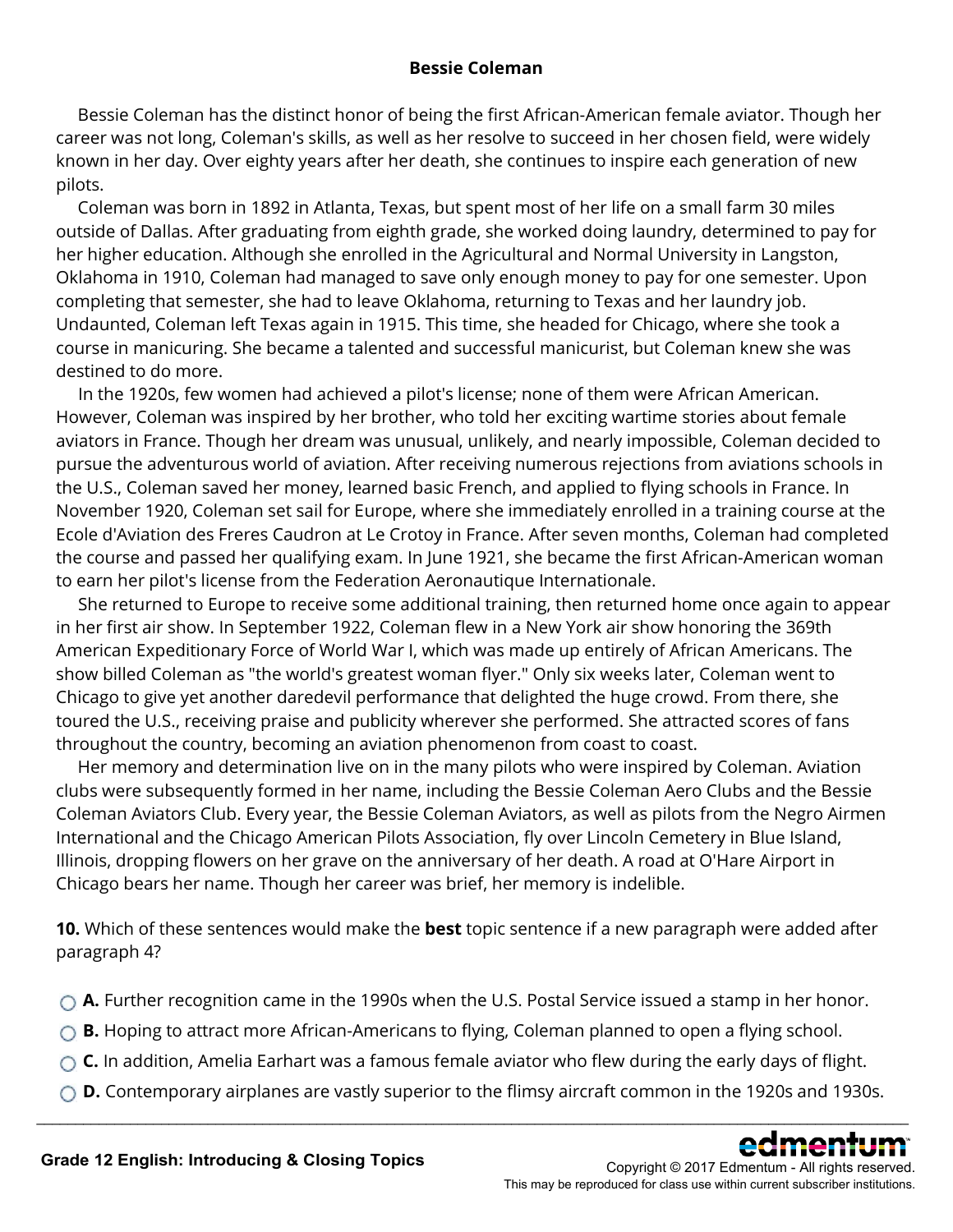# Bessie Coleman

Bessie Coleman has the distinct honor of being the first African-American female aviator. Though her career was not long, Coleman's skills, as well as her resolve to succeed in her chosen field, were widely known in her day. Over eighty years after her death, she continues to inspire each generation of new pilots.

Coleman was born in 1892 in Atlanta, Texas, but spent most of her life on a small farm 30 miles outside of Dallas. After graduating from eighth grade, she worked doing laundry, determined to pay for her higher education. Although she enrolled in the Agricultural and Normal University in Langston, Oklahoma in 1910, Coleman had managed to save only enough money to pay for one semester. Upon completing that semester, she had to leave Oklahoma, returning to Texas and her laundry job. Undaunted, Coleman left Texas again in 1915. This time, she headed for Chicago, where she took a course in manicuring. She became a talented and successful manicurist, but Coleman knew she was destined to do more.

In the 1920s, few women had achieved a pilot's license; none of them were African American. However, Coleman was inspired by her brother, who told her exciting wartime stories about female aviators in France. Though her dream was unusual, unlikely, and nearly impossible, Coleman decided to pursue the adventurous world of aviation. After receiving numerous rejections from aviations schools in the U.S., Coleman saved her money, learned basic French, and applied to flying schools in France. In November 1920, Coleman set sail for Europe, where she immediately enrolled in a training course at the Ecole d'Aviation des Freres Caudron at Le Crotoy in France. After seven months, Coleman had completed the course and passed her qualifying exam. In June 1921, she became the first African-American woman to earn her pilot's license from the Federation Aeronautique Internationale.

She returned to Europe to receive some additional training, then returned home once again to appear in her first air show. In September 1922, Coleman flew in a New York air show honoring the 369th American Expeditionary Force of World War I, which was made up entirely of African Americans. The show billed Coleman as "the world's greatest woman flyer." Only six weeks later, Coleman went to Chicago to give yet another daredevil performance that delighted the huge crowd. From there, she toured the U.S., receiving praise and publicity wherever she performed. She attracted scores of fans throughout the country, becoming an aviation phenomenon from coast to coast.

Her memory and determination live on in the many pilots who were inspired by Coleman. Aviation clubs were subsequently formed in her name, including the Bessie Coleman Aero Clubs and the Bessie Coleman Aviators Club. Every year, the Bessie Coleman Aviators, as well as pilots from the Negro Airmen International and the Chicago American Pilots Association, fly over Lincoln Cemetery in Blue Island, Illinois, dropping flowers on her grave on the anniversary of her death. A road at O'Hare Airport in Chicago bears her name. Though her career was brief, her memory is indelible.

**10.** Which of these sentences would make the **best** topic sentence if a new paragraph were added after paragraph 4?

- **A.** Further recognition came in the 1990s when the U.S. Postal Service issued a stamp in her honor.
- **B.** Hoping to attract more African-Americans to flying, Coleman planned to open a flying school.
- **C.** In addition, Amelia Earhart was a famous female aviator who flew during the early days of flight.
- **D.** Contemporary airplanes are vastly superior to the flimsy aircraft common in the 1920s and 1930s.

Grade 12 English: Introducing & Closing Topics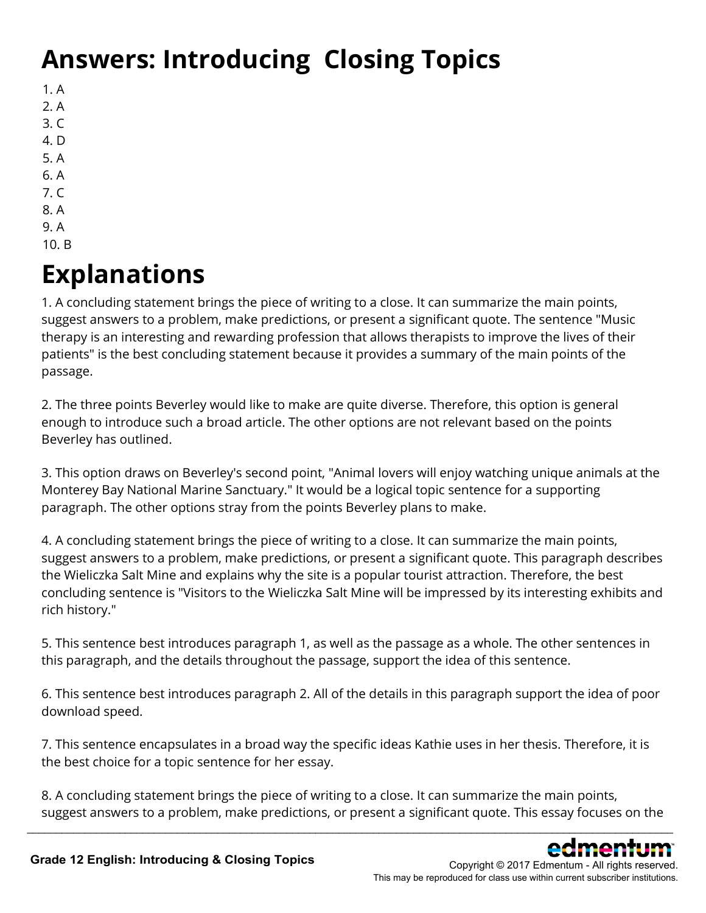# Answers: Introducing  Closing Topics

1. A
2. A
3. C
4. D
5. A
6. A
7. C
8. A
9. A
10. B

# Explanations

1. A concluding statement brings the piece of writing to a close. It can summarize the main points, suggest answers to a problem, make predictions, or present a significant quote. The sentence "Music therapy is an interesting and rewarding profession that allows therapists to improve the lives of their patients" is the best concluding statement because it provides a summary of the main points of the passage.

2. The three points Beverley would like to make are quite diverse. Therefore, this option is general enough to introduce such a broad article. The other options are not relevant based on the points Beverley has outlined.

3. This option draws on Beverley's second point, "Animal lovers will enjoy watching unique animals at the Monterey Bay National Marine Sanctuary." It would be a logical topic sentence for a supporting paragraph. The other options stray from the points Beverley plans to make.

4. A concluding statement brings the piece of writing to a close. It can summarize the main points, suggest answers to a problem, make predictions, or present a significant quote. This paragraph describes the Wieliczka Salt Mine and explains why the site is a popular tourist attraction. Therefore, the best concluding sentence is "Visitors to the Wieliczka Salt Mine will be impressed by its interesting exhibits and rich history."

5. This sentence best introduces paragraph 1, as well as the passage as a whole. The other sentences in this paragraph, and the details throughout the passage, support the idea of this sentence.

6. This sentence best introduces paragraph 2. All of the details in this paragraph support the idea of poor download speed.

7. This sentence encapsulates in a broad way the specific ideas Kathie uses in her thesis. Therefore, it is the best choice for a topic sentence for her essay.

8. A concluding statement brings the piece of writing to a close. It can summarize the main points, suggest answers to a problem, make predictions, or present a significant quote. This essay focuses on the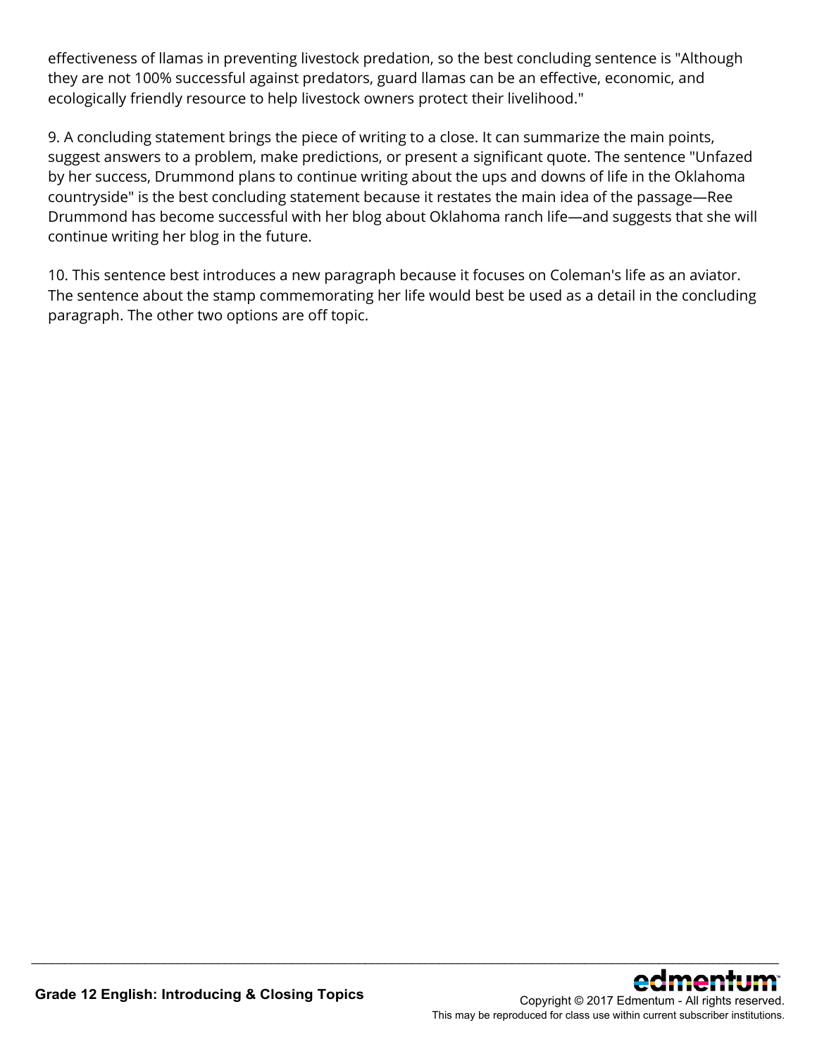effectiveness of llamas in preventing livestock predation, so the best concluding sentence is "Although they are not 100% successful against predators, guard llamas can be an effective, economic, and ecologically friendly resource to help livestock owners protect their livelihood."

9. A concluding statement brings the piece of writing to a close. It can summarize the main points, suggest answers to a problem, make predictions, or present a significant quote. The sentence "Unfazed by her success, Drummond plans to continue writing about the ups and downs of life in the Oklahoma countryside" is the best concluding statement because it restates the main idea of the passage—Ree Drummond has become successful with her blog about Oklahoma ranch life—and suggests that she will continue writing her blog in the future.

10. This sentence best introduces a new paragraph because it focuses on Coleman's life as an aviator. The sentence about the stamp commemorating her life would best be used as a detail in the concluding paragraph. The other two options are off topic.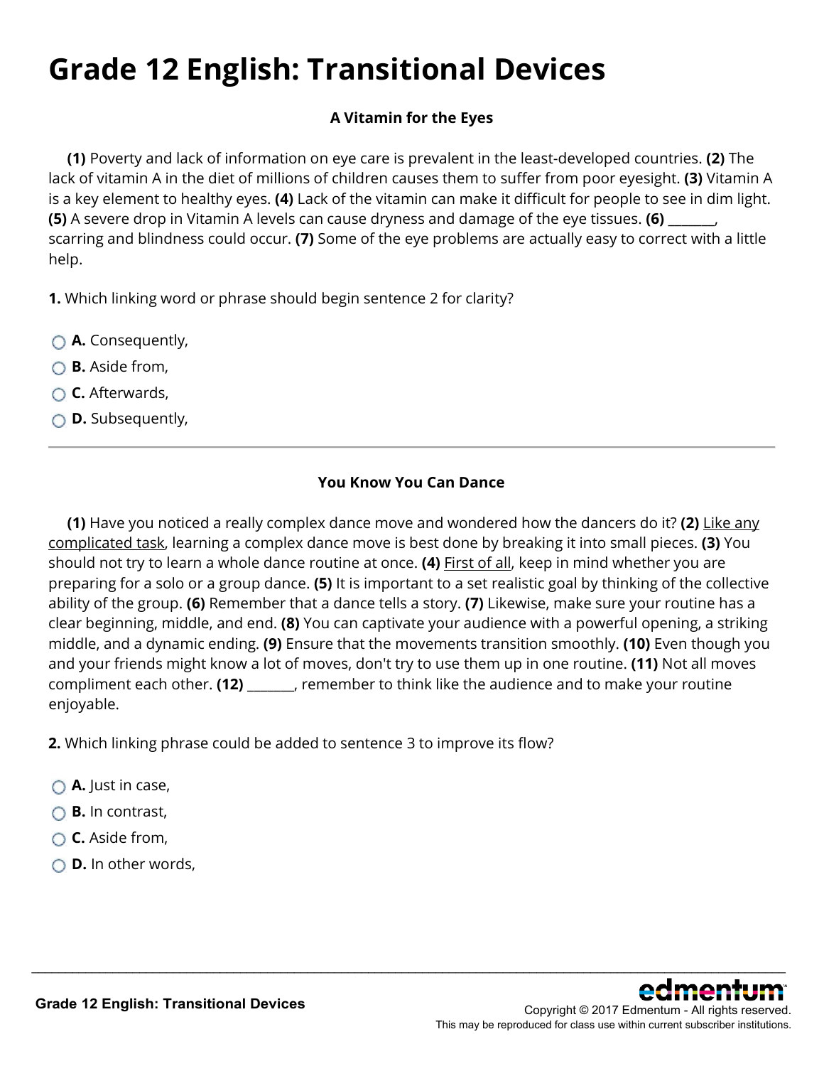# Grade 12 English: Transitional Devices

**A Vitamin for the Eyes**

**(1)** Poverty and lack of information on eye care is prevalent in the least-developed countries. **(2)** The lack of vitamin A in the diet of millions of children causes them to suffer from poor eyesight. **(3)** Vitamin A is a key element to healthy eyes. **(4)** Lack of the vitamin can make it difficult for people to see in dim light. **(5)** A severe drop in Vitamin A levels can cause dryness and damage of the eye tissues. **(6)** _______, scarring and blindness could occur. **(7)** Some of the eye problems are actually easy to correct with a little help.

**1.** Which linking word or phrase should begin sentence 2 for clarity?

- **A.** Consequently,
- **B.** Aside from,
- **C.** Afterwards,
- **D.** Subsequently,

---

**You Know You Can Dance**

**(1)** Have you noticed a really complex dance move and wondered how the dancers do it? **(2)** <u>Like any complicated task</u>, learning a complex dance move is best done by breaking it into small pieces. **(3)** You should not try to learn a whole dance routine at once. **(4)** <u>First of all</u>, keep in mind whether you are preparing for a solo or a group dance. **(5)** It is important to a set realistic goal by thinking of the collective ability of the group. **(6)** Remember that a dance tells a story. **(7)** Likewise, make sure your routine has a clear beginning, middle, and end. **(8)** You can captivate your audience with a powerful opening, a striking middle, and a dynamic ending. **(9)** Ensure that the movements transition smoothly. **(10)** Even though you and your friends might know a lot of moves, don't try to use them up in one routine. **(11)** Not all moves compliment each other. **(12)** _______, remember to think like the audience and to make your routine enjoyable.

**2.** Which linking phrase could be added to sentence 3 to improve its flow?

- **A.** Just in case,
- **B.** In contrast,
- **C.** Aside from,
- **D.** In other words,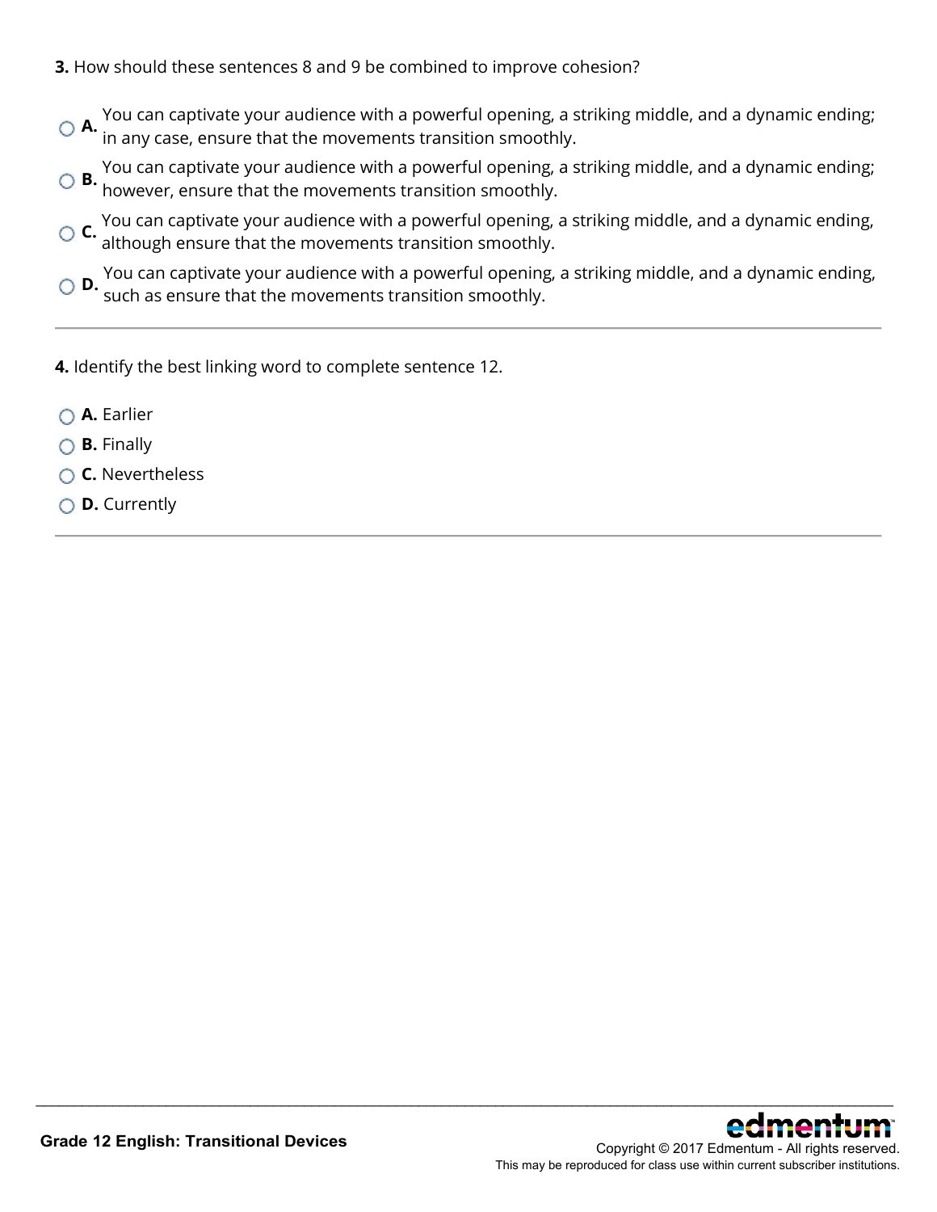**3.** How should these sentences 8 and 9 be combined to improve cohesion?

- **A.** You can captivate your audience with a powerful opening, a striking middle, and a dynamic ending; in any case, ensure that the movements transition smoothly.
- **B.** You can captivate your audience with a powerful opening, a striking middle, and a dynamic ending; however, ensure that the movements transition smoothly.
- **C.** You can captivate your audience with a powerful opening, a striking middle, and a dynamic ending, although ensure that the movements transition smoothly.
- **D.** You can captivate your audience with a powerful opening, a striking middle, and a dynamic ending, such as ensure that the movements transition smoothly.

---

**4.** Identify the best linking word to complete sentence 12.

- **A.** Earlier
- **B.** Finally
- **C.** Nevertheless
- **D.** Currently

---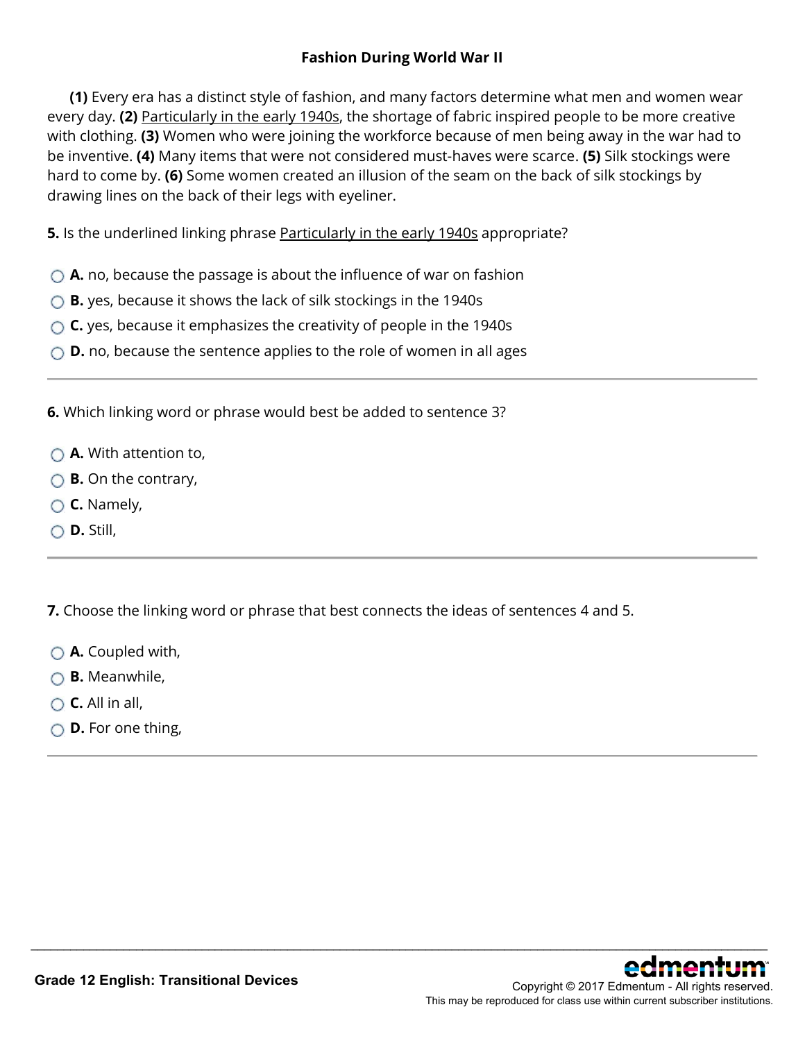## Fashion During World War II

**(1)** Every era has a distinct style of fashion, and many factors determine what men and women wear every day. **(2)** <u>Particularly in the early 1940s</u>, the shortage of fabric inspired people to be more creative with clothing. **(3)** Women who were joining the workforce because of men being away in the war had to be inventive. **(4)** Many items that were not considered must-haves were scarce. **(5)** Silk stockings were hard to come by. **(6)** Some women created an illusion of the seam on the back of silk stockings by drawing lines on the back of their legs with eyeliner.

**5.** Is the underlined linking phrase <u>Particularly in the early 1940s</u> appropriate?

- **A.** no, because the passage is about the influence of war on fashion
- **B.** yes, because it shows the lack of silk stockings in the 1940s
- **C.** yes, because it emphasizes the creativity of people in the 1940s
- **D.** no, because the sentence applies to the role of women in all ages

---

**6.** Which linking word or phrase would best be added to sentence 3?

- **A.** With attention to,
- **B.** On the contrary,
- **C.** Namely,
- **D.** Still,

---

**7.** Choose the linking word or phrase that best connects the ideas of sentences 4 and 5.

- **A.** Coupled with,
- **B.** Meanwhile,
- **C.** All in all,
- **D.** For one thing,

---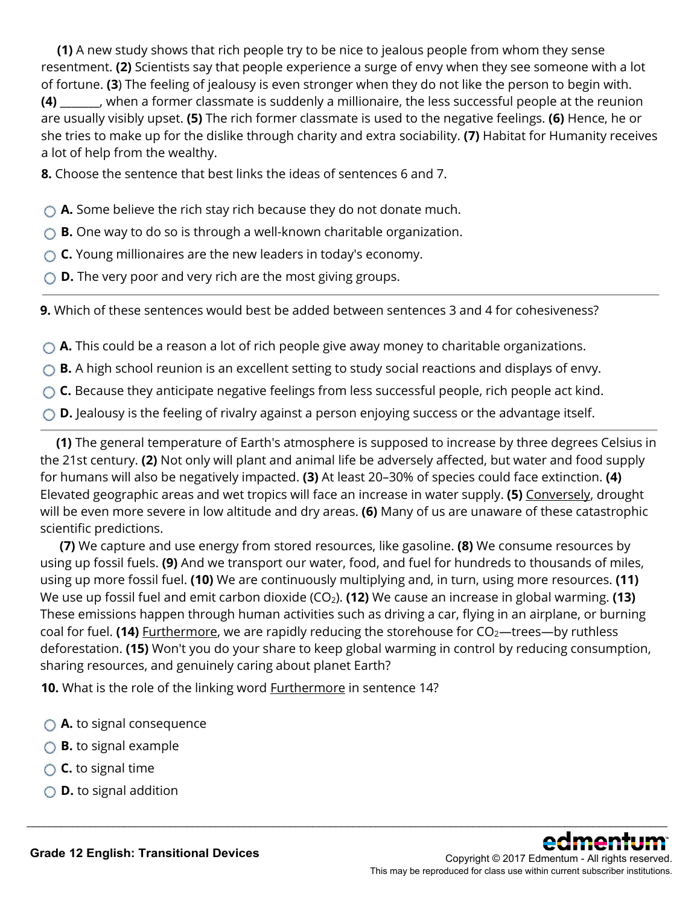**(1)** A new study shows that rich people try to be nice to jealous people from whom they sense resentment. **(2)** Scientists say that people experience a surge of envy when they see someone with a lot of fortune. **(3)** The feeling of jealousy is even stronger when they do not like the person to begin with. **(4)** _______, when a former classmate is suddenly a millionaire, the less successful people at the reunion are usually visibly upset. **(5)** The rich former classmate is used to the negative feelings. **(6)** Hence, he or she tries to make up for the dislike through charity and extra sociability. **(7)** Habitat for Humanity receives a lot of help from the wealthy.

**8.** Choose the sentence that best links the ideas of sentences 6 and 7.

- **A.** Some believe the rich stay rich because they do not donate much.
- **B.** One way to do so is through a well-known charitable organization.
- **C.** Young millionaires are the new leaders in today's economy.
- **D.** The very poor and very rich are the most giving groups.

---

**9.** Which of these sentences would best be added between sentences 3 and 4 for cohesiveness?

- **A.** This could be a reason a lot of rich people give away money to charitable organizations.
- **B.** A high school reunion is an excellent setting to study social reactions and displays of envy.
- **C.** Because they anticipate negative feelings from less successful people, rich people act kind.
- **D.** Jealousy is the feeling of rivalry against a person enjoying success or the advantage itself.

---

**(1)** The general temperature of Earth's atmosphere is supposed to increase by three degrees Celsius in the 21st century. **(2)** Not only will plant and animal life be adversely affected, but water and food supply for humans will also be negatively impacted. **(3)** At least 20–30% of species could face extinction. **(4)** Elevated geographic areas and wet tropics will face an increase in water supply. **(5)** Conversely, drought will be even more severe in low altitude and dry areas. **(6)** Many of us are unaware of these catastrophic scientific predictions.

**(7)** We capture and use energy from stored resources, like gasoline. **(8)** We consume resources by using up fossil fuels. **(9)** And we transport our water, food, and fuel for hundreds to thousands of miles, using up more fossil fuel. **(10)** We are continuously multiplying and, in turn, using more resources. **(11)** We use up fossil fuel and emit carbon dioxide ($CO_2$). **(12)** We cause an increase in global warming. **(13)** These emissions happen through human activities such as driving a car, flying in an airplane, or burning coal for fuel. **(14)** Furthermore, we are rapidly reducing the storehouse for $CO_2$—trees—by ruthless deforestation. **(15)** Won't you do your share to keep global warming in control by reducing consumption, sharing resources, and genuinely caring about planet Earth?

**10.** What is the role of the linking word Furthermore in sentence 14?

- **A.** to signal consequence
- **B.** to signal example
- **C.** to signal time
- **D.** to signal addition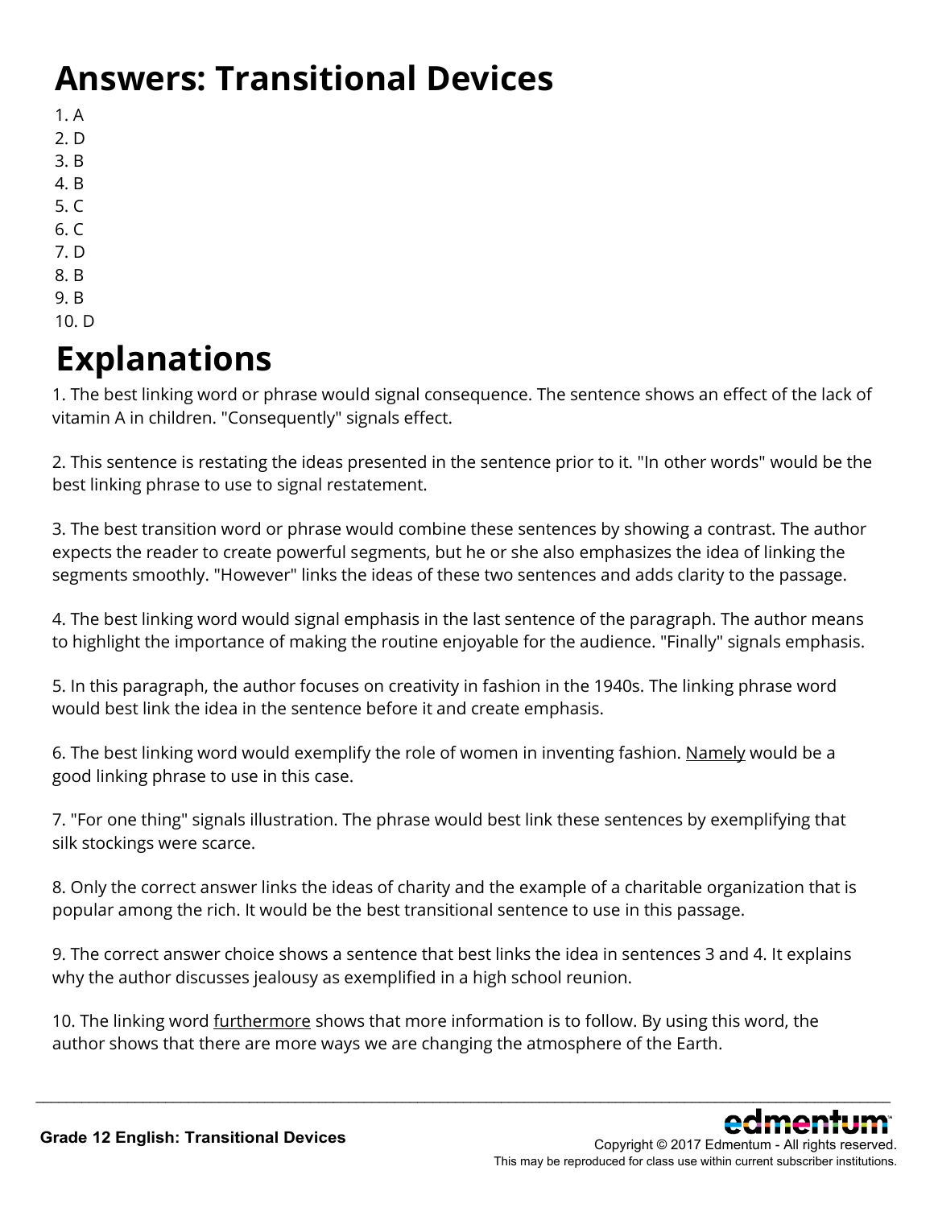# Answers: Transitional Devices

1. A
2. D
3. B
4. B
5. C
6. C
7. D
8. B
9. B
10. D

# Explanations

1. The best linking word or phrase would signal consequence. The sentence shows an effect of the lack of vitamin A in children. "Consequently" signals effect.

2. This sentence is restating the ideas presented in the sentence prior to it. "In other words" would be the best linking phrase to use to signal restatement.

3. The best transition word or phrase would combine these sentences by showing a contrast. The author expects the reader to create powerful segments, but he or she also emphasizes the idea of linking the segments smoothly. "However" links the ideas of these two sentences and adds clarity to the passage.

4. The best linking word would signal emphasis in the last sentence of the paragraph. The author means to highlight the importance of making the routine enjoyable for the audience. "Finally" signals emphasis.

5. In this paragraph, the author focuses on creativity in fashion in the 1940s. The linking phrase word would best link the idea in the sentence before it and create emphasis.

6. The best linking word would exemplify the role of women in inventing fashion. <u>Namely</u> would be a good linking phrase to use in this case.

7. "For one thing" signals illustration. The phrase would best link these sentences by exemplifying that silk stockings were scarce.

8. Only the correct answer links the ideas of charity and the example of a charitable organization that is popular among the rich. It would be the best transitional sentence to use in this passage.

9. The correct answer choice shows a sentence that best links the idea in sentences 3 and 4. It explains why the author discusses jealousy as exemplified in a high school reunion.

10. The linking word <u>furthermore</u> shows that more information is to follow. By using this word, the author shows that there are more ways we are changing the atmosphere of the Earth.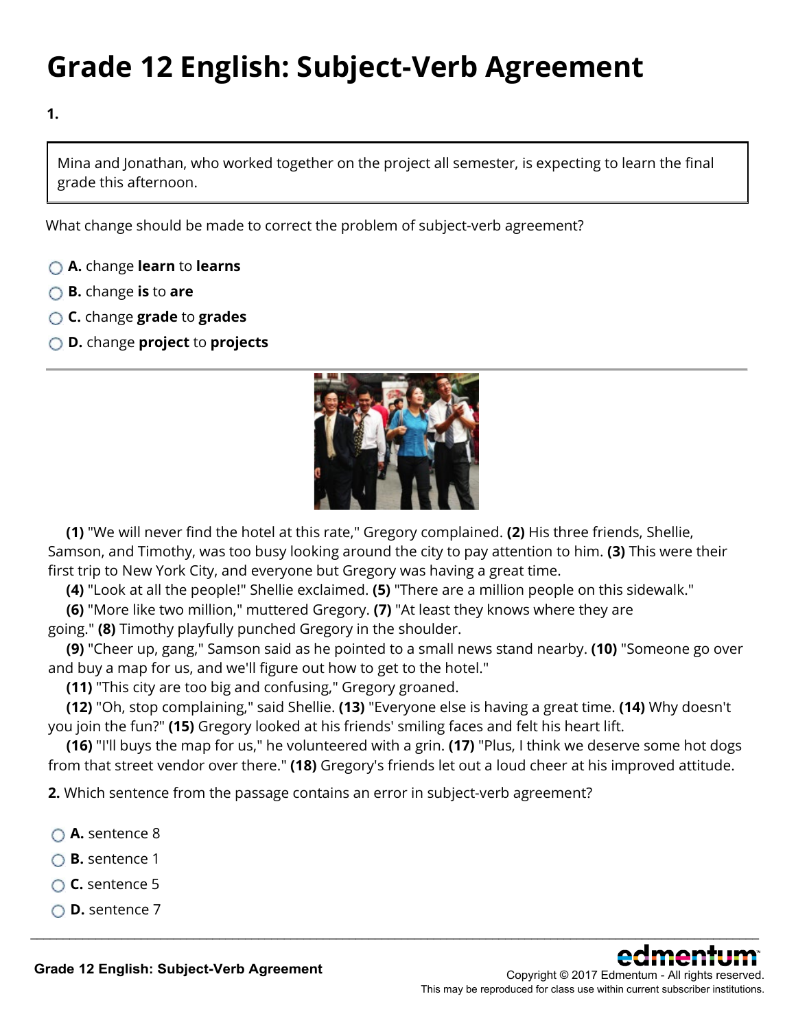# Grade 12 English: Subject-Verb Agreement

**1.**

> Mina and Jonathan, who worked together on the project all semester, is expecting to learn the final grade this afternoon.

What change should be made to correct the problem of subject-verb agreement?

- **A.** change **learn** to **learns**
- **B.** change **is** to **are**
- **C.** change **grade** to **grades**
- **D.** change **project** to **projects**

---

**(1)** "We will never find the hotel at this rate," Gregory complained. **(2)** His three friends, Shellie, Samson, and Timothy, was too busy looking around the city to pay attention to him. **(3)** This were their first trip to New York City, and everyone but Gregory was having a great time.

**(4)** "Look at all the people!" Shellie exclaimed. **(5)** "There are a million people on this sidewalk."

**(6)** "More like two million," muttered Gregory. **(7)** "At least they knows where they are going." **(8)** Timothy playfully punched Gregory in the shoulder.

**(9)** "Cheer up, gang," Samson said as he pointed to a small news stand nearby. **(10)** "Someone go over and buy a map for us, and we'll figure out how to get to the hotel."

**(11)** "This city are too big and confusing," Gregory groaned.

**(12)** "Oh, stop complaining," said Shellie. **(13)** "Everyone else is having a great time. **(14)** Why doesn't you join the fun?" **(15)** Gregory looked at his friends' smiling faces and felt his heart lift.

**(16)** "I'll buys the map for us," he volunteered with a grin. **(17)** "Plus, I think we deserve some hot dogs from that street vendor over there." **(18)** Gregory's friends let out a loud cheer at his improved attitude.

**2.** Which sentence from the passage contains an error in subject-verb agreement?

- **A.** sentence 8
- **B.** sentence 1
- **C.** sentence 5
- **D.** sentence 7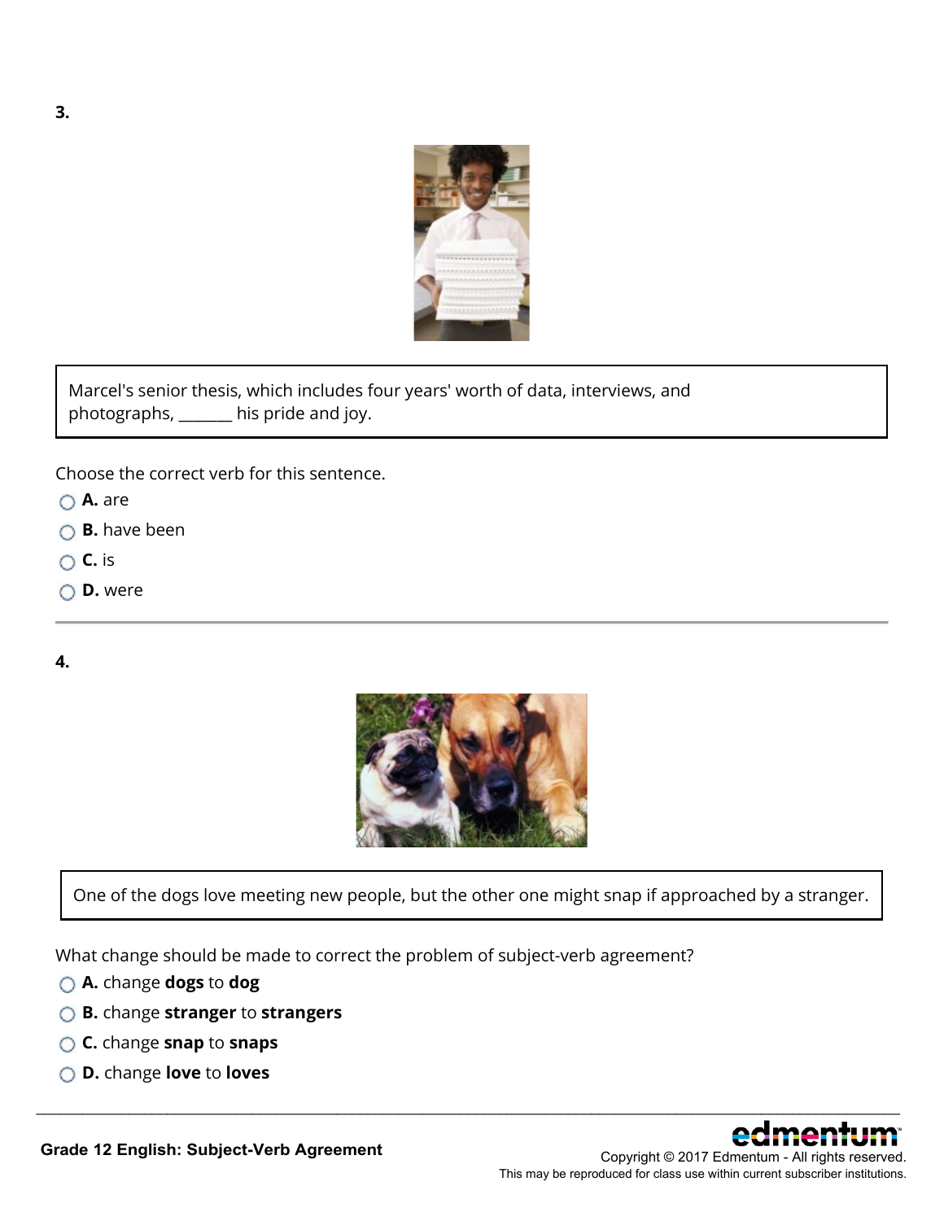**3.**

> Marcel's senior thesis, which includes four years' worth of data, interviews, and photographs, _______ his pride and joy.

Choose the correct verb for this sentence.

- **A.** are
- **B.** have been
- **C.** is
- **D.** were

---

**4.**

> One of the dogs love meeting new people, but the other one might snap if approached by a stranger.

What change should be made to correct the problem of subject-verb agreement?

- **A.** change **dogs** to **dog**
- **B.** change **stranger** to **strangers**
- **C.** change **snap** to **snaps**
- **D.** change **love** to **loves**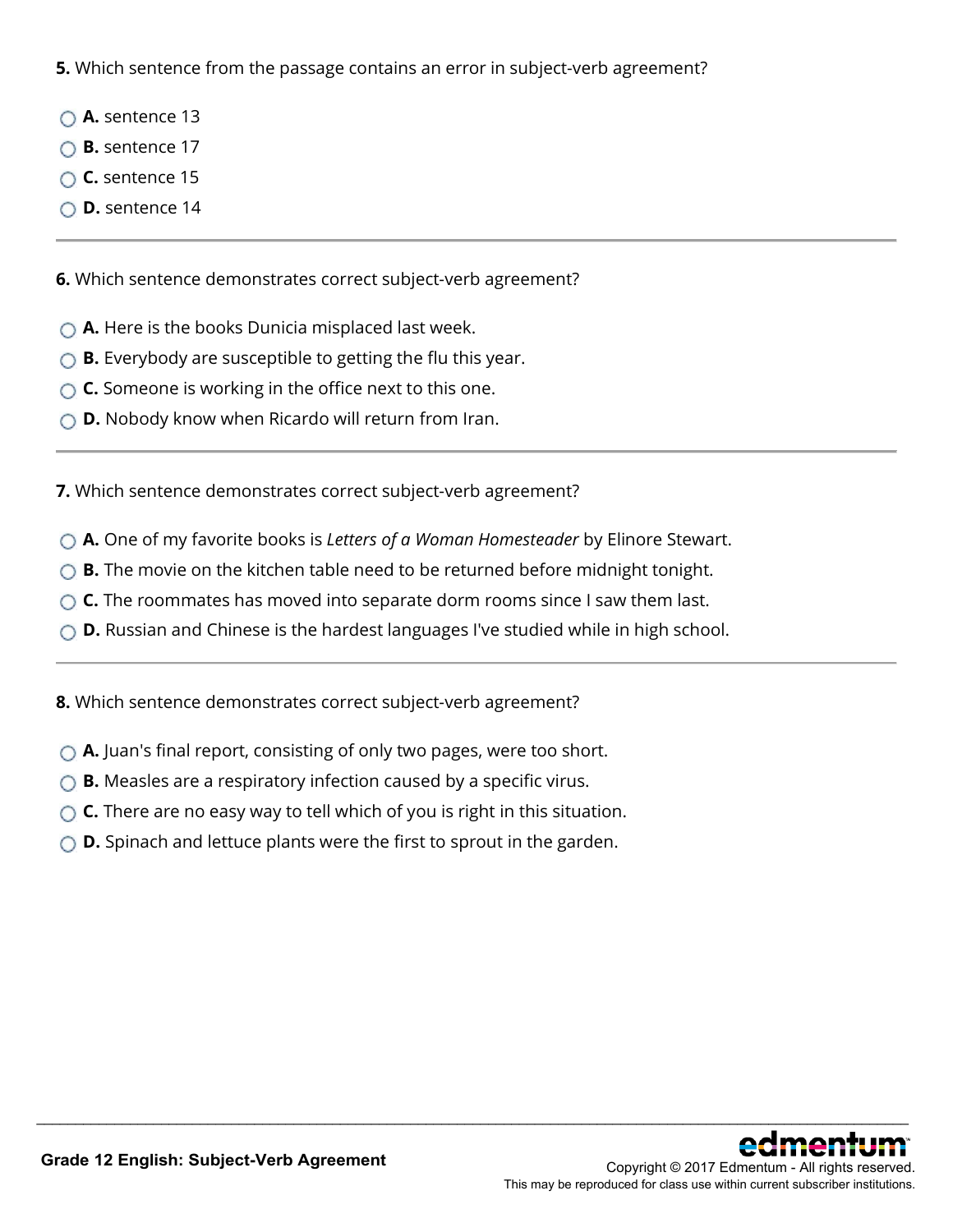**5.** Which sentence from the passage contains an error in subject-verb agreement?

- **A.** sentence 13
- **B.** sentence 17
- **C.** sentence 15
- **D.** sentence 14

---

**6.** Which sentence demonstrates correct subject-verb agreement?

- **A.** Here is the books Dunicia misplaced last week.
- **B.** Everybody are susceptible to getting the flu this year.
- **C.** Someone is working in the office next to this one.
- **D.** Nobody know when Ricardo will return from Iran.

---

**7.** Which sentence demonstrates correct subject-verb agreement?

- **A.** One of my favorite books is *Letters of a Woman Homesteader* by Elinore Stewart.
- **B.** The movie on the kitchen table need to be returned before midnight tonight.
- **C.** The roommates has moved into separate dorm rooms since I saw them last.
- **D.** Russian and Chinese is the hardest languages I've studied while in high school.

---

**8.** Which sentence demonstrates correct subject-verb agreement?

- **A.** Juan's final report, consisting of only two pages, were too short.
- **B.** Measles are a respiratory infection caused by a specific virus.
- **C.** There are no easy way to tell which of you is right in this situation.
- **D.** Spinach and lettuce plants were the first to sprout in the garden.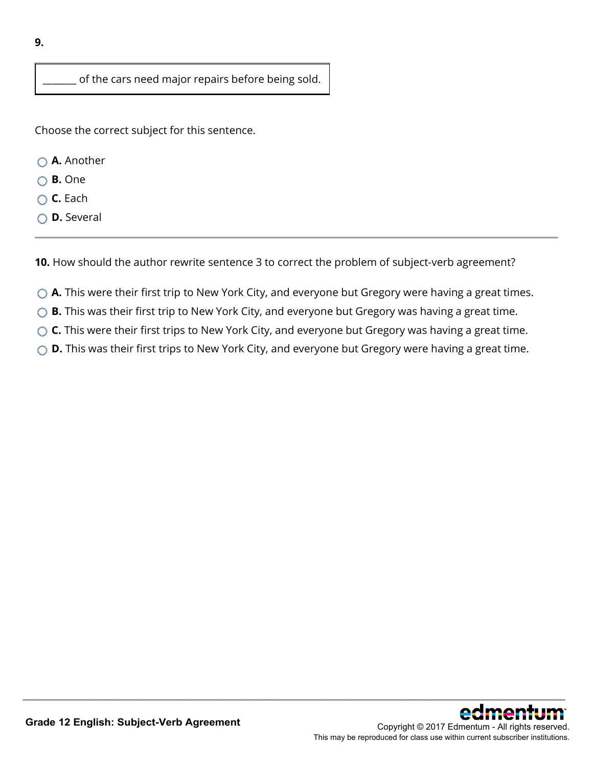**9.**

| _______ of the cars need major repairs before being sold. |
|---|

Choose the correct subject for this sentence.

- **A.** Another
- **B.** One
- **C.** Each
- **D.** Several

---

**10.** How should the author rewrite sentence 3 to correct the problem of subject-verb agreement?

- **A.** This were their first trip to New York City, and everyone but Gregory were having a great times.
- **B.** This was their first trip to New York City, and everyone but Gregory was having a great time.
- **C.** This were their first trips to New York City, and everyone but Gregory was having a great time.
- **D.** This was their first trips to New York City, and everyone but Gregory were having a great time.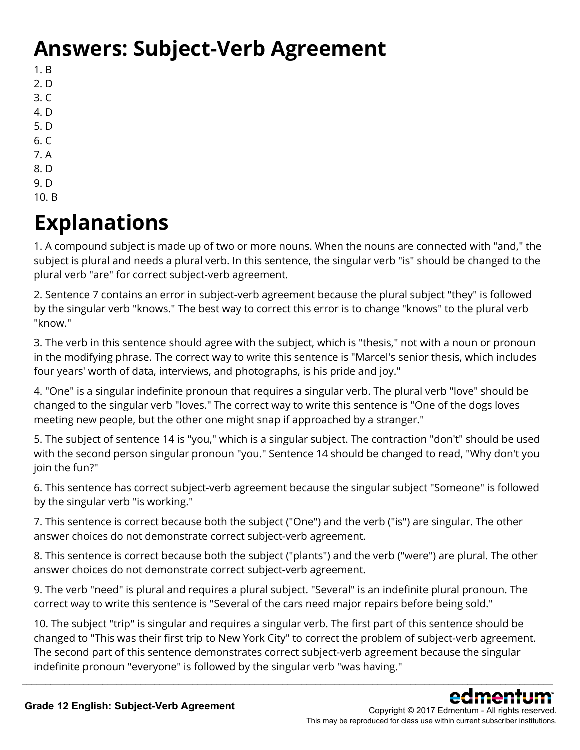# Answers: Subject-Verb Agreement

1. B
2. D
3. C
4. D
5. D
6. C
7. A
8. D
9. D
10. B

# Explanations

1. A compound subject is made up of two or more nouns. When the nouns are connected with "and," the subject is plural and needs a plural verb. In this sentence, the singular verb "is" should be changed to the plural verb "are" for correct subject-verb agreement.

2. Sentence 7 contains an error in subject-verb agreement because the plural subject "they" is followed by the singular verb "knows." The best way to correct this error is to change "knows" to the plural verb "know."

3. The verb in this sentence should agree with the subject, which is "thesis," not with a noun or pronoun in the modifying phrase. The correct way to write this sentence is "Marcel's senior thesis, which includes four years' worth of data, interviews, and photographs, is his pride and joy."

4. "One" is a singular indefinite pronoun that requires a singular verb. The plural verb "love" should be changed to the singular verb "loves." The correct way to write this sentence is "One of the dogs loves meeting new people, but the other one might snap if approached by a stranger."

5. The subject of sentence 14 is "you," which is a singular subject. The contraction "don't" should be used with the second person singular pronoun "you." Sentence 14 should be changed to read, "Why don't you join the fun?"

6. This sentence has correct subject-verb agreement because the singular subject "Someone" is followed by the singular verb "is working."

7. This sentence is correct because both the subject ("One") and the verb ("is") are singular. The other answer choices do not demonstrate correct subject-verb agreement.

8. This sentence is correct because both the subject ("plants") and the verb ("were") are plural. The other answer choices do not demonstrate correct subject-verb agreement.

9. The verb "need" is plural and requires a plural subject. "Several" is an indefinite plural pronoun. The correct way to write this sentence is "Several of the cars need major repairs before being sold."

10. The subject "trip" is singular and requires a singular verb. The first part of this sentence should be changed to "This was their first trip to New York City" to correct the problem of subject-verb agreement. The second part of this sentence demonstrates correct subject-verb agreement because the singular indefinite pronoun "everyone" is followed by the singular verb "was having."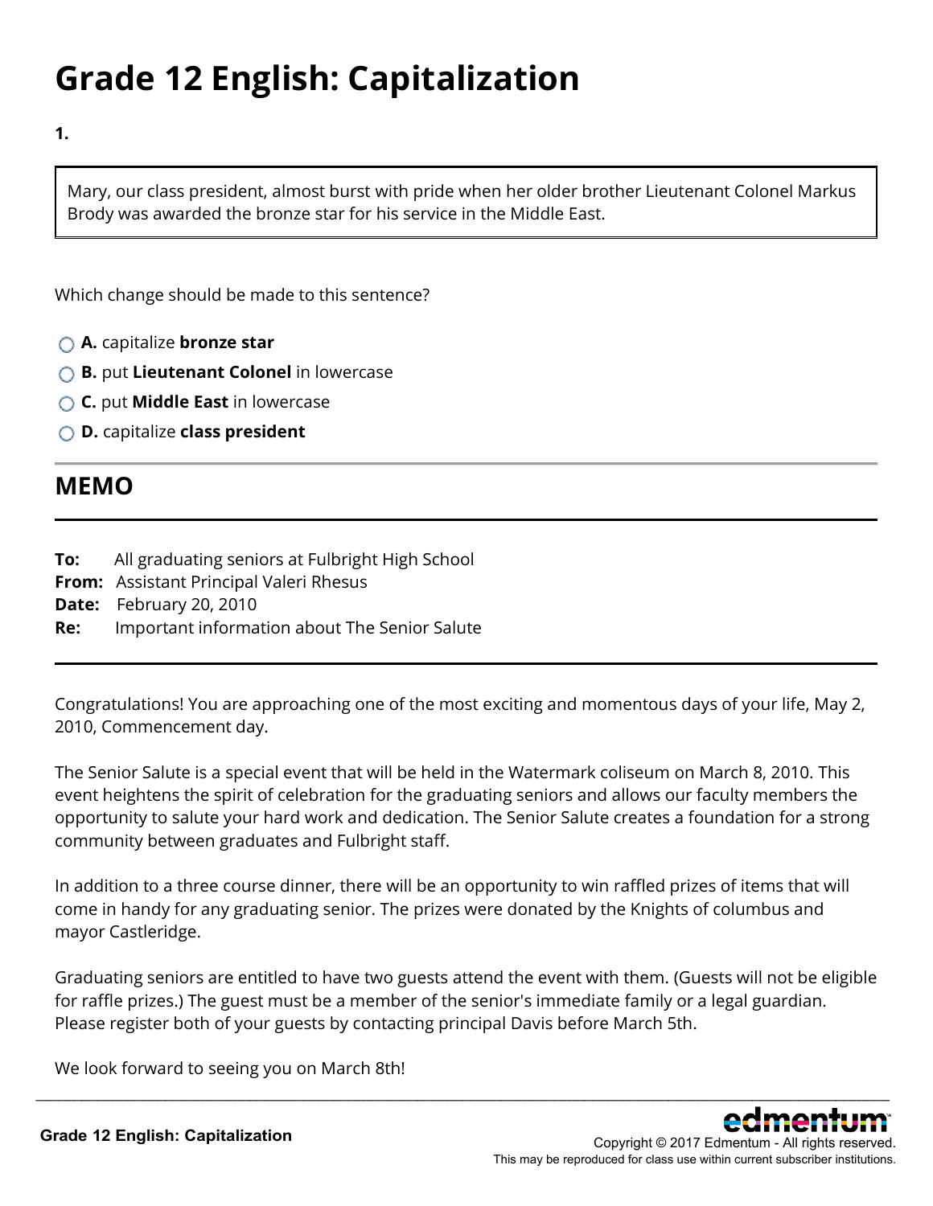# Grade 12 English: Capitalization

**1.**

> Mary, our class president, almost burst with pride when her older brother Lieutenant Colonel Markus Brody was awarded the bronze star for his service in the Middle East.

Which change should be made to this sentence?

- **A.** capitalize **bronze star**
- **B.** put **Lieutenant Colonel** in lowercase
- **C.** put **Middle East** in lowercase
- **D.** capitalize **class president**

---

## MEMO

---

**To:** All graduating seniors at Fulbright High School
**From:** Assistant Principal Valeri Rhesus
**Date:** February 20, 2010
**Re:** Important information about The Senior Salute

---

Congratulations! You are approaching one of the most exciting and momentous days of your life, May 2, 2010, Commencement day.

The Senior Salute is a special event that will be held in the Watermark coliseum on March 8, 2010. This event heightens the spirit of celebration for the graduating seniors and allows our faculty members the opportunity to salute your hard work and dedication. The Senior Salute creates a foundation for a strong community between graduates and Fulbright staff.

In addition to a three course dinner, there will be an opportunity to win raffled prizes of items that will come in handy for any graduating senior. The prizes were donated by the Knights of columbus and mayor Castleridge.

Graduating seniors are entitled to have two guests attend the event with them. (Guests will not be eligible for raffle prizes.) The guest must be a member of the senior's immediate family or a legal guardian. Please register both of your guests by contacting principal Davis before March 5th.

We look forward to seeing you on March 8th!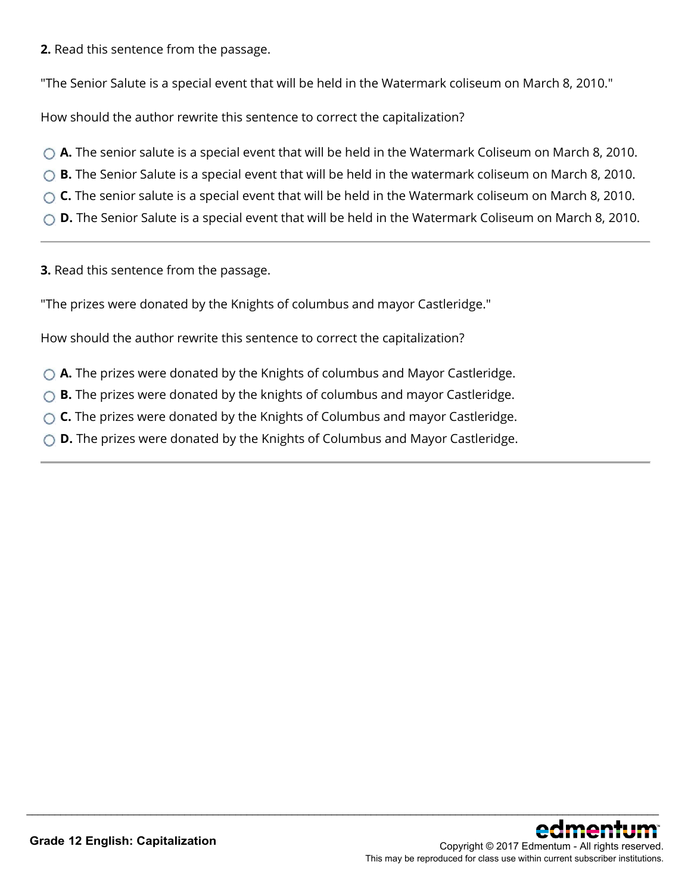**2.** Read this sentence from the passage.

"The Senior Salute is a special event that will be held in the Watermark coliseum on March 8, 2010."

How should the author rewrite this sentence to correct the capitalization?

- **A.** The senior salute is a special event that will be held in the Watermark Coliseum on March 8, 2010.
- **B.** The Senior Salute is a special event that will be held in the watermark coliseum on March 8, 2010.
- **C.** The senior salute is a special event that will be held in the Watermark coliseum on March 8, 2010.
- **D.** The Senior Salute is a special event that will be held in the Watermark Coliseum on March 8, 2010.

---

**3.** Read this sentence from the passage.

"The prizes were donated by the Knights of columbus and mayor Castleridge."

How should the author rewrite this sentence to correct the capitalization?

- **A.** The prizes were donated by the Knights of columbus and Mayor Castleridge.
- **B.** The prizes were donated by the knights of columbus and mayor Castleridge.
- **C.** The prizes were donated by the Knights of Columbus and mayor Castleridge.
- **D.** The prizes were donated by the Knights of Columbus and Mayor Castleridge.

---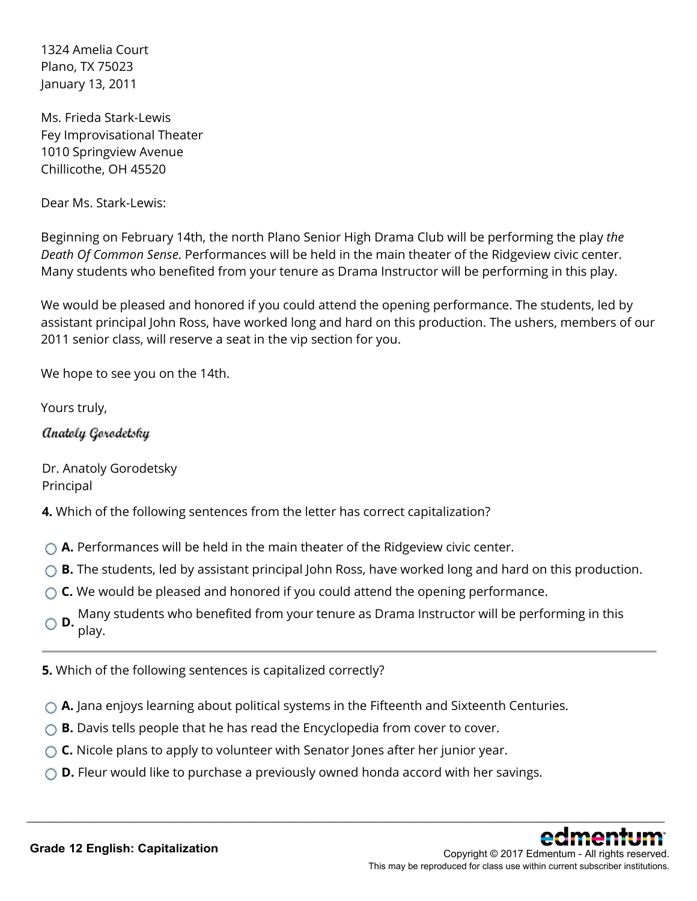1324 Amelia Court
Plano, TX 75023
January 13, 2011

Ms. Frieda Stark-Lewis
Fey Improvisational Theater
1010 Springview Avenue
Chillicothe, OH 45520

Dear Ms. Stark-Lewis:

Beginning on February 14th, the north Plano Senior High Drama Club will be performing the play *the Death Of Common Sense*. Performances will be held in the main theater of the Ridgeview civic center. Many students who benefited from your tenure as Drama Instructor will be performing in this play.

We would be pleased and honored if you could attend the opening performance. The students, led by assistant principal John Ross, have worked long and hard on this production. The ushers, members of our 2011 senior class, will reserve a seat in the vip section for you.

We hope to see you on the 14th.

Yours truly,

*Anatoly Gorodetsky*

Dr. Anatoly Gorodetsky
Principal

**4.** Which of the following sentences from the letter has correct capitalization?

- **A.** Performances will be held in the main theater of the Ridgeview civic center.
- **B.** The students, led by assistant principal John Ross, have worked long and hard on this production.
- **C.** We would be pleased and honored if you could attend the opening performance.
- **D.** Many students who benefited from your tenure as Drama Instructor will be performing in this play.

---

**5.** Which of the following sentences is capitalized correctly?

- **A.** Jana enjoys learning about political systems in the Fifteenth and Sixteenth Centuries.
- **B.** Davis tells people that he has read the Encyclopedia from cover to cover.
- **C.** Nicole plans to apply to volunteer with Senator Jones after her junior year.
- **D.** Fleur would like to purchase a previously owned honda accord with her savings.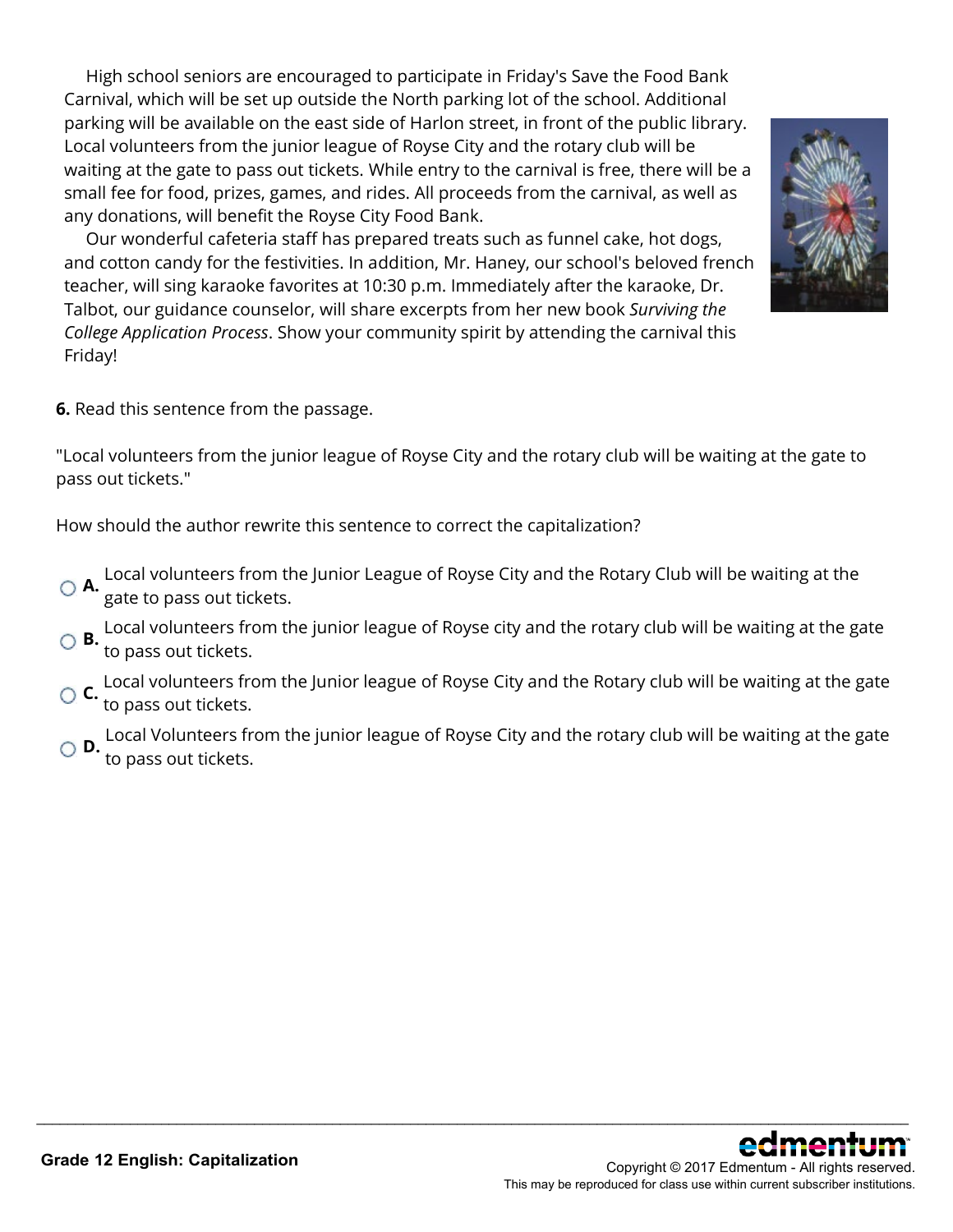High school seniors are encouraged to participate in Friday's Save the Food Bank Carnival, which will be set up outside the North parking lot of the school. Additional parking will be available on the east side of Harlon street, in front of the public library. Local volunteers from the junior league of Royse City and the rotary club will be waiting at the gate to pass out tickets. While entry to the carnival is free, there will be a small fee for food, prizes, games, and rides. All proceeds from the carnival, as well as any donations, will benefit the Royse City Food Bank.

Our wonderful cafeteria staff has prepared treats such as funnel cake, hot dogs, and cotton candy for the festivities. In addition, Mr. Haney, our school's beloved french teacher, will sing karaoke favorites at 10:30 p.m. Immediately after the karaoke, Dr. Talbot, our guidance counselor, will share excerpts from her new book *Surviving the College Application Process*. Show your community spirit by attending the carnival this Friday!

**6.** Read this sentence from the passage.

"Local volunteers from the junior league of Royse City and the rotary club will be waiting at the gate to pass out tickets."

How should the author rewrite this sentence to correct the capitalization?

- **A.** Local volunteers from the Junior League of Royse City and the Rotary Club will be waiting at the gate to pass out tickets.
- **B.** Local volunteers from the junior league of Royse city and the rotary club will be waiting at the gate to pass out tickets.
- **C.** Local volunteers from the Junior league of Royse City and the Rotary club will be waiting at the gate to pass out tickets.
- **D.** Local Volunteers from the junior league of Royse City and the rotary club will be waiting at the gate to pass out tickets.

**Grade 12 English: Capitalization**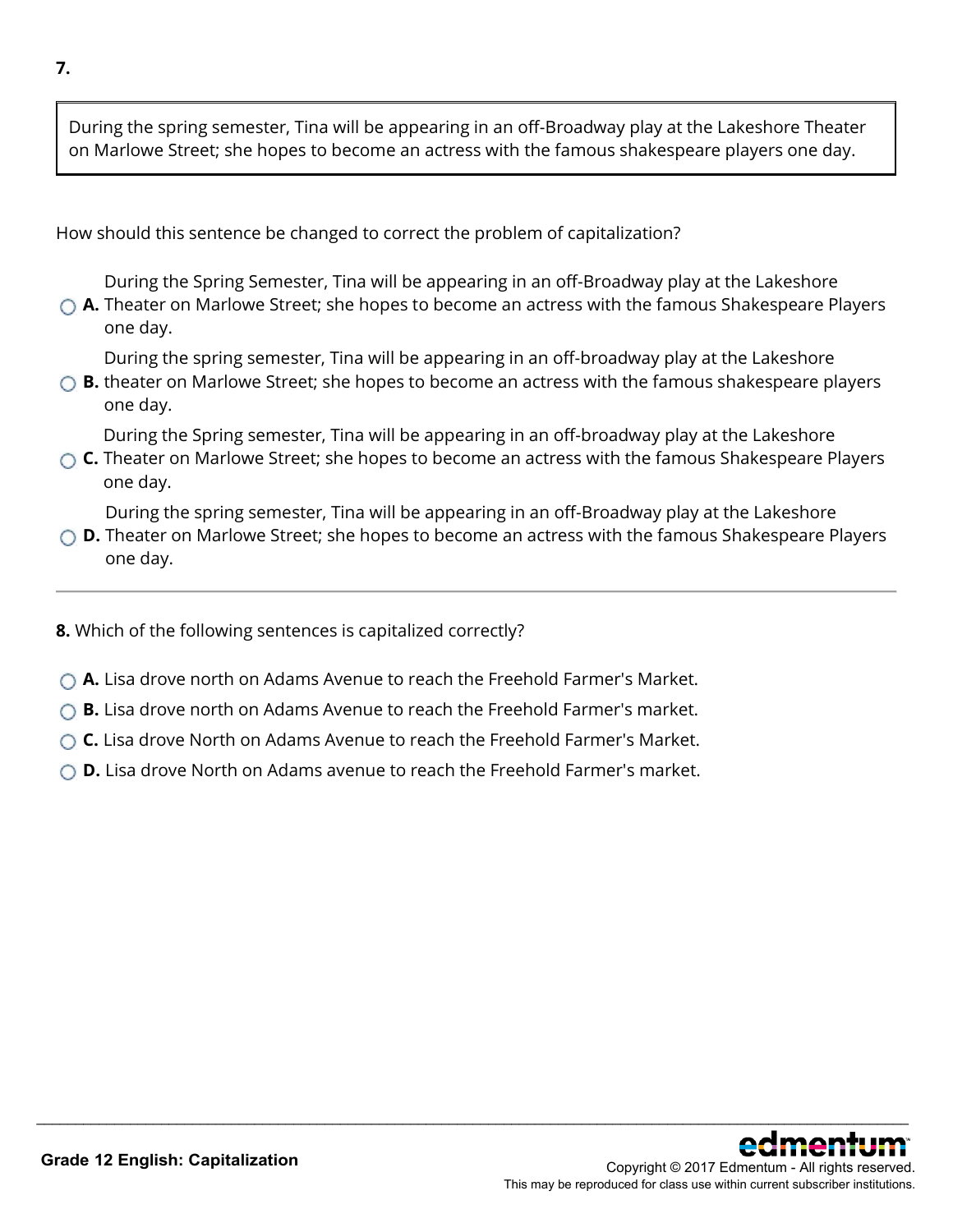**7.**

> During the spring semester, Tina will be appearing in an off-Broadway play at the Lakeshore Theater on Marlowe Street; she hopes to become an actress with the famous shakespeare players one day.

How should this sentence be changed to correct the problem of capitalization?

- **A.** During the Spring Semester, Tina will be appearing in an off-Broadway play at the Lakeshore Theater on Marlowe Street; she hopes to become an actress with the famous Shakespeare Players one day.
- **B.** During the spring semester, Tina will be appearing in an off-broadway play at the Lakeshore theater on Marlowe Street; she hopes to become an actress with the famous shakespeare players one day.
- **C.** During the Spring semester, Tina will be appearing in an off-broadway play at the Lakeshore Theater on Marlowe Street; she hopes to become an actress with the famous Shakespeare Players one day.
- **D.** During the spring semester, Tina will be appearing in an off-Broadway play at the Lakeshore Theater on Marlowe Street; she hopes to become an actress with the famous Shakespeare Players one day.

---

**8.** Which of the following sentences is capitalized correctly?

- **A.** Lisa drove north on Adams Avenue to reach the Freehold Farmer's Market.
- **B.** Lisa drove north on Adams Avenue to reach the Freehold Farmer's market.
- **C.** Lisa drove North on Adams Avenue to reach the Freehold Farmer's Market.
- **D.** Lisa drove North on Adams avenue to reach the Freehold Farmer's market.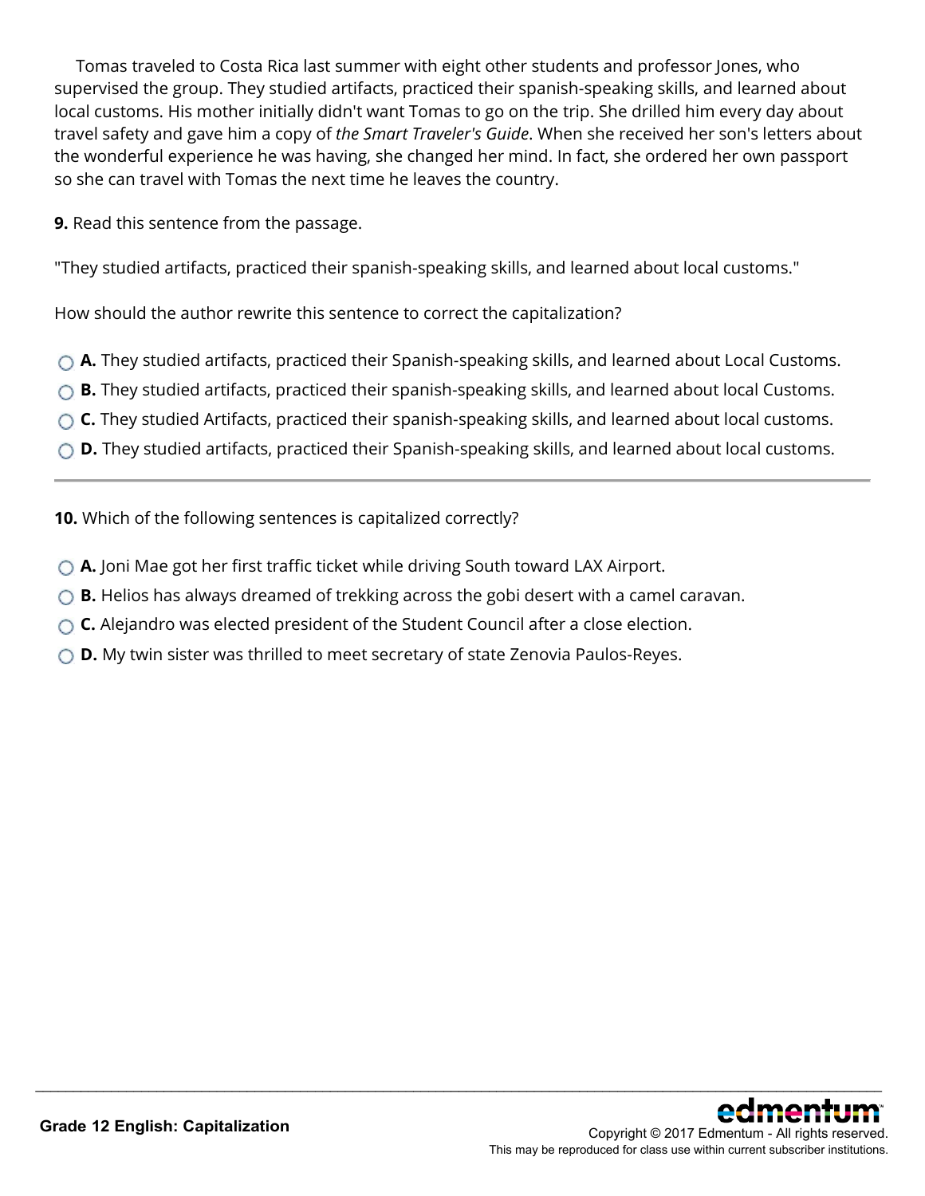Tomas traveled to Costa Rica last summer with eight other students and professor Jones, who supervised the group. They studied artifacts, practiced their spanish-speaking skills, and learned about local customs. His mother initially didn't want Tomas to go on the trip. She drilled him every day about travel safety and gave him a copy of *the Smart Traveler's Guide*. When she received her son's letters about the wonderful experience he was having, she changed her mind. In fact, she ordered her own passport so she can travel with Tomas the next time he leaves the country.

**9.** Read this sentence from the passage.

"They studied artifacts, practiced their spanish-speaking skills, and learned about local customs."

How should the author rewrite this sentence to correct the capitalization?

- **A.** They studied artifacts, practiced their Spanish-speaking skills, and learned about Local Customs.
- **B.** They studied artifacts, practiced their spanish-speaking skills, and learned about local Customs.
- **C.** They studied Artifacts, practiced their spanish-speaking skills, and learned about local customs.
- **D.** They studied artifacts, practiced their Spanish-speaking skills, and learned about local customs.

---

**10.** Which of the following sentences is capitalized correctly?

- **A.** Joni Mae got her first traffic ticket while driving South toward LAX Airport.
- **B.** Helios has always dreamed of trekking across the gobi desert with a camel caravan.
- **C.** Alejandro was elected president of the Student Council after a close election.
- **D.** My twin sister was thrilled to meet secretary of state Zenovia Paulos-Reyes.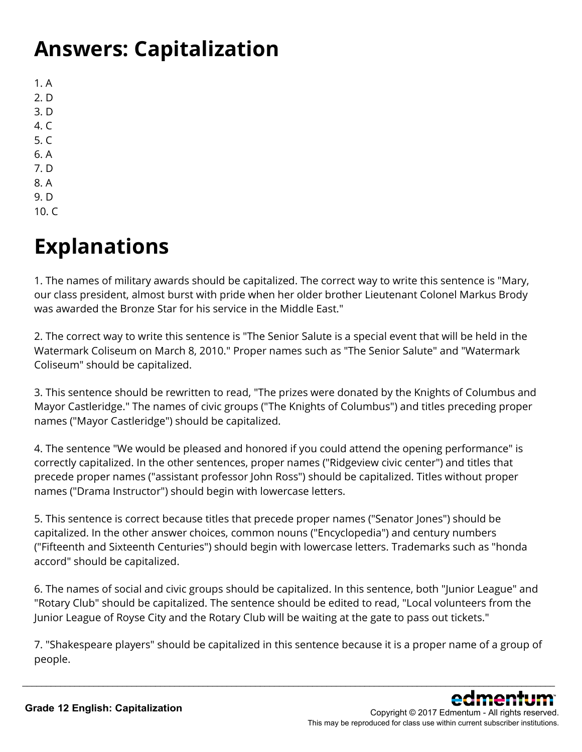# Answers: Capitalization

1. A
2. D
3. D
4. C
5. C
6. A
7. D
8. A
9. D
10. C

# Explanations

1. The names of military awards should be capitalized. The correct way to write this sentence is "Mary, our class president, almost burst with pride when her older brother Lieutenant Colonel Markus Brody was awarded the Bronze Star for his service in the Middle East."

2. The correct way to write this sentence is "The Senior Salute is a special event that will be held in the Watermark Coliseum on March 8, 2010." Proper names such as "The Senior Salute" and "Watermark Coliseum" should be capitalized.

3. This sentence should be rewritten to read, "The prizes were donated by the Knights of Columbus and Mayor Castleridge." The names of civic groups ("The Knights of Columbus") and titles preceding proper names ("Mayor Castleridge") should be capitalized.

4. The sentence "We would be pleased and honored if you could attend the opening performance" is correctly capitalized. In the other sentences, proper names ("Ridgeview civic center") and titles that precede proper names ("assistant professor John Ross") should be capitalized. Titles without proper names ("Drama Instructor") should begin with lowercase letters.

5. This sentence is correct because titles that precede proper names ("Senator Jones") should be capitalized. In the other answer choices, common nouns ("Encyclopedia") and century numbers ("Fifteenth and Sixteenth Centuries") should begin with lowercase letters. Trademarks such as "honda accord" should be capitalized.

6. The names of social and civic groups should be capitalized. In this sentence, both "Junior League" and "Rotary Club" should be capitalized. The sentence should be edited to read, "Local volunteers from the Junior League of Royse City and the Rotary Club will be waiting at the gate to pass out tickets."

7. "Shakespeare players" should be capitalized in this sentence because it is a proper name of a group of people.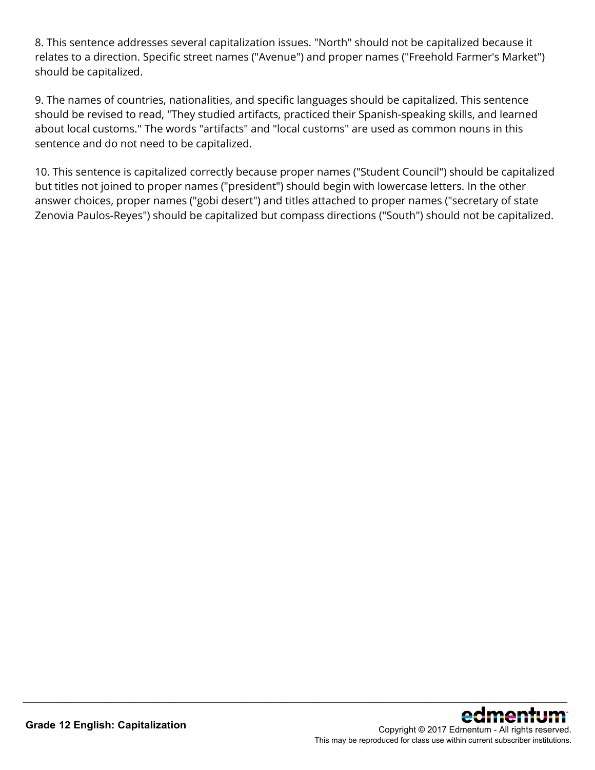8. This sentence addresses several capitalization issues. "North" should not be capitalized because it relates to a direction. Specific street names ("Avenue") and proper names ("Freehold Farmer's Market") should be capitalized.

9. The names of countries, nationalities, and specific languages should be capitalized. This sentence should be revised to read, "They studied artifacts, practiced their Spanish-speaking skills, and learned about local customs." The words "artifacts" and "local customs" are used as common nouns in this sentence and do not need to be capitalized.

10. This sentence is capitalized correctly because proper names ("Student Council") should be capitalized but titles not joined to proper names ("president") should begin with lowercase letters. In the other answer choices, proper names ("gobi desert") and titles attached to proper names ("secretary of state Zenovia Paulos-Reyes") should be capitalized but compass directions ("South") should not be capitalized.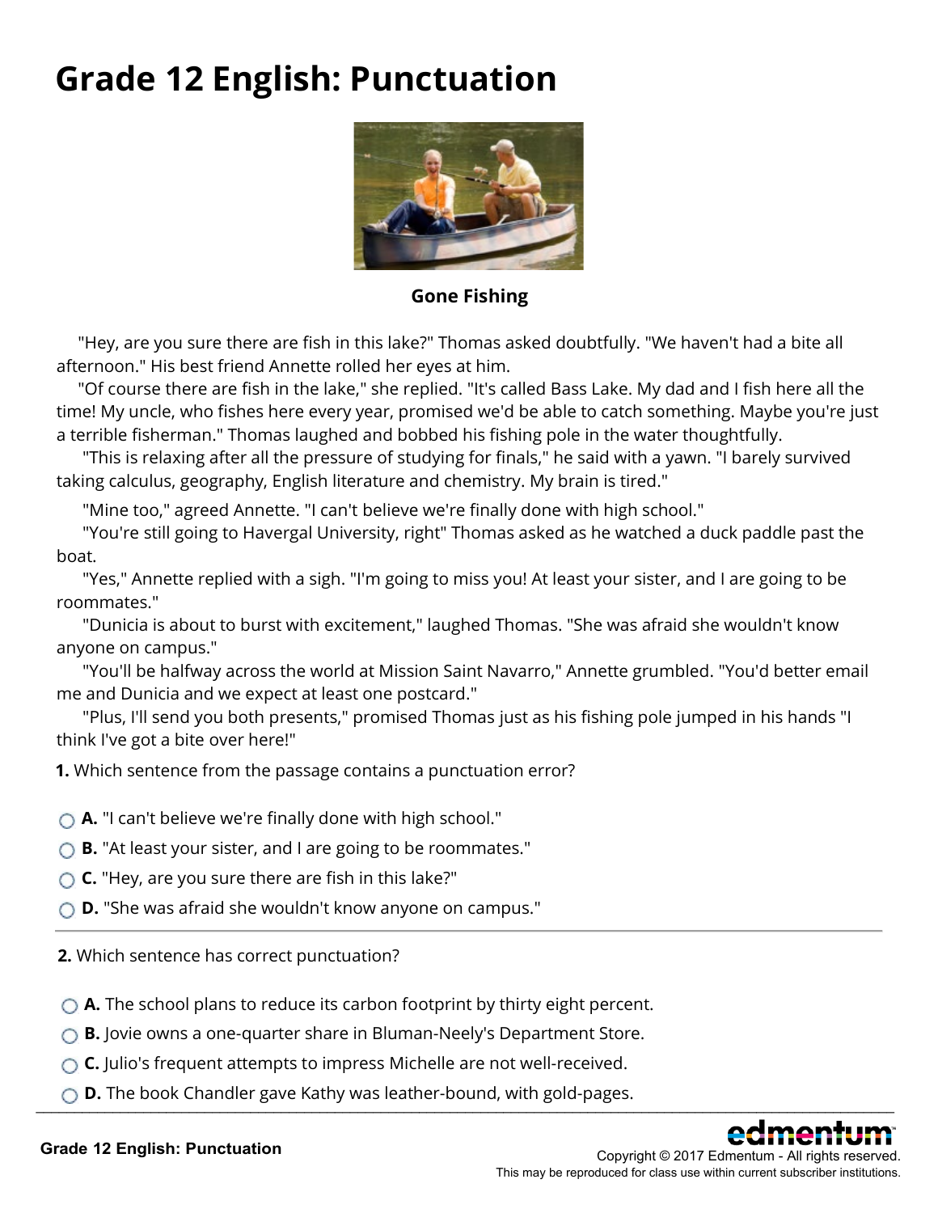# Grade 12 English: Punctuation

**Gone Fishing**

"Hey, are you sure there are fish in this lake?" Thomas asked doubtfully. "We haven't had a bite all afternoon." His best friend Annette rolled her eyes at him.

"Of course there are fish in the lake," she replied. "It's called Bass Lake. My dad and I fish here all the time! My uncle, who fishes here every year, promised we'd be able to catch something. Maybe you're just a terrible fisherman." Thomas laughed and bobbed his fishing pole in the water thoughtfully.

"This is relaxing after all the pressure of studying for finals," he said with a yawn. "I barely survived taking calculus, geography, English literature and chemistry. My brain is tired."

"Mine too," agreed Annette. "I can't believe we're finally done with high school."

"You're still going to Havergal University, right" Thomas asked as he watched a duck paddle past the boat.

"Yes," Annette replied with a sigh. "I'm going to miss you! At least your sister, and I are going to be roommates."

"Dunicia is about to burst with excitement," laughed Thomas. "She was afraid she wouldn't know anyone on campus."

"You'll be halfway across the world at Mission Saint Navarro," Annette grumbled. "You'd better email me and Dunicia and we expect at least one postcard."

"Plus, I'll send you both presents," promised Thomas just as his fishing pole jumped in his hands "I think I've got a bite over here!"

**1.** Which sentence from the passage contains a punctuation error?

- **A.** "I can't believe we're finally done with high school."
- **B.** "At least your sister, and I are going to be roommates."
- **C.** "Hey, are you sure there are fish in this lake?"
- **D.** "She was afraid she wouldn't know anyone on campus."

**2.** Which sentence has correct punctuation?

- **A.** The school plans to reduce its carbon footprint by thirty eight percent.
- **B.** Jovie owns a one-quarter share in Bluman-Neely's Department Store.
- **C.** Julio's frequent attempts to impress Michelle are not well-received.
- **D.** The book Chandler gave Kathy was leather-bound, with gold-pages.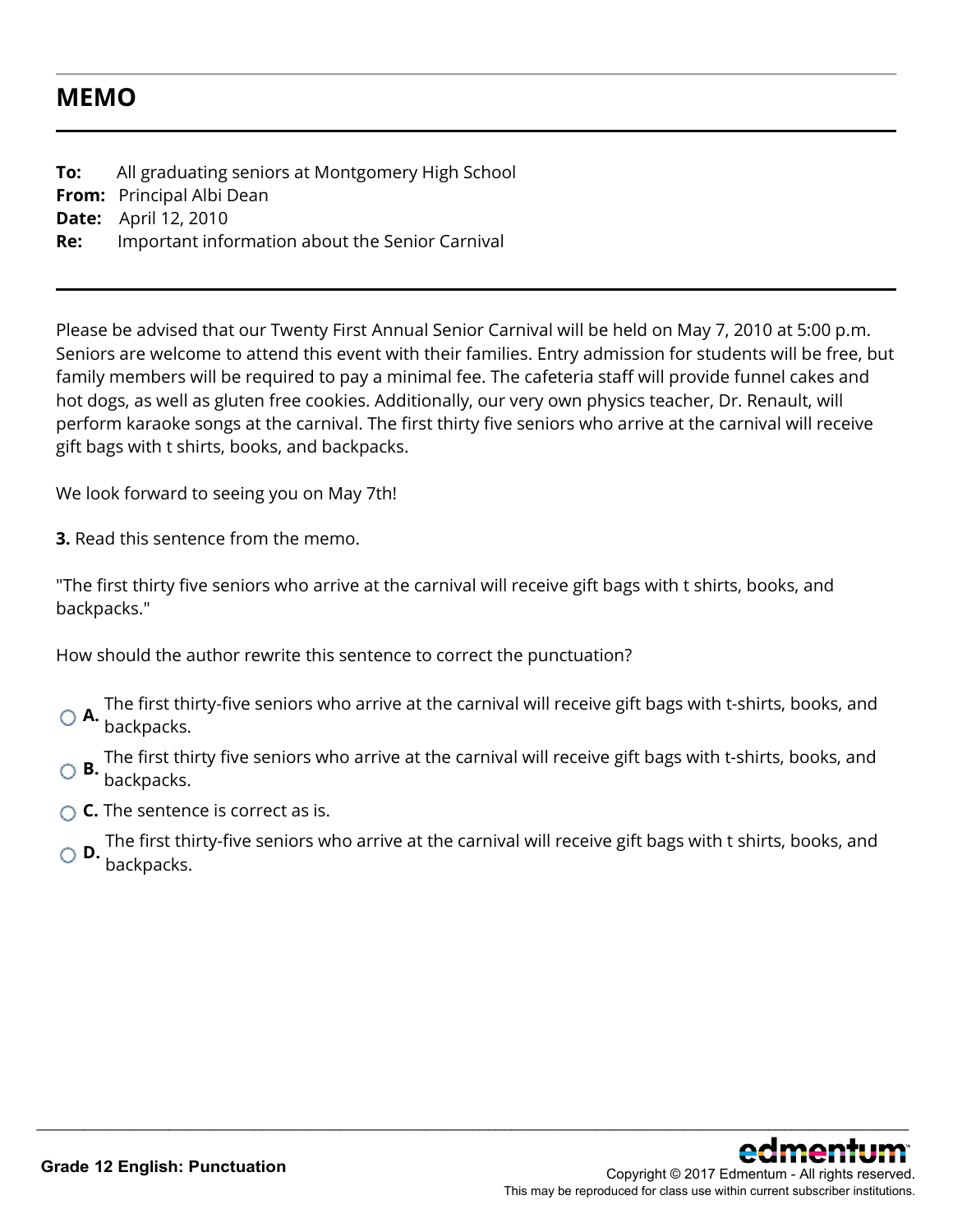## MEMO

**To:** All graduating seniors at Montgomery High School
**From:** Principal Albi Dean
**Date:** April 12, 2010
**Re:** Important information about the Senior Carnival

Please be advised that our Twenty First Annual Senior Carnival will be held on May 7, 2010 at 5:00 p.m. Seniors are welcome to attend this event with their families. Entry admission for students will be free, but family members will be required to pay a minimal fee. The cafeteria staff will provide funnel cakes and hot dogs, as well as gluten free cookies. Additionally, our very own physics teacher, Dr. Renault, will perform karaoke songs at the carnival. The first thirty five seniors who arrive at the carnival will receive gift bags with t shirts, books, and backpacks.

We look forward to seeing you on May 7th!

**3.** Read this sentence from the memo.

"The first thirty five seniors who arrive at the carnival will receive gift bags with t shirts, books, and backpacks."

How should the author rewrite this sentence to correct the punctuation?

- **A.** The first thirty-five seniors who arrive at the carnival will receive gift bags with t-shirts, books, and backpacks.
- **B.** The first thirty five seniors who arrive at the carnival will receive gift bags with t-shirts, books, and backpacks.
- **C.** The sentence is correct as is.
- **D.** The first thirty-five seniors who arrive at the carnival will receive gift bags with t shirts, books, and backpacks.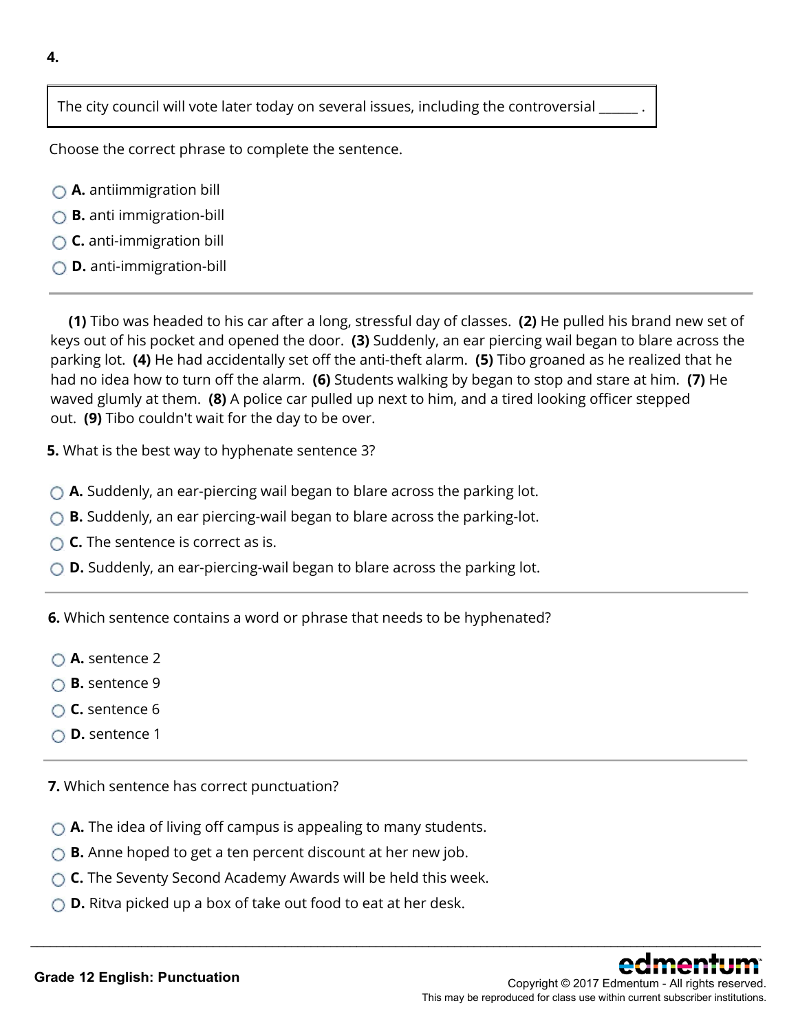**4.**

> The city council will vote later today on several issues, including the controversial ______ .

Choose the correct phrase to complete the sentence.

- **A.** antiimmigration bill
- **B.** anti immigration-bill
- **C.** anti-immigration bill
- **D.** anti-immigration-bill

---

**(1)** Tibo was headed to his car after a long, stressful day of classes. **(2)** He pulled his brand new set of keys out of his pocket and opened the door. **(3)** Suddenly, an ear piercing wail began to blare across the parking lot. **(4)** He had accidentally set off the anti-theft alarm. **(5)** Tibo groaned as he realized that he had no idea how to turn off the alarm. **(6)** Students walking by began to stop and stare at him. **(7)** He waved glumly at them. **(8)** A police car pulled up next to him, and a tired looking officer stepped out. **(9)** Tibo couldn't wait for the day to be over.

**5.** What is the best way to hyphenate sentence 3?

- **A.** Suddenly, an ear-piercing wail began to blare across the parking lot.
- **B.** Suddenly, an ear piercing-wail began to blare across the parking-lot.
- **C.** The sentence is correct as is.
- **D.** Suddenly, an ear-piercing-wail began to blare across the parking lot.

---

**6.** Which sentence contains a word or phrase that needs to be hyphenated?

- **A.** sentence 2
- **B.** sentence 9
- **C.** sentence 6
- **D.** sentence 1

---

**7.** Which sentence has correct punctuation?

- **A.** The idea of living off campus is appealing to many students.
- **B.** Anne hoped to get a ten percent discount at her new job.
- **C.** The Seventy Second Academy Awards will be held this week.
- **D.** Ritva picked up a box of take out food to eat at her desk.

---

Grade 12 English: Punctuation

Copyright © 2017 Edmentum - All rights reserved.
This may be reproduced for class use within current subscriber institutions.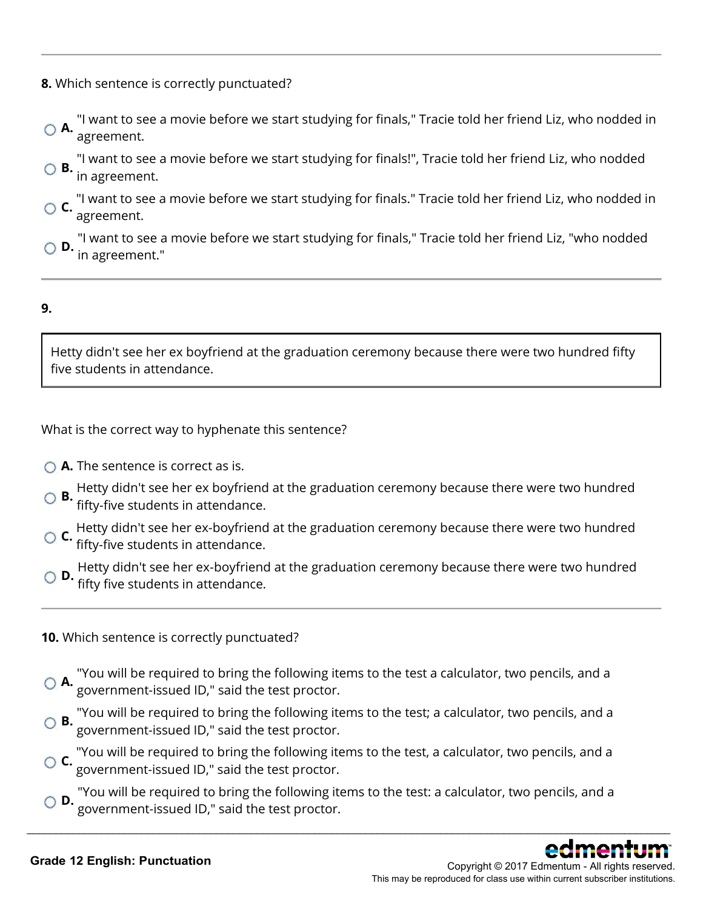**8.** Which sentence is correctly punctuated?

- **A.** "I want to see a movie before we start studying for finals," Tracie told her friend Liz, who nodded in agreement.
- **B.** "I want to see a movie before we start studying for finals!", Tracie told her friend Liz, who nodded in agreement.
- **C.** "I want to see a movie before we start studying for finals." Tracie told her friend Liz, who nodded in agreement.
- **D.** "I want to see a movie before we start studying for finals," Tracie told her friend Liz, "who nodded in agreement."

---

**9.**

> Hetty didn't see her ex boyfriend at the graduation ceremony because there were two hundred fifty five students in attendance.

What is the correct way to hyphenate this sentence?

- **A.** The sentence is correct as is.
- **B.** Hetty didn't see her ex boyfriend at the graduation ceremony because there were two hundred fifty-five students in attendance.
- **C.** Hetty didn't see her ex-boyfriend at the graduation ceremony because there were two hundred fifty-five students in attendance.
- **D.** Hetty didn't see her ex-boyfriend at the graduation ceremony because there were two hundred fifty five students in attendance.

---

**10.** Which sentence is correctly punctuated?

- **A.** "You will be required to bring the following items to the test a calculator, two pencils, and a government-issued ID," said the test proctor.
- **B.** "You will be required to bring the following items to the test; a calculator, two pencils, and a government-issued ID," said the test proctor.
- **C.** "You will be required to bring the following items to the test, a calculator, two pencils, and a government-issued ID," said the test proctor.
- **D.** "You will be required to bring the following items to the test: a calculator, two pencils, and a government-issued ID," said the test proctor.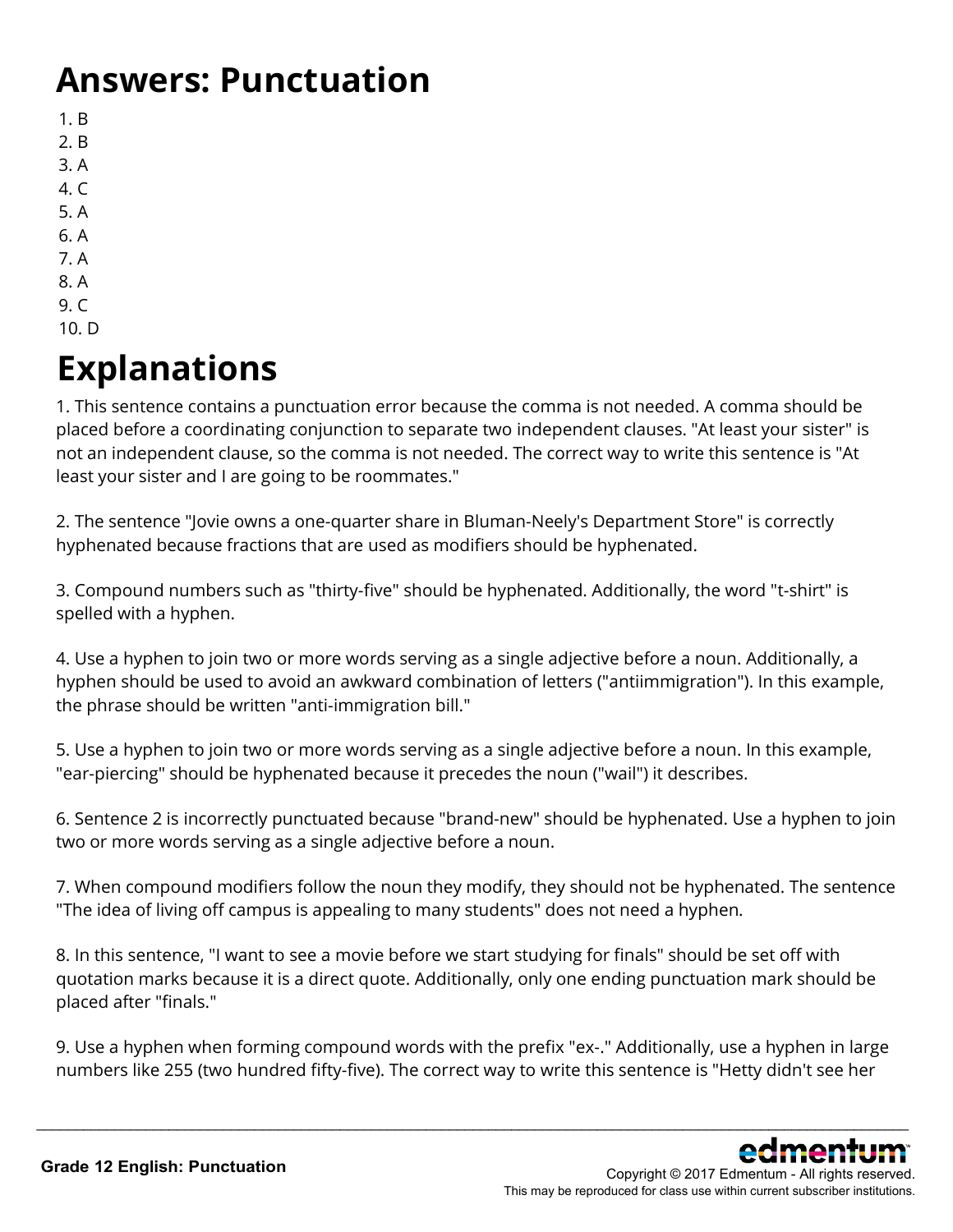# Answers: Punctuation

1. B
2. B
3. A
4. C
5. A
6. A
7. A
8. A
9. C
10. D

# Explanations

1. This sentence contains a punctuation error because the comma is not needed. A comma should be placed before a coordinating conjunction to separate two independent clauses. "At least your sister" is not an independent clause, so the comma is not needed. The correct way to write this sentence is "At least your sister and I are going to be roommates."

2. The sentence "Jovie owns a one-quarter share in Bluman-Neely's Department Store" is correctly hyphenated because fractions that are used as modifiers should be hyphenated.

3. Compound numbers such as "thirty-five" should be hyphenated. Additionally, the word "t-shirt" is spelled with a hyphen.

4. Use a hyphen to join two or more words serving as a single adjective before a noun. Additionally, a hyphen should be used to avoid an awkward combination of letters ("antiimmigration"). In this example, the phrase should be written "anti-immigration bill."

5. Use a hyphen to join two or more words serving as a single adjective before a noun. In this example, "ear-piercing" should be hyphenated because it precedes the noun ("wail") it describes.

6. Sentence 2 is incorrectly punctuated because "brand-new" should be hyphenated. Use a hyphen to join two or more words serving as a single adjective before a noun.

7. When compound modifiers follow the noun they modify, they should not be hyphenated. The sentence "The idea of living off campus is appealing to many students" does not need a hyphen.

8. In this sentence, "I want to see a movie before we start studying for finals" should be set off with quotation marks because it is a direct quote. Additionally, only one ending punctuation mark should be placed after "finals."

9. Use a hyphen when forming compound words with the prefix "ex-." Additionally, use a hyphen in large numbers like 255 (two hundred fifty-five). The correct way to write this sentence is "Hetty didn't see her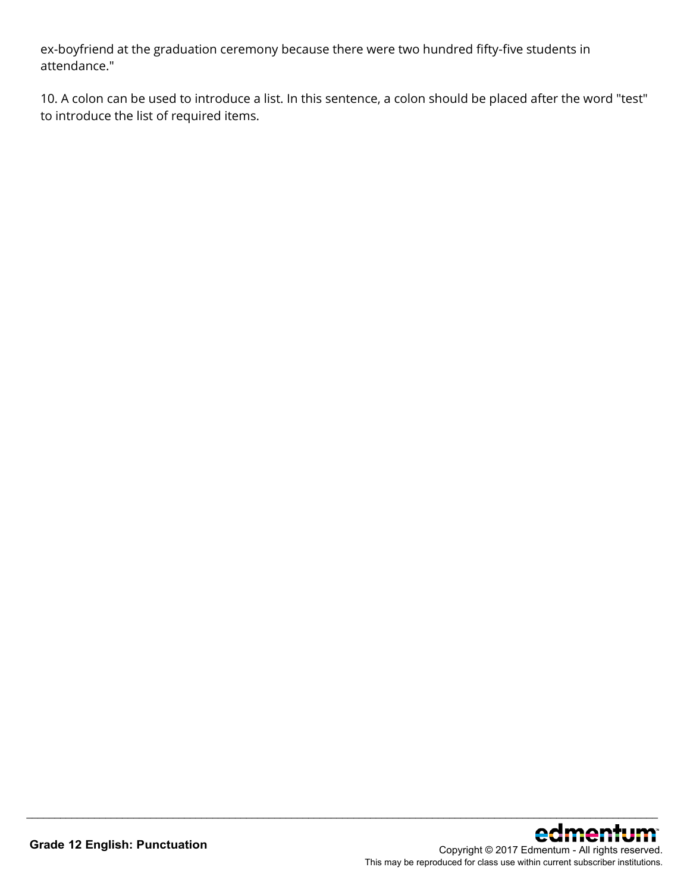ex-boyfriend at the graduation ceremony because there were two hundred fifty-five students in attendance."

10. A colon can be used to introduce a list. In this sentence, a colon should be placed after the word "test" to introduce the list of required items.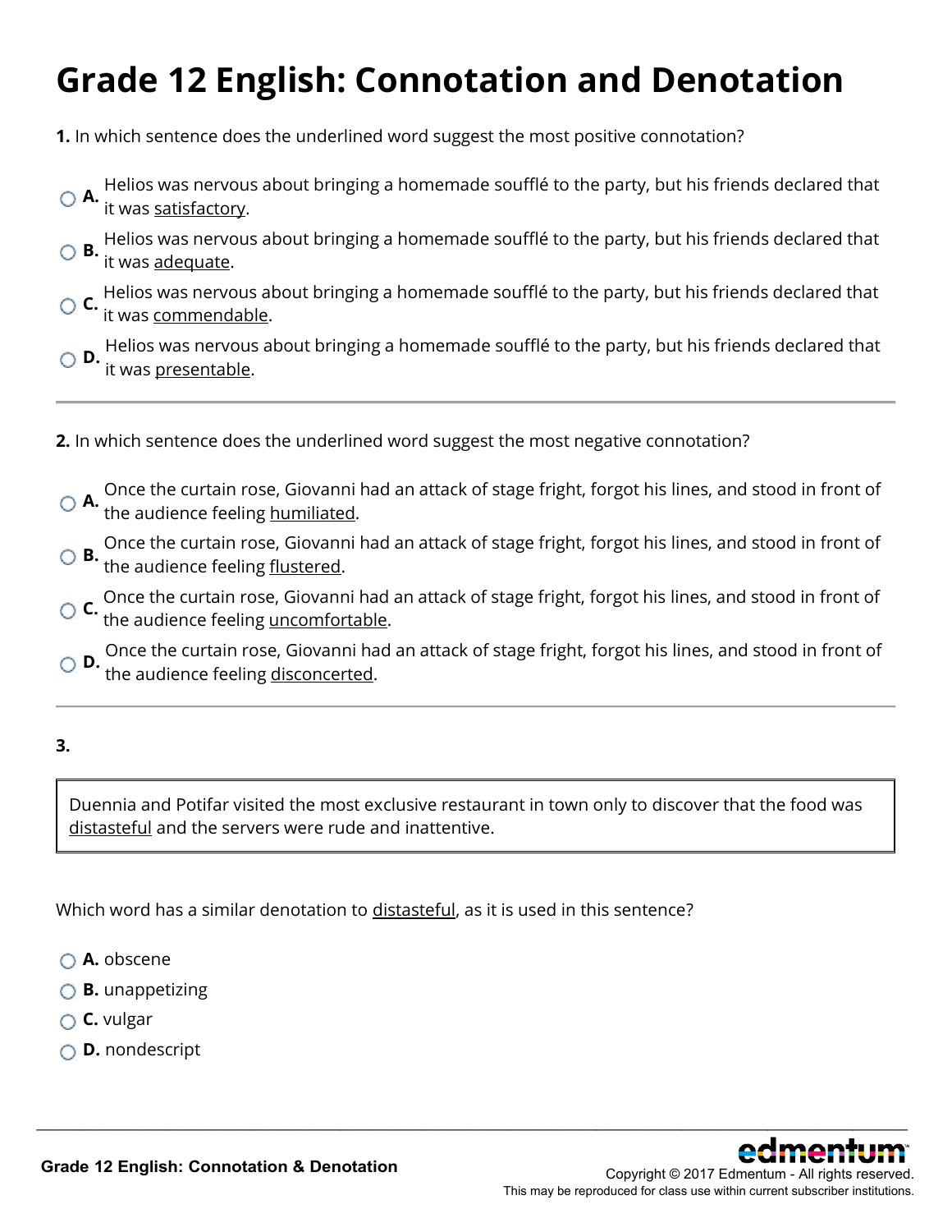# Grade 12 English: Connotation and Denotation

**1.** In which sentence does the underlined word suggest the most positive connotation?

- **A.** Helios was nervous about bringing a homemade soufflé to the party, but his friends declared that it was <u>satisfactory</u>.
- **B.** Helios was nervous about bringing a homemade soufflé to the party, but his friends declared that it was <u>adequate</u>.
- **C.** Helios was nervous about bringing a homemade soufflé to the party, but his friends declared that it was <u>commendable</u>.
- **D.** Helios was nervous about bringing a homemade soufflé to the party, but his friends declared that it was <u>presentable</u>.

---

**2.** In which sentence does the underlined word suggest the most negative connotation?

- **A.** Once the curtain rose, Giovanni had an attack of stage fright, forgot his lines, and stood in front of the audience feeling <u>humiliated</u>.
- **B.** Once the curtain rose, Giovanni had an attack of stage fright, forgot his lines, and stood in front of the audience feeling <u>flustered</u>.
- **C.** Once the curtain rose, Giovanni had an attack of stage fright, forgot his lines, and stood in front of the audience feeling <u>uncomfortable</u>.
- **D.** Once the curtain rose, Giovanni had an attack of stage fright, forgot his lines, and stood in front of the audience feeling <u>disconcerted</u>.

---

**3.**

> Duennia and Potifar visited the most exclusive restaurant in town only to discover that the food was <u>distasteful</u> and the servers were rude and inattentive.

Which word has a similar denotation to <u>distasteful</u>, as it is used in this sentence?

- **A.** obscene
- **B.** unappetizing
- **C.** vulgar
- **D.** nondescript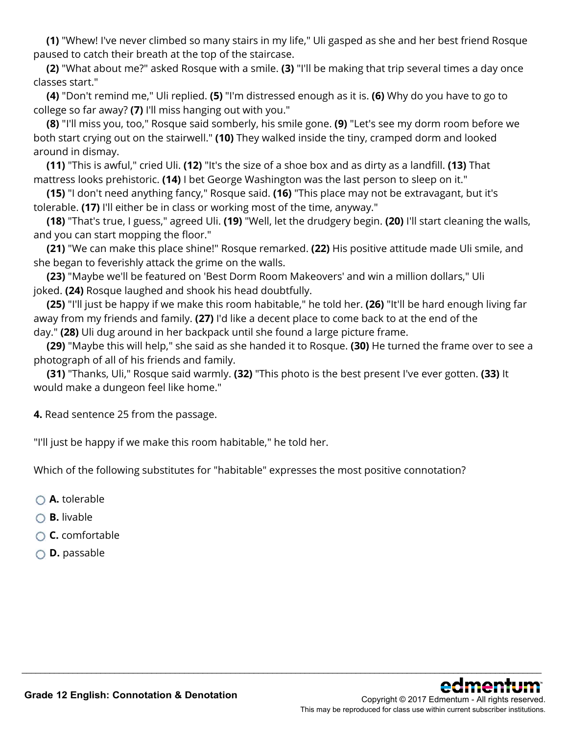**(1)** "Whew! I've never climbed so many stairs in my life," Uli gasped as she and her best friend Rosque paused to catch their breath at the top of the staircase.

**(2)** "What about me?" asked Rosque with a smile. **(3)** "I'll be making that trip several times a day once classes start."

**(4)** "Don't remind me," Uli replied. **(5)** "I'm distressed enough as it is. **(6)** Why do you have to go to college so far away? **(7)** I'll miss hanging out with you."

**(8)** "I'll miss you, too," Rosque said somberly, his smile gone. **(9)** "Let's see my dorm room before we both start crying out on the stairwell." **(10)** They walked inside the tiny, cramped dorm and looked around in dismay.

**(11)** "This is awful," cried Uli. **(12)** "It's the size of a shoe box and as dirty as a landfill. **(13)** That mattress looks prehistoric. **(14)** I bet George Washington was the last person to sleep on it."

**(15)** "I don't need anything fancy," Rosque said. **(16)** "This place may not be extravagant, but it's tolerable. **(17)** I'll either be in class or working most of the time, anyway."

**(18)** "That's true, I guess," agreed Uli. **(19)** "Well, let the drudgery begin. **(20)** I'll start cleaning the walls, and you can start mopping the floor."

**(21)** "We can make this place shine!" Rosque remarked. **(22)** His positive attitude made Uli smile, and she began to feverishly attack the grime on the walls.

**(23)** "Maybe we'll be featured on 'Best Dorm Room Makeovers' and win a million dollars," Uli joked. **(24)** Rosque laughed and shook his head doubtfully.

**(25)** "I'll just be happy if we make this room habitable," he told her. **(26)** "It'll be hard enough living far away from my friends and family. **(27)** I'd like a decent place to come back to at the end of the day." **(28)** Uli dug around in her backpack until she found a large picture frame.

**(29)** "Maybe this will help," she said as she handed it to Rosque. **(30)** He turned the frame over to see a photograph of all of his friends and family.

**(31)** "Thanks, Uli," Rosque said warmly. **(32)** "This photo is the best present I've ever gotten. **(33)** It would make a dungeon feel like home."

**4.** Read sentence 25 from the passage.

"I'll just be happy if we make this room habitable," he told her.

Which of the following substitutes for "habitable" expresses the most positive connotation?

- **A.** tolerable
- **B.** livable
- **C.** comfortable
- **D.** passable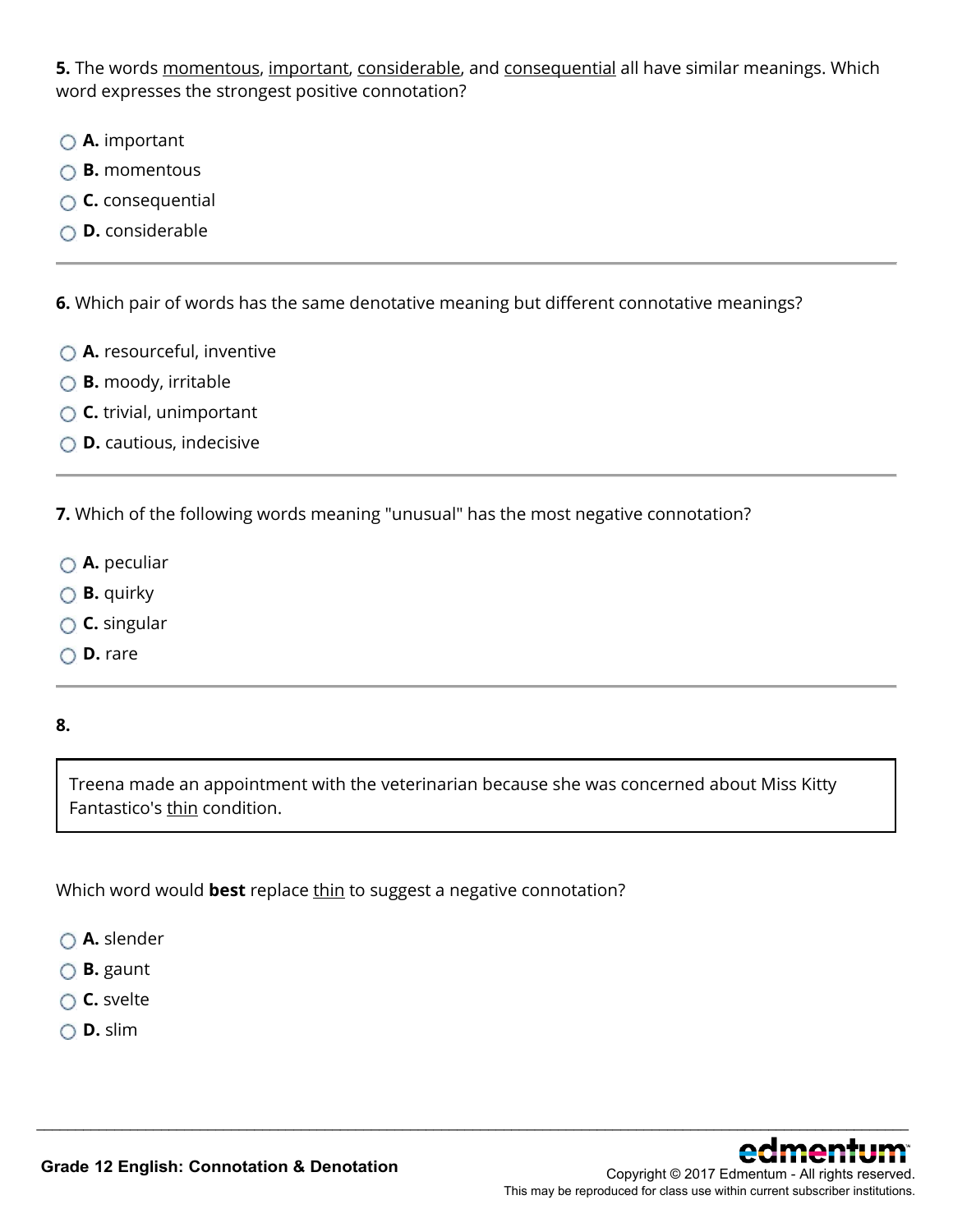**5.** The words <u>momentous</u>, <u>important</u>, <u>considerable</u>, and <u>consequential</u> all have similar meanings. Which word expresses the strongest positive connotation?

- **A.** important
- **B.** momentous
- **C.** consequential
- **D.** considerable

---

**6.** Which pair of words has the same denotative meaning but different connotative meanings?

- **A.** resourceful, inventive
- **B.** moody, irritable
- **C.** trivial, unimportant
- **D.** cautious, indecisive

---

**7.** Which of the following words meaning "unusual" has the most negative connotation?

- **A.** peculiar
- **B.** quirky
- **C.** singular
- **D.** rare

---

**8.**

> Treena made an appointment with the veterinarian because she was concerned about Miss Kitty Fantastico's <u>thin</u> condition.

Which word would **best** replace <u>thin</u> to suggest a negative connotation?

- **A.** slender
- **B.** gaunt
- **C.** svelte
- **D.** slim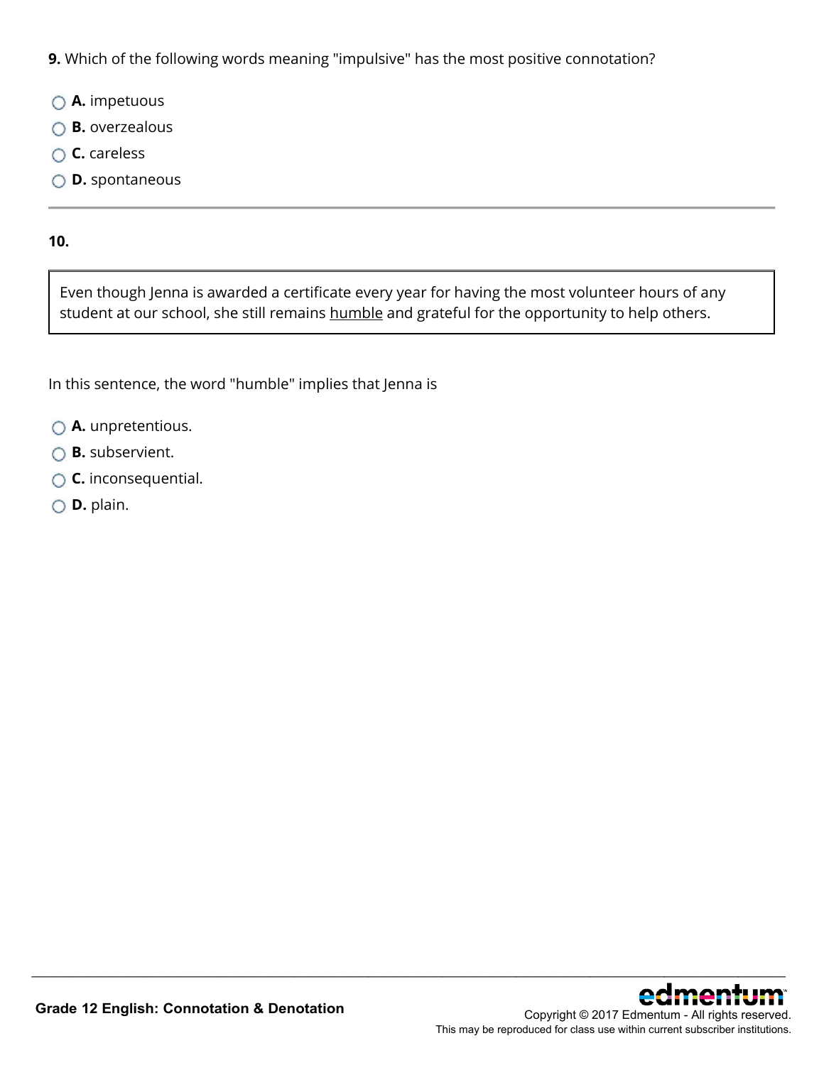**9.** Which of the following words meaning "impulsive" has the most positive connotation?

- **A.** impetuous
- **B.** overzealous
- **C.** careless
- **D.** spontaneous

---

**10.**

> Even though Jenna is awarded a certificate every year for having the most volunteer hours of any student at our school, she still remains <u>humble</u> and grateful for the opportunity to help others.

In this sentence, the word "humble" implies that Jenna is

- **A.** unpretentious.
- **B.** subservient.
- **C.** inconsequential.
- **D.** plain.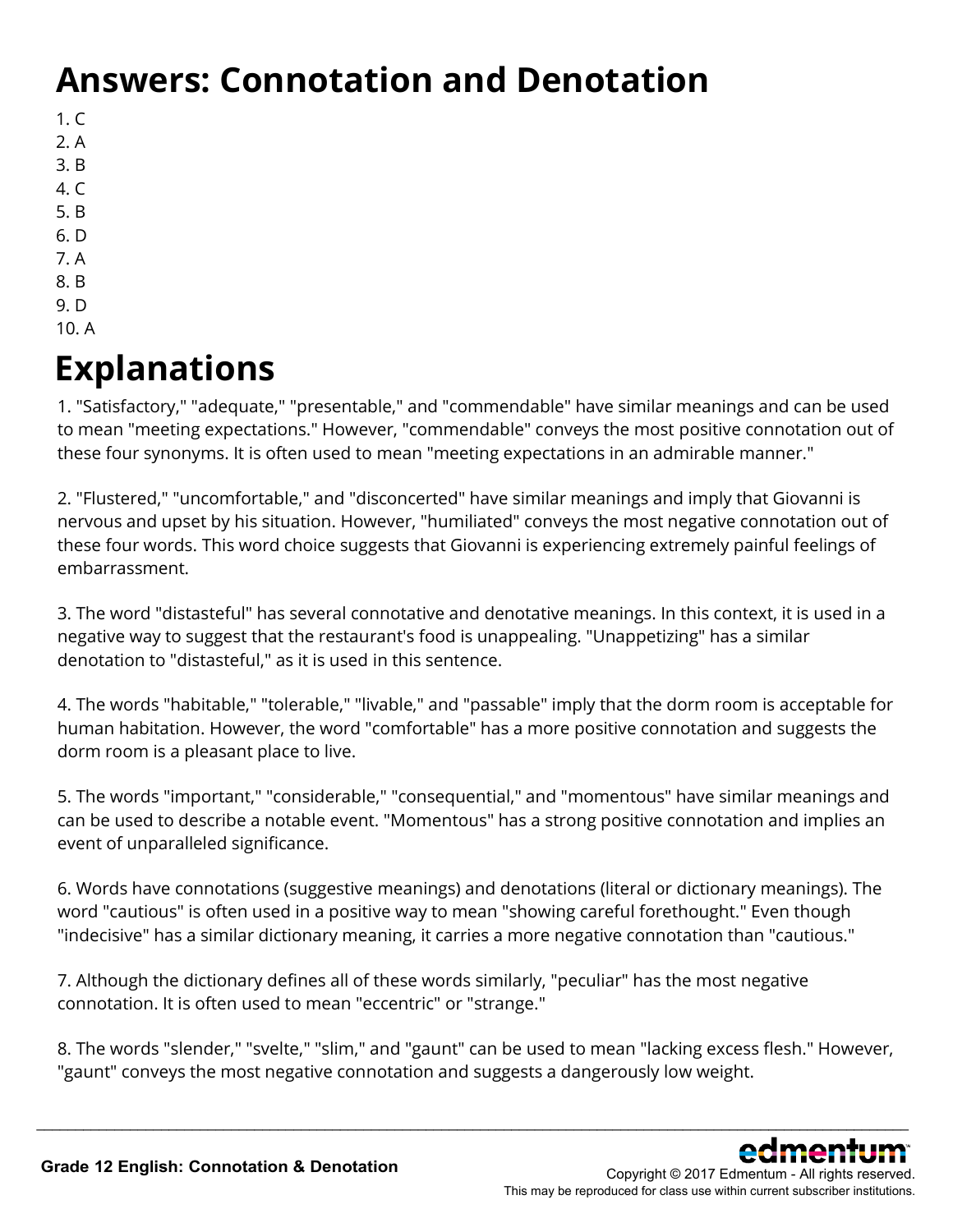# Answers: Connotation and Denotation

1. C
2. A
3. B
4. C
5. B
6. D
7. A
8. B
9. D
10. A

# Explanations

1. "Satisfactory," "adequate," "presentable," and "commendable" have similar meanings and can be used to mean "meeting expectations." However, "commendable" conveys the most positive connotation out of these four synonyms. It is often used to mean "meeting expectations in an admirable manner."

2. "Flustered," "uncomfortable," and "disconcerted" have similar meanings and imply that Giovanni is nervous and upset by his situation. However, "humiliated" conveys the most negative connotation out of these four words. This word choice suggests that Giovanni is experiencing extremely painful feelings of embarrassment.

3. The word "distasteful" has several connotative and denotative meanings. In this context, it is used in a negative way to suggest that the restaurant's food is unappealing. "Unappetizing" has a similar denotation to "distasteful," as it is used in this sentence.

4. The words "habitable," "tolerable," "livable," and "passable" imply that the dorm room is acceptable for human habitation. However, the word "comfortable" has a more positive connotation and suggests the dorm room is a pleasant place to live.

5. The words "important," "considerable," "consequential," and "momentous" have similar meanings and can be used to describe a notable event. "Momentous" has a strong positive connotation and implies an event of unparalleled significance.

6. Words have connotations (suggestive meanings) and denotations (literal or dictionary meanings). The word "cautious" is often used in a positive way to mean "showing careful forethought." Even though "indecisive" has a similar dictionary meaning, it carries a more negative connotation than "cautious."

7. Although the dictionary defines all of these words similarly, "peculiar" has the most negative connotation. It is often used to mean "eccentric" or "strange."

8. The words "slender," "svelte," "slim," and "gaunt" can be used to mean "lacking excess flesh." However, "gaunt" conveys the most negative connotation and suggests a dangerously low weight.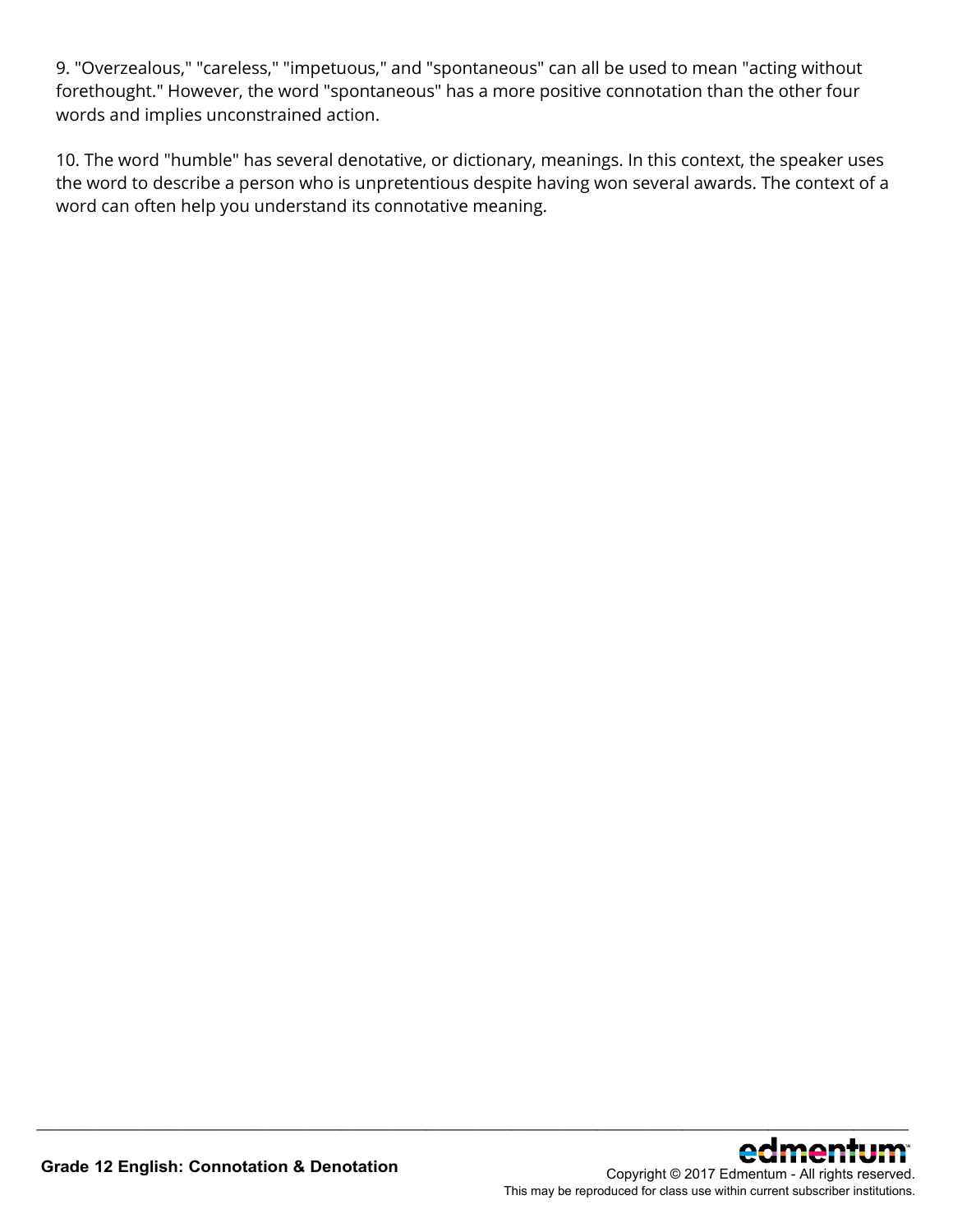9. "Overzealous," "careless," "impetuous," and "spontaneous" can all be used to mean "acting without forethought." However, the word "spontaneous" has a more positive connotation than the other four words and implies unconstrained action.

10. The word "humble" has several denotative, or dictionary, meanings. In this context, the speaker uses the word to describe a person who is unpretentious despite having won several awards. The context of a word can often help you understand its connotative meaning.